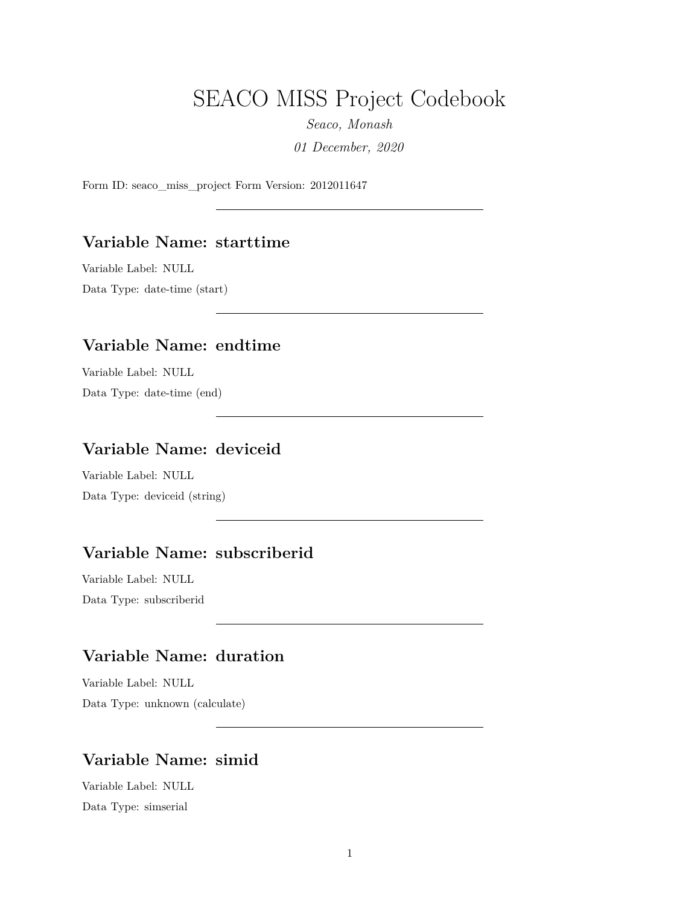# SEACO MISS Project Codebook

*Seaco, Monash*

*01 December, 2020*

Form ID: seaco_miss_project Form Version: 2012011647

---

## Variable Name: starttime

Variable Label: NULL

Data Type: date-time (start)

---

## Variable Name: endtime

Variable Label: NULL

Data Type: date-time (end)

---

## Variable Name: deviceid

Variable Label: NULL

Data Type: deviceid (string)

---

## Variable Name: subscriberid

Variable Label: NULL

Data Type: subscriberid

---

## Variable Name: duration

Variable Label: NULL

Data Type: unknown (calculate)

---

## Variable Name: simid

Variable Label: NULL

Data Type: simserial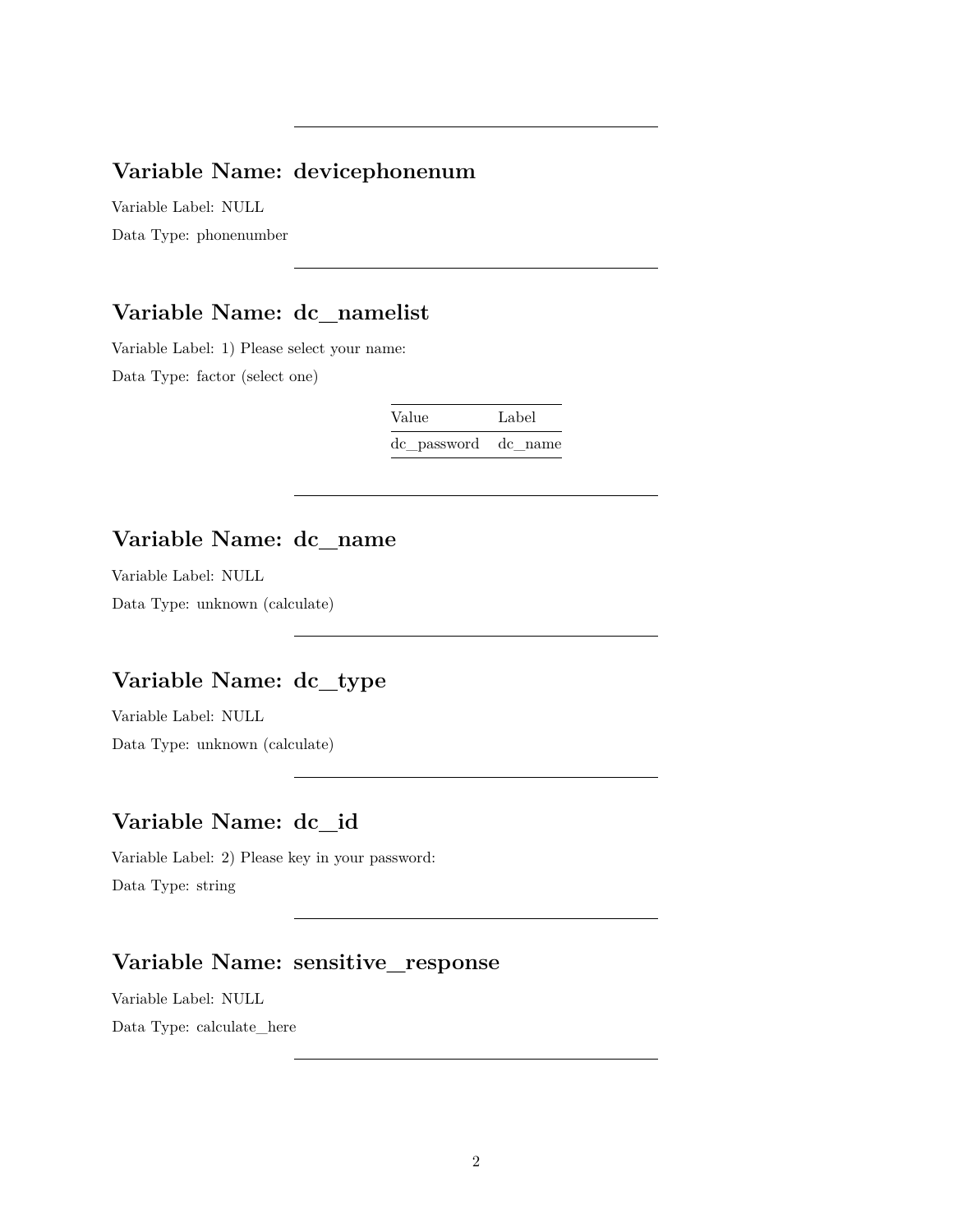---

## Variable Name: devicephonenum

Variable Label: NULL

Data Type: phonenumber

---

## Variable Name: dc_namelist

Variable Label: 1) Please select your name:

Data Type: factor (select one)

| Value | Label |
|---|---|
| dc_password | dc_name |

---

## Variable Name: dc_name

Variable Label: NULL

Data Type: unknown (calculate)

---

## Variable Name: dc_type

Variable Label: NULL

Data Type: unknown (calculate)

---

## Variable Name: dc_id

Variable Label: 2) Please key in your password:

Data Type: string

---

## Variable Name: sensitive_response

Variable Label: NULL

Data Type: calculate_here

---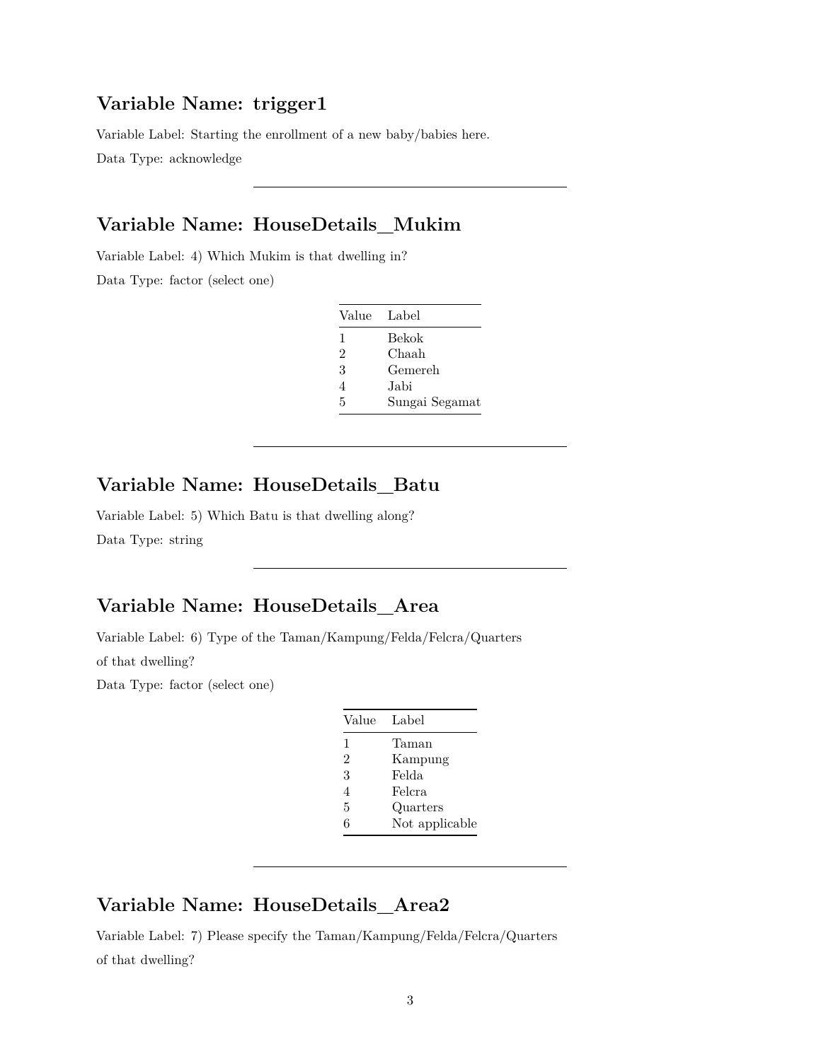## Variable Name: trigger1

Variable Label: Starting the enrollment of a new baby/babies here.

Data Type: acknowledge

---

## Variable Name: HouseDetails_Mukim

Variable Label: 4) Which Mukim is that dwelling in?

Data Type: factor (select one)

| Value | Label |
|---|---|
| 1 | Bekok |
| 2 | Chaah |
| 3 | Gemereh |
| 4 | Jabi |
| 5 | Sungai Segamat |

---

## Variable Name: HouseDetails_Batu

Variable Label: 5) Which Batu is that dwelling along?

Data Type: string

---

## Variable Name: HouseDetails_Area

Variable Label: 6) Type of the Taman/Kampung/Felda/Felcra/Quarters of that dwelling?

Data Type: factor (select one)

| Value | Label |
|---|---|
| 1 | Taman |
| 2 | Kampung |
| 3 | Felda |
| 4 | Felcra |
| 5 | Quarters |
| 6 | Not applicable |

---

## Variable Name: HouseDetails_Area2

Variable Label: 7) Please specify the Taman/Kampung/Felda/Felcra/Quarters of that dwelling?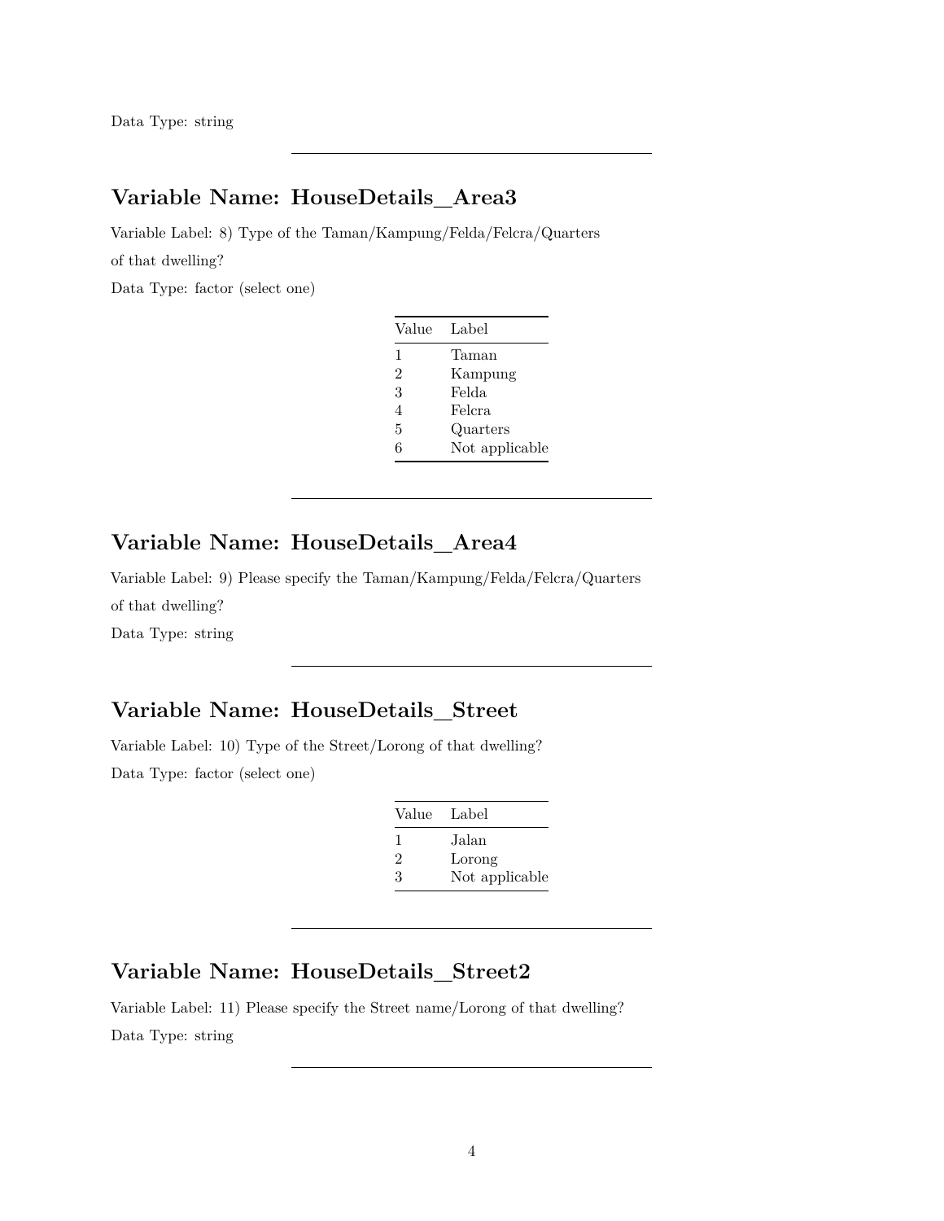Data Type: string

---

## Variable Name: HouseDetails_Area3

Variable Label: 8) Type of the Taman/Kampung/Felda/Felcra/Quarters of that dwelling?

Data Type: factor (select one)

| Value | Label |
|---|---|
| 1 | Taman |
| 2 | Kampung |
| 3 | Felda |
| 4 | Felcra |
| 5 | Quarters |
| 6 | Not applicable |

---

## Variable Name: HouseDetails_Area4

Variable Label: 9) Please specify the Taman/Kampung/Felda/Felcra/Quarters of that dwelling?

Data Type: string

---

## Variable Name: HouseDetails_Street

Variable Label: 10) Type of the Street/Lorong of that dwelling?

Data Type: factor (select one)

| Value | Label |
|---|---|
| 1 | Jalan |
| 2 | Lorong |
| 3 | Not applicable |

---

## Variable Name: HouseDetails_Street2

Variable Label: 11) Please specify the Street name/Lorong of that dwelling?

Data Type: string

---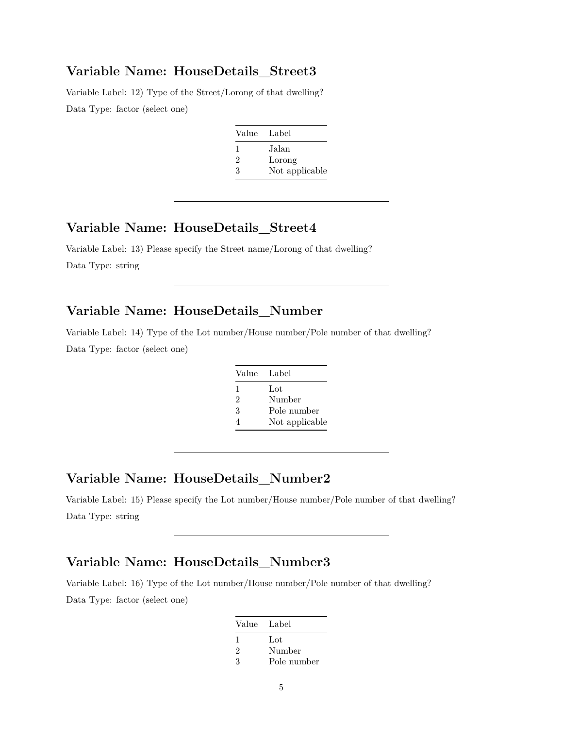## Variable Name: HouseDetails_Street3

Variable Label: 12) Type of the Street/Lorong of that dwelling?

Data Type: factor (select one)

| Value | Label |
|---|---|
| 1 | Jalan |
| 2 | Lorong |
| 3 | Not applicable |

---

## Variable Name: HouseDetails_Street4

Variable Label: 13) Please specify the Street name/Lorong of that dwelling?

Data Type: string

---

## Variable Name: HouseDetails_Number

Variable Label: 14) Type of the Lot number/House number/Pole number of that dwelling?

Data Type: factor (select one)

| Value | Label |
|---|---|
| 1 | Lot |
| 2 | Number |
| 3 | Pole number |
| 4 | Not applicable |

---

## Variable Name: HouseDetails_Number2

Variable Label: 15) Please specify the Lot number/House number/Pole number of that dwelling?

Data Type: string

---

## Variable Name: HouseDetails_Number3

Variable Label: 16) Type of the Lot number/House number/Pole number of that dwelling?

Data Type: factor (select one)

| Value | Label |
|---|---|
| 1 | Lot |
| 2 | Number |
| 3 | Pole number |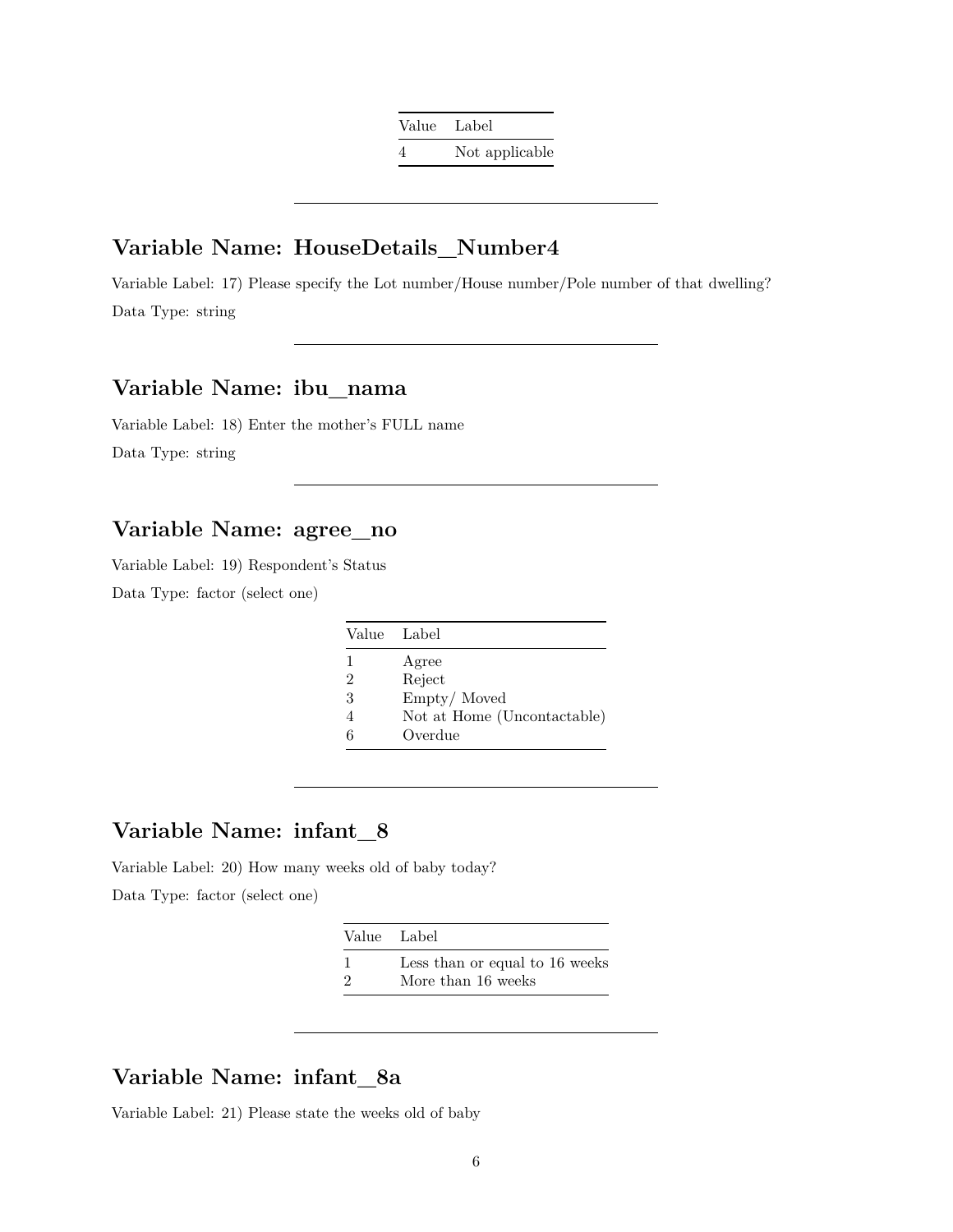| Value | Label |
|---|---|
| 4 | Not applicable |

---

## Variable Name: HouseDetails_Number4

Variable Label: 17) Please specify the Lot number/House number/Pole number of that dwelling?

Data Type: string

---

## Variable Name: ibu_nama

Variable Label: 18) Enter the mother's FULL name

Data Type: string

---

## Variable Name: agree_no

Variable Label: 19) Respondent's Status

Data Type: factor (select one)

| Value | Label |
|---|---|
| 1 | Agree |
| 2 | Reject |
| 3 | Empty/ Moved |
| 4 | Not at Home (Uncontactable) |
| 6 | Overdue |

---

## Variable Name: infant_8

Variable Label: 20) How many weeks old of baby today?

Data Type: factor (select one)

| Value | Label |
|---|---|
| 1 | Less than or equal to 16 weeks |
| 2 | More than 16 weeks |

---

## Variable Name: infant_8a

Variable Label: 21) Please state the weeks old of baby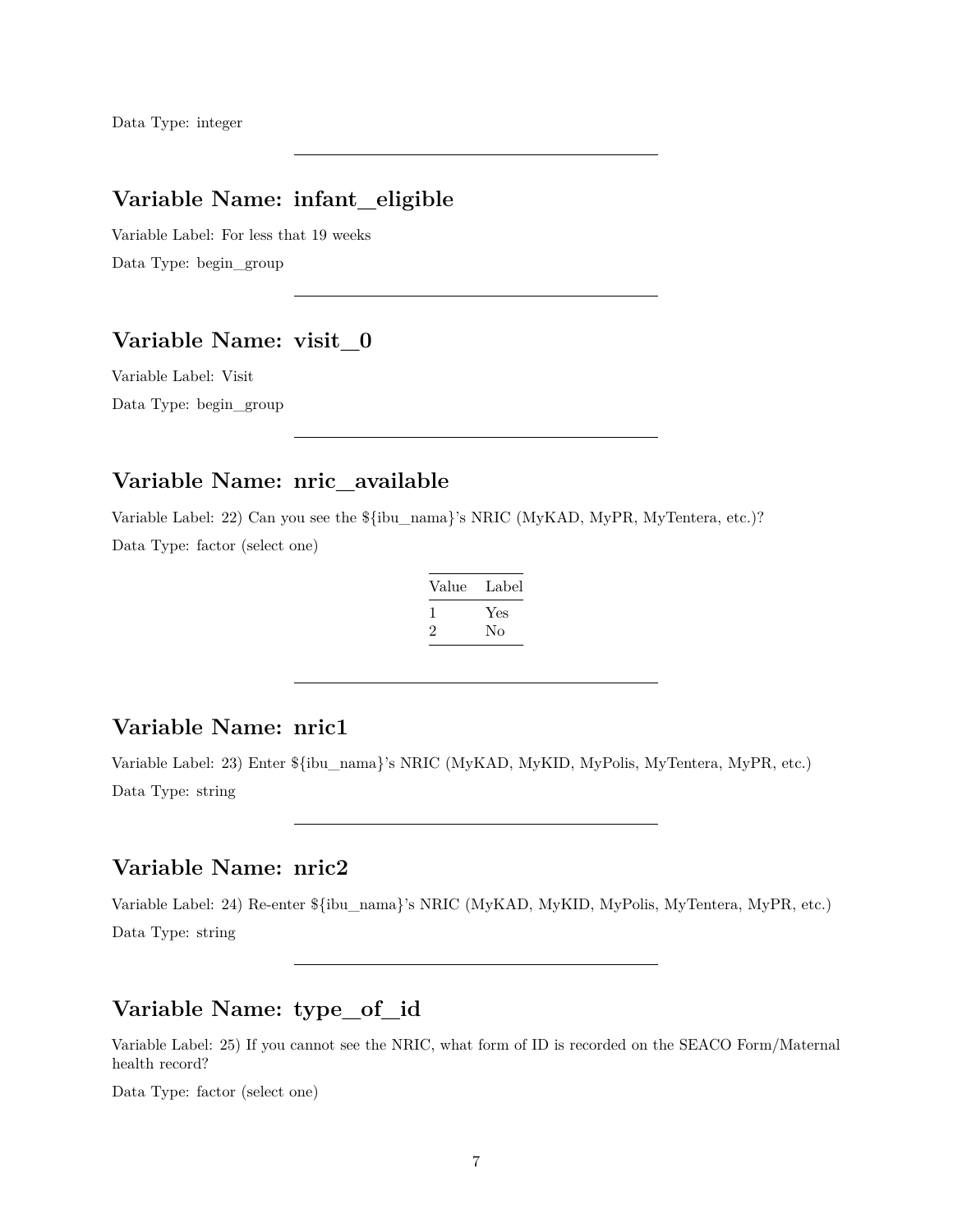Data Type: integer

---

## Variable Name: infant_eligible

Variable Label: For less that 19 weeks

Data Type: begin_group

---

## Variable Name: visit_0

Variable Label: Visit

Data Type: begin_group

---

## Variable Name: nric_available

Variable Label: 22) Can you see the ${ibu_nama}'s NRIC (MyKAD, MyPR, MyTentera, etc.)?

Data Type: factor (select one)

| Value | Label |
|---|---|
| 1 | Yes |
| 2 | No |

---

## Variable Name: nric1

Variable Label: 23) Enter ${ibu_nama}'s NRIC (MyKAD, MyKID, MyPolis, MyTentera, MyPR, etc.)

Data Type: string

---

## Variable Name: nric2

Variable Label: 24) Re-enter ${ibu_nama}'s NRIC (MyKAD, MyKID, MyPolis, MyTentera, MyPR, etc.)

Data Type: string

---

## Variable Name: type_of_id

Variable Label: 25) If you cannot see the NRIC, what form of ID is recorded on the SEACO Form/Maternal health record?

Data Type: factor (select one)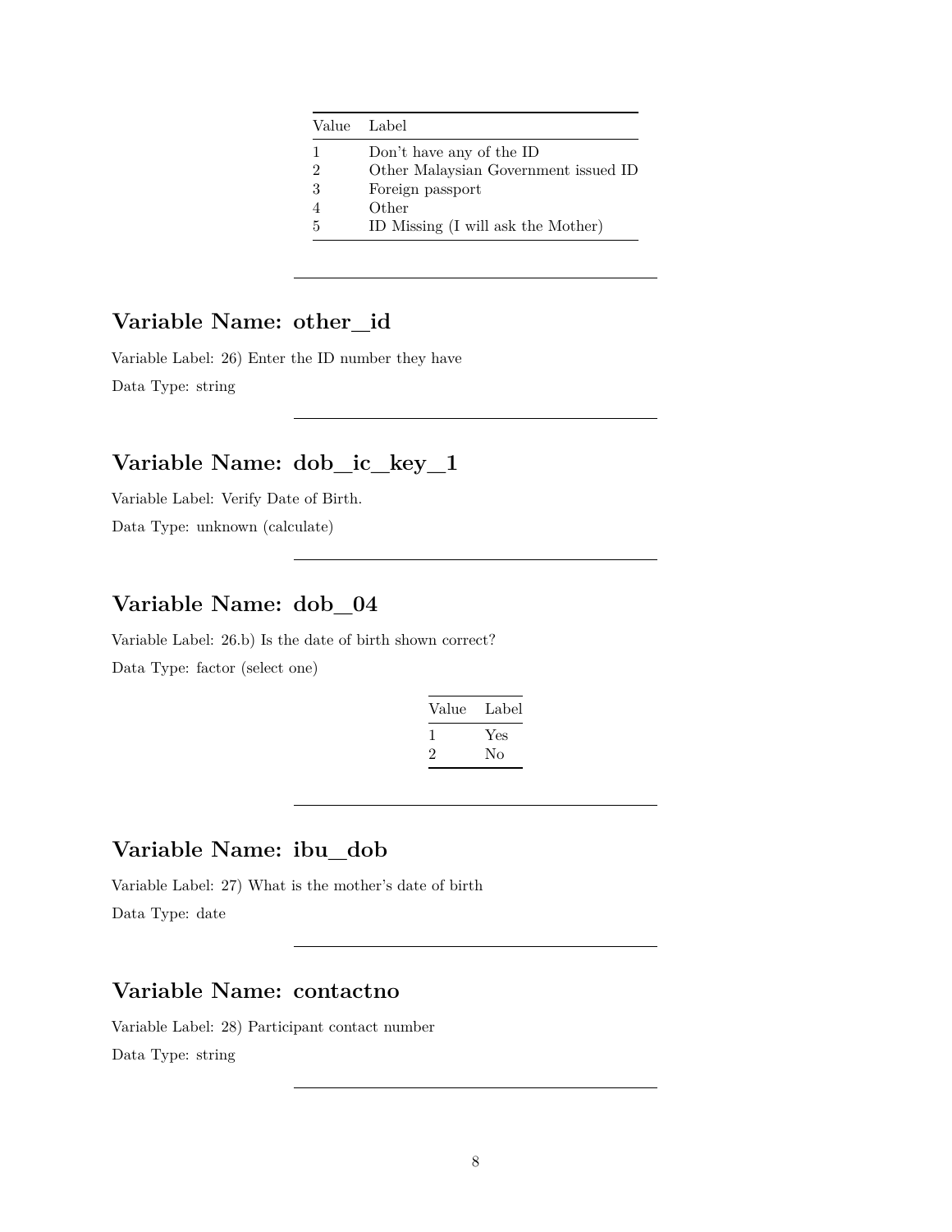| Value | Label |
|---|---|
| 1 | Don't have any of the ID |
| 2 | Other Malaysian Government issued ID |
| 3 | Foreign passport |
| 4 | Other |
| 5 | ID Missing (I will ask the Mother) |

---

## Variable Name: other_id

Variable Label: 26) Enter the ID number they have

Data Type: string

---

## Variable Name: dob_ic_key_1

Variable Label: Verify Date of Birth.

Data Type: unknown (calculate)

---

## Variable Name: dob_04

Variable Label: 26.b) Is the date of birth shown correct?

Data Type: factor (select one)

| Value | Label |
|---|---|
| 1 | Yes |
| 2 | No |

---

## Variable Name: ibu_dob

Variable Label: 27) What is the mother's date of birth

Data Type: date

---

## Variable Name: contactno

Variable Label: 28) Participant contact number

Data Type: string

---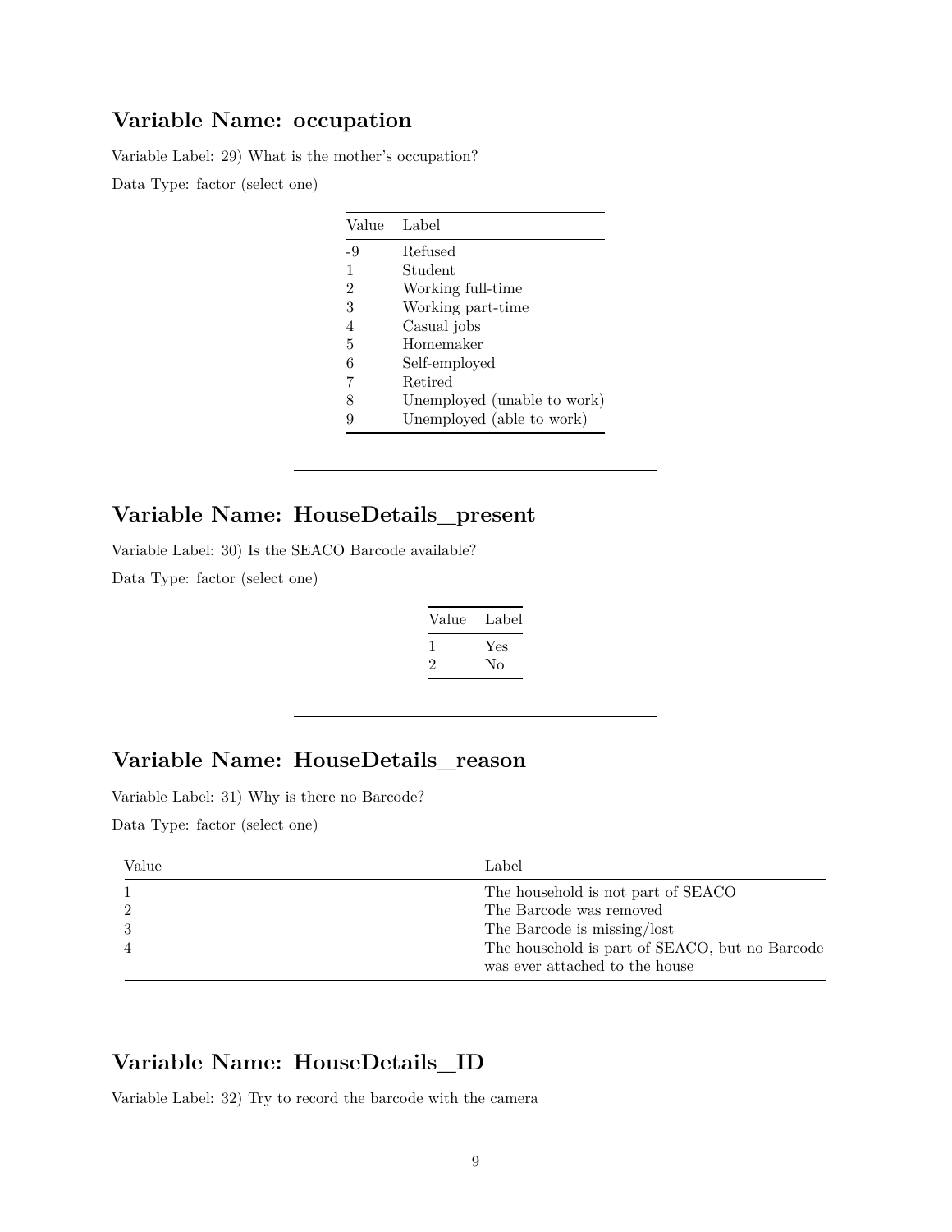## Variable Name: occupation

Variable Label: 29) What is the mother's occupation?

Data Type: factor (select one)

| Value | Label |
| --- | --- |
| -9 | Refused |
| 1 | Student |
| 2 | Working full-time |
| 3 | Working part-time |
| 4 | Casual jobs |
| 5 | Homemaker |
| 6 | Self-employed |
| 7 | Retired |
| 8 | Unemployed (unable to work) |
| 9 | Unemployed (able to work) |

---

## Variable Name: HouseDetails_present

Variable Label: 30) Is the SEACO Barcode available?

Data Type: factor (select one)

| Value | Label |
| --- | --- |
| 1 | Yes |
| 2 | No |

---

## Variable Name: HouseDetails_reason

Variable Label: 31) Why is there no Barcode?

Data Type: factor (select one)

| Value | Label |
| --- | --- |
| 1 | The household is not part of SEACO |
| 2 | The Barcode was removed |
| 3 | The Barcode is missing/lost |
| 4 | The household is part of SEACO, but no Barcode was ever attached to the house |

---

## Variable Name: HouseDetails_ID

Variable Label: 32) Try to record the barcode with the camera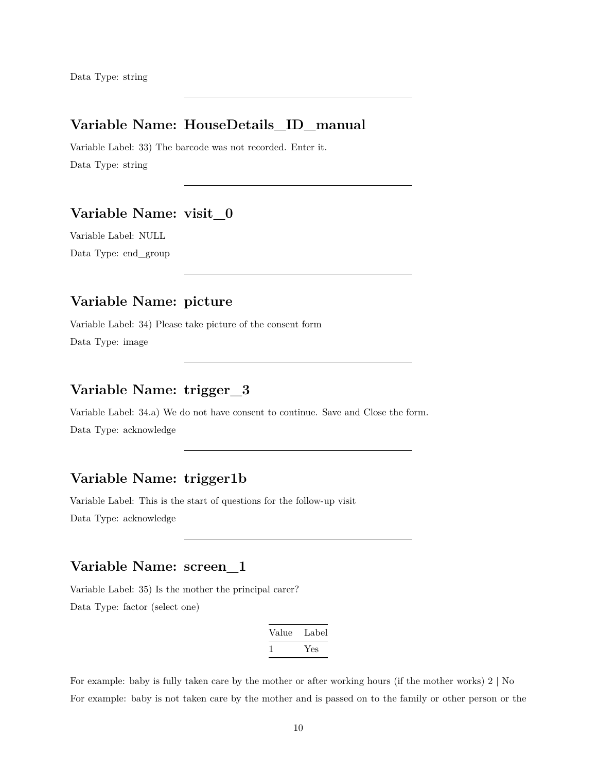Data Type: string

---

## Variable Name: HouseDetails_ID_manual

Variable Label: 33) The barcode was not recorded. Enter it.

Data Type: string

---

## Variable Name: visit_0

Variable Label: NULL

Data Type: end_group

---

## Variable Name: picture

Variable Label: 34) Please take picture of the consent form

Data Type: image

---

## Variable Name: trigger_3

Variable Label: 34.a) We do not have consent to continue. Save and Close the form.

Data Type: acknowledge

---

## Variable Name: trigger1b

Variable Label: This is the start of questions for the follow-up visit

Data Type: acknowledge

---

## Variable Name: screen_1

Variable Label: 35) Is the mother the principal carer?

Data Type: factor (select one)

| Value | Label |
|---|---|
| 1 | Yes |

For example: baby is fully taken care by the mother or after working hours (if the mother works) 2 | No

For example: baby is not taken care by the mother and is passed on to the family or other person or the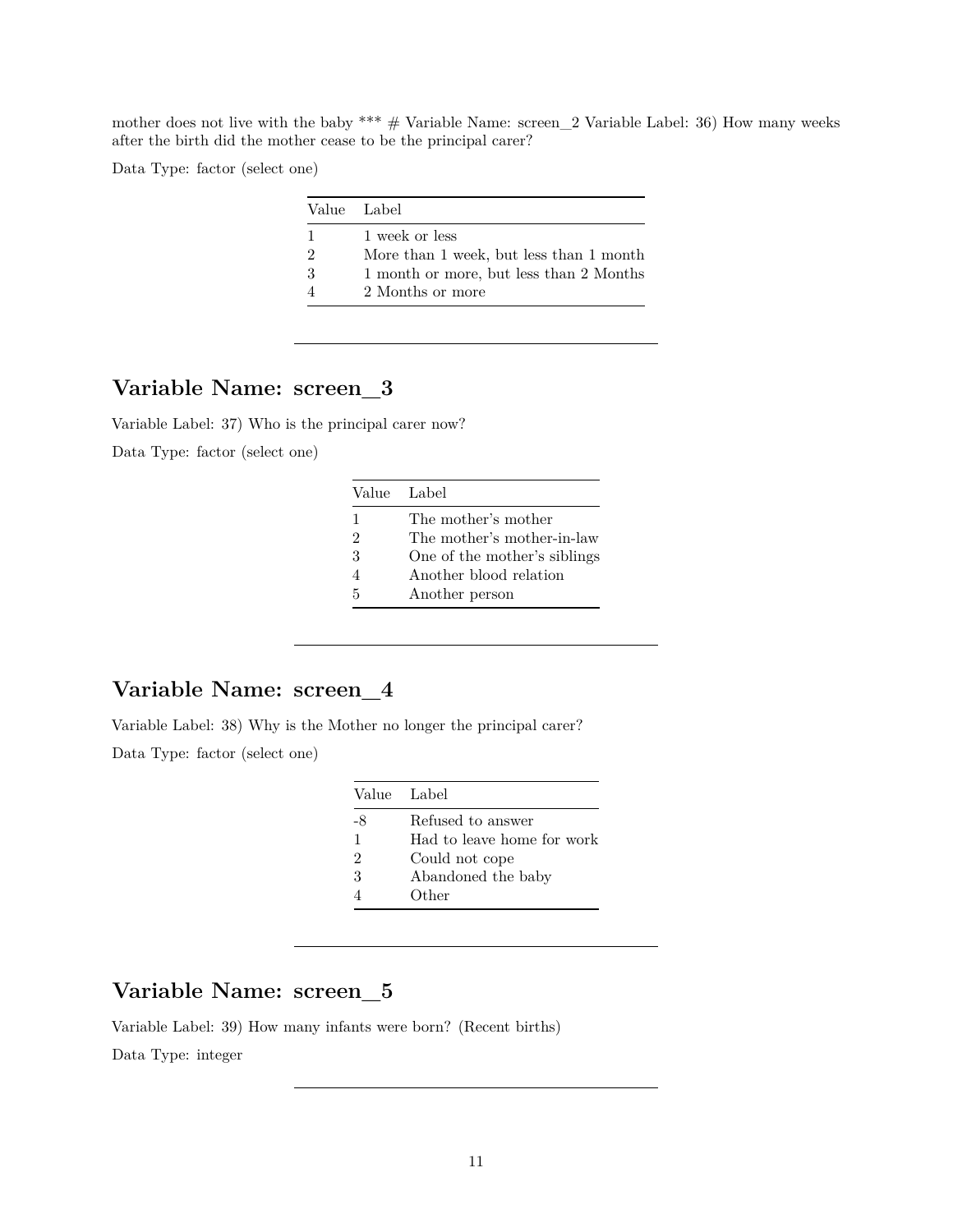mother does not live with the baby *** # Variable Name: screen_2 Variable Label: 36) How many weeks after the birth did the mother cease to be the principal carer?

Data Type: factor (select one)

| Value | Label |
|---|---|
| 1 | 1 week or less |
| 2 | More than 1 week, but less than 1 month |
| 3 | 1 month or more, but less than 2 Months |
| 4 | 2 Months or more |

---

## Variable Name: screen_3

Variable Label: 37) Who is the principal carer now?

Data Type: factor (select one)

| Value | Label |
|---|---|
| 1 | The mother's mother |
| 2 | The mother's mother-in-law |
| 3 | One of the mother's siblings |
| 4 | Another blood relation |
| 5 | Another person |

---

## Variable Name: screen_4

Variable Label: 38) Why is the Mother no longer the principal carer?

Data Type: factor (select one)

| Value | Label |
|---|---|
| -8 | Refused to answer |
| 1 | Had to leave home for work |
| 2 | Could not cope |
| 3 | Abandoned the baby |
| 4 | Other |

---

## Variable Name: screen_5

Variable Label: 39) How many infants were born? (Recent births)

Data Type: integer

---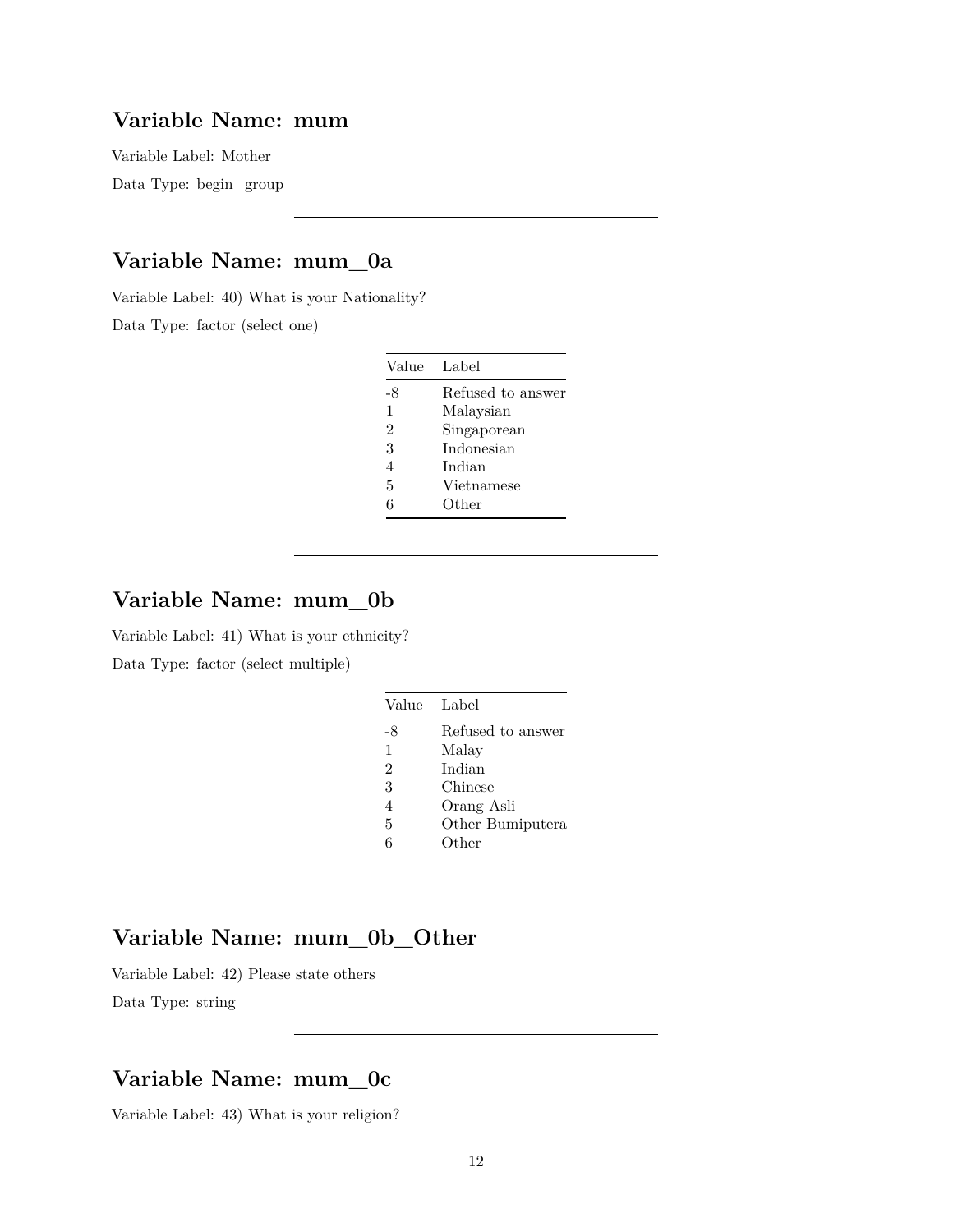## Variable Name: mum

Variable Label: Mother

Data Type: begin_group

---

## Variable Name: mum_0a

Variable Label: 40) What is your Nationality?

Data Type: factor (select one)

| Value | Label |
|---|---|
| -8 | Refused to answer |
| 1 | Malaysian |
| 2 | Singaporean |
| 3 | Indonesian |
| 4 | Indian |
| 5 | Vietnamese |
| 6 | Other |

---

## Variable Name: mum_0b

Variable Label: 41) What is your ethnicity?

Data Type: factor (select multiple)

| Value | Label |
|---|---|
| -8 | Refused to answer |
| 1 | Malay |
| 2 | Indian |
| 3 | Chinese |
| 4 | Orang Asli |
| 5 | Other Bumiputera |
| 6 | Other |

---

## Variable Name: mum_0b_Other

Variable Label: 42) Please state others

Data Type: string

---

## Variable Name: mum_0c

Variable Label: 43) What is your religion?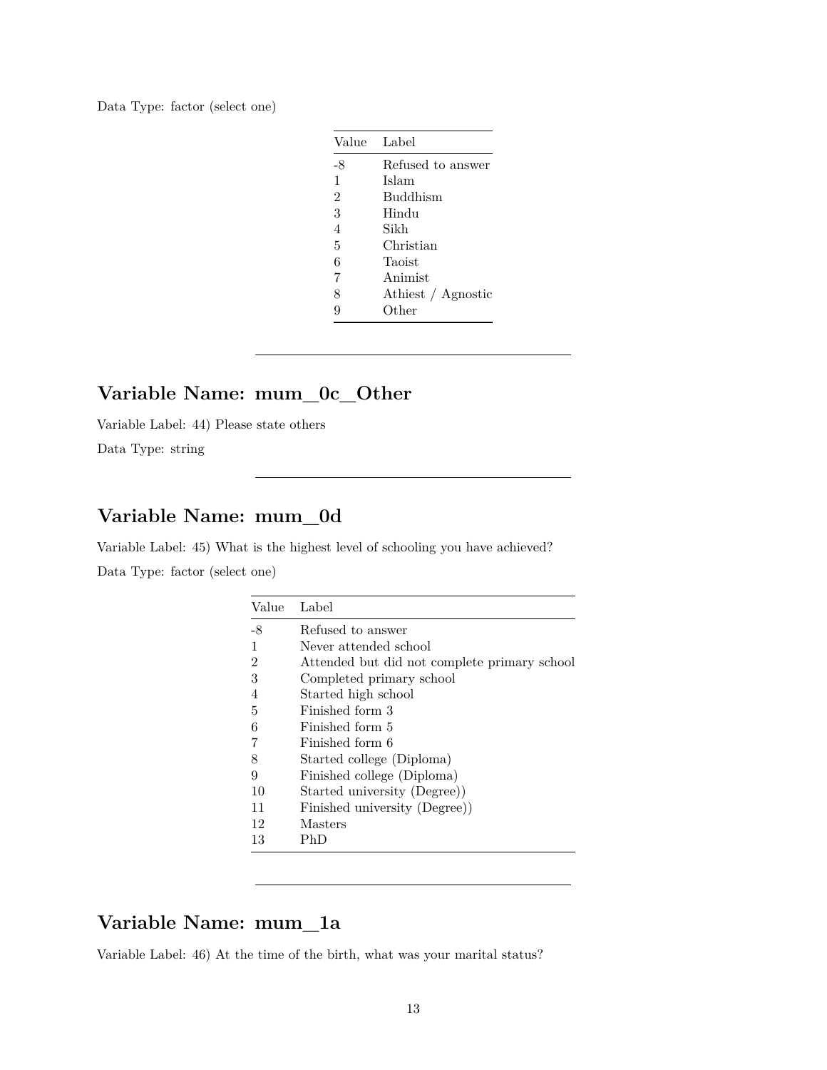Data Type: factor (select one)

| Value | Label |
|---|---|
| -8 | Refused to answer |
| 1 | Islam |
| 2 | Buddhism |
| 3 | Hindu |
| 4 | Sikh |
| 5 | Christian |
| 6 | Taoist |
| 7 | Animist |
| 8 | Athiest / Agnostic |
| 9 | Other |

---

## Variable Name: mum_0c_Other

Variable Label: 44) Please state others

Data Type: string

---

## Variable Name: mum_0d

Variable Label: 45) What is the highest level of schooling you have achieved?

Data Type: factor (select one)

| Value | Label |
|---|---|
| -8 | Refused to answer |
| 1 | Never attended school |
| 2 | Attended but did not complete primary school |
| 3 | Completed primary school |
| 4 | Started high school |
| 5 | Finished form 3 |
| 6 | Finished form 5 |
| 7 | Finished form 6 |
| 8 | Started college (Diploma) |
| 9 | Finished college (Diploma) |
| 10 | Started university (Degree)) |
| 11 | Finished university (Degree)) |
| 12 | Masters |
| 13 | PhD |

---

## Variable Name: mum_1a

Variable Label: 46) At the time of the birth, what was your marital status?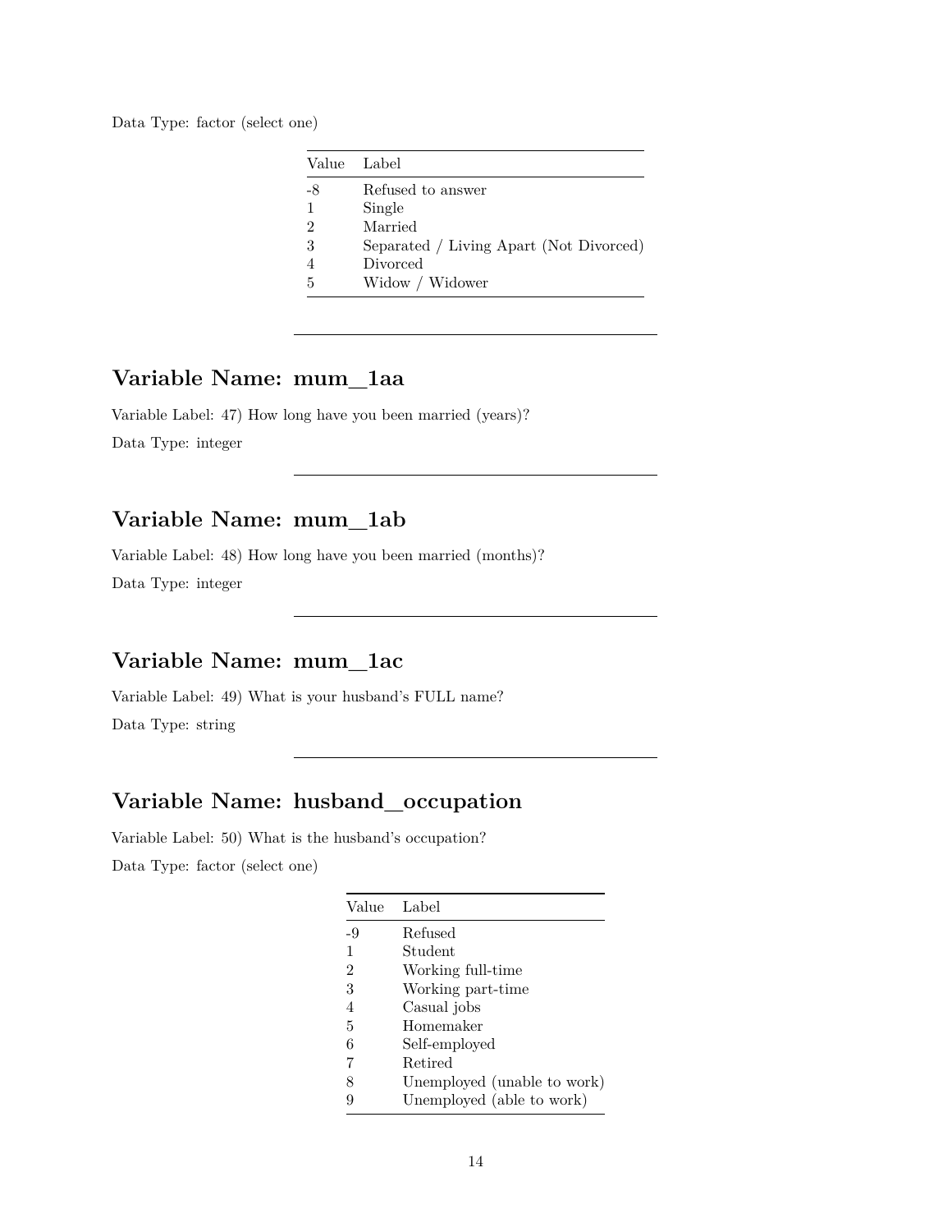Data Type: factor (select one)

| Value | Label |
|---|---|
| -8 | Refused to answer |
| 1 | Single |
| 2 | Married |
| 3 | Separated / Living Apart (Not Divorced) |
| 4 | Divorced |
| 5 | Widow / Widower |

---

## Variable Name: mum_1aa

Variable Label: 47) How long have you been married (years)?

Data Type: integer

---

## Variable Name: mum_1ab

Variable Label: 48) How long have you been married (months)?

Data Type: integer

---

## Variable Name: mum_1ac

Variable Label: 49) What is your husband's FULL name?

Data Type: string

---

## Variable Name: husband_occupation

Variable Label: 50) What is the husband's occupation?

Data Type: factor (select one)

| Value | Label |
|---|---|
| -9 | Refused |
| 1 | Student |
| 2 | Working full-time |
| 3 | Working part-time |
| 4 | Casual jobs |
| 5 | Homemaker |
| 6 | Self-employed |
| 7 | Retired |
| 8 | Unemployed (unable to work) |
| 9 | Unemployed (able to work) |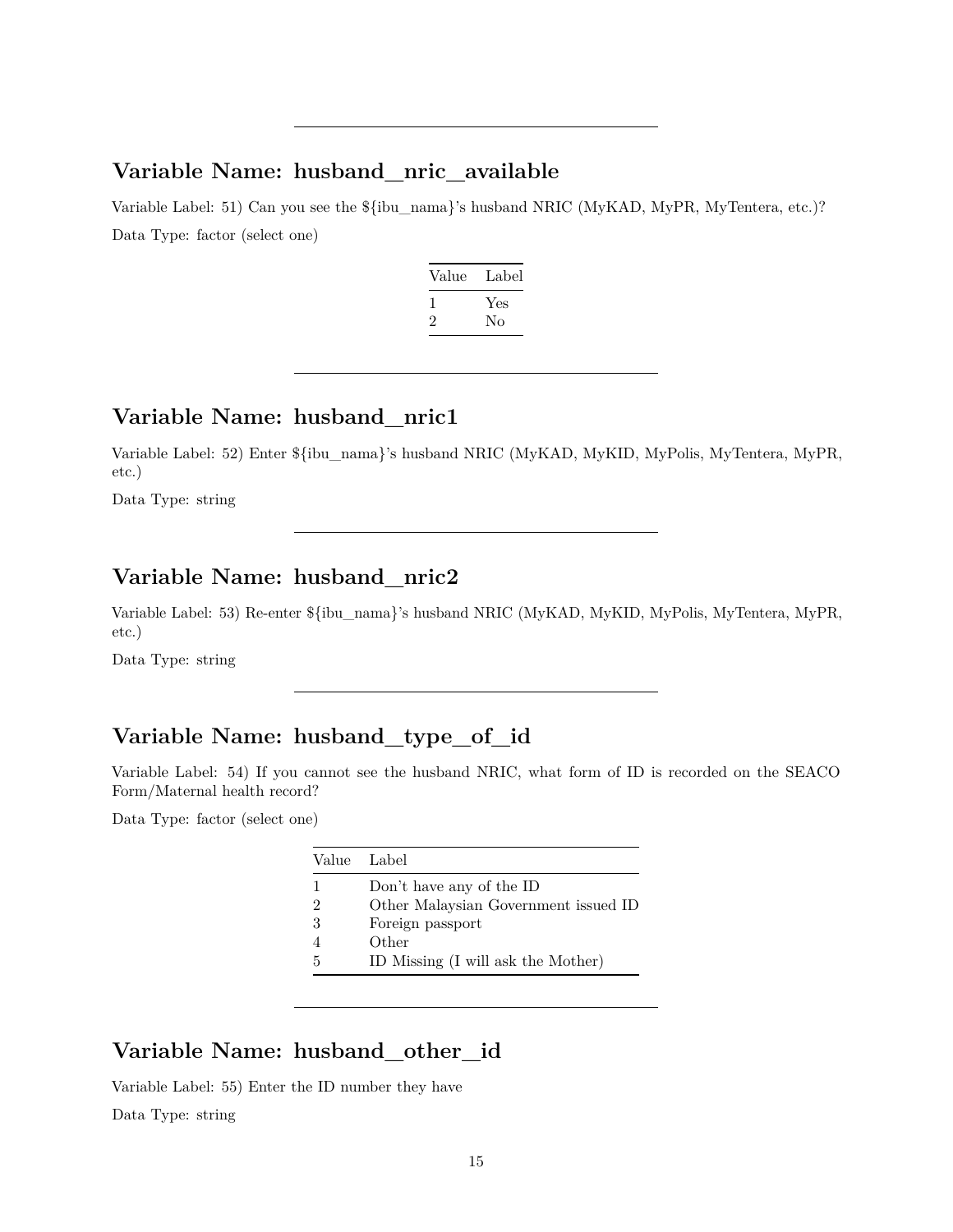---

## Variable Name: husband_nric_available

Variable Label: 51) Can you see the ${ibu_nama}'s husband NRIC (MyKAD, MyPR, MyTentera, etc.)?

Data Type: factor (select one)

| Value | Label |
|---|---|
| 1 | Yes |
| 2 | No |

---

## Variable Name: husband_nric1

Variable Label: 52) Enter ${ibu_nama}'s husband NRIC (MyKAD, MyKID, MyPolis, MyTentera, MyPR, etc.)

Data Type: string

---

## Variable Name: husband_nric2

Variable Label: 53) Re-enter ${ibu_nama}'s husband NRIC (MyKAD, MyKID, MyPolis, MyTentera, MyPR, etc.)

Data Type: string

---

## Variable Name: husband_type_of_id

Variable Label: 54) If you cannot see the husband NRIC, what form of ID is recorded on the SEACO Form/Maternal health record?

Data Type: factor (select one)

| Value | Label |
|---|---|
| 1 | Don't have any of the ID |
| 2 | Other Malaysian Government issued ID |
| 3 | Foreign passport |
| 4 | Other |
| 5 | ID Missing (I will ask the Mother) |

---

## Variable Name: husband_other_id

Variable Label: 55) Enter the ID number they have

Data Type: string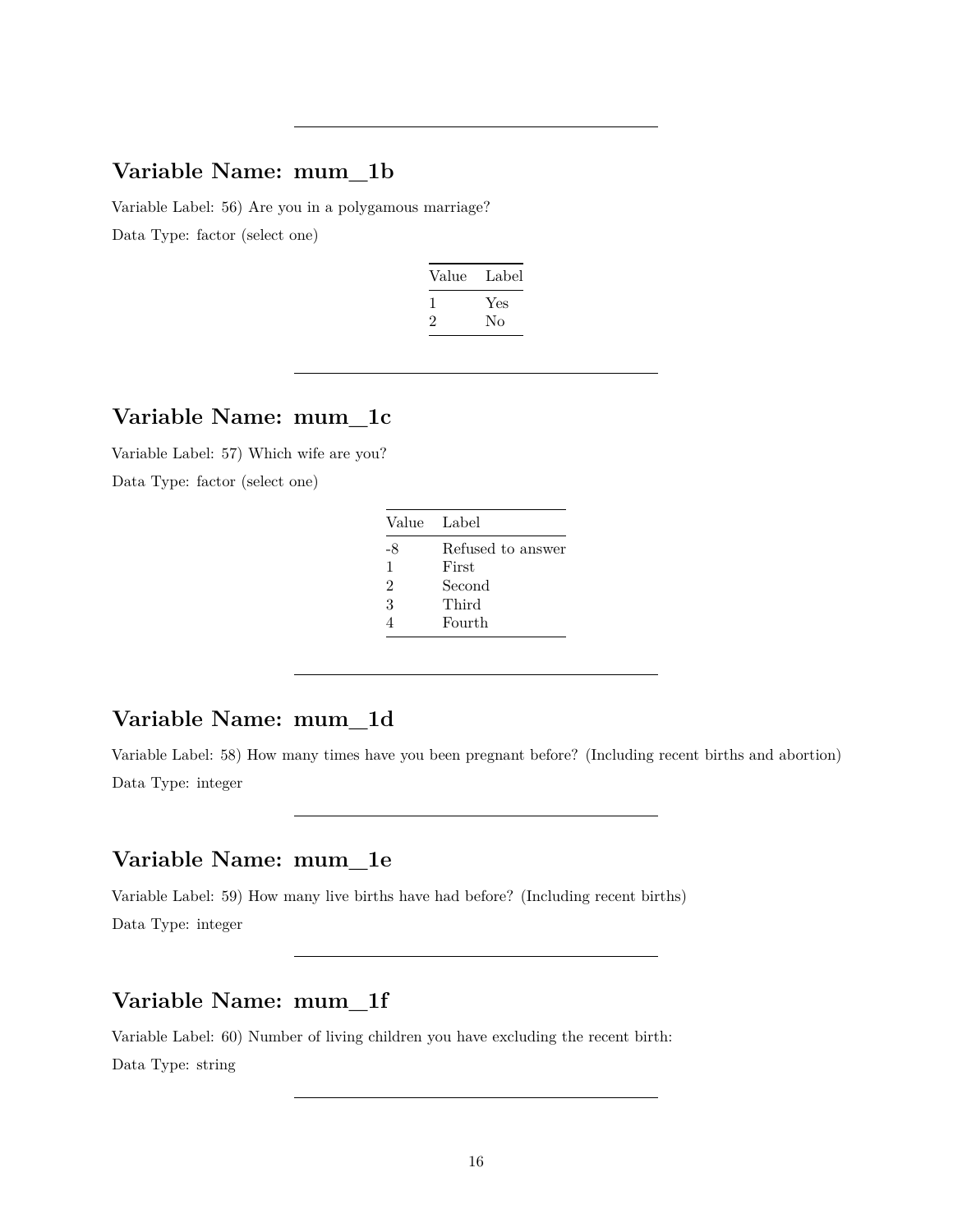---

## Variable Name: mum_1b

Variable Label: 56) Are you in a polygamous marriage?

Data Type: factor (select one)

| Value | Label |
|---|---|
| 1 | Yes |
| 2 | No |

---

## Variable Name: mum_1c

Variable Label: 57) Which wife are you?

Data Type: factor (select one)

| Value | Label |
|---|---|
| -8 | Refused to answer |
| 1 | First |
| 2 | Second |
| 3 | Third |
| 4 | Fourth |

---

## Variable Name: mum_1d

Variable Label: 58) How many times have you been pregnant before? (Including recent births and abortion)

Data Type: integer

---

## Variable Name: mum_1e

Variable Label: 59) How many live births have had before? (Including recent births)

Data Type: integer

---

## Variable Name: mum_1f

Variable Label: 60) Number of living children you have excluding the recent birth:

Data Type: string

---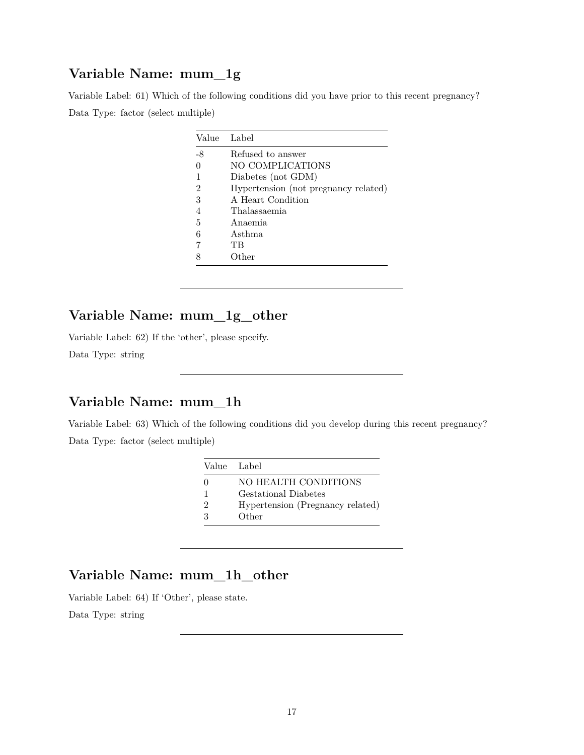## Variable Name: mum_1g

Variable Label: 61) Which of the following conditions did you have prior to this recent pregnancy?

Data Type: factor (select multiple)

| Value | Label |
|---|---|
| -8 | Refused to answer |
| 0 | NO COMPLICATIONS |
| 1 | Diabetes (not GDM) |
| 2 | Hypertension (not pregnancy related) |
| 3 | A Heart Condition |
| 4 | Thalassaemia |
| 5 | Anaemia |
| 6 | Asthma |
| 7 | TB |
| 8 | Other |

---

## Variable Name: mum_1g_other

Variable Label: 62) If the 'other', please specify.

Data Type: string

---

## Variable Name: mum_1h

Variable Label: 63) Which of the following conditions did you develop during this recent pregnancy?

Data Type: factor (select multiple)

| Value | Label |
|---|---|
| 0 | NO HEALTH CONDITIONS |
| 1 | Gestational Diabetes |
| 2 | Hypertension (Pregnancy related) |
| 3 | Other |

---

## Variable Name: mum_1h_other

Variable Label: 64) If 'Other', please state.

Data Type: string

---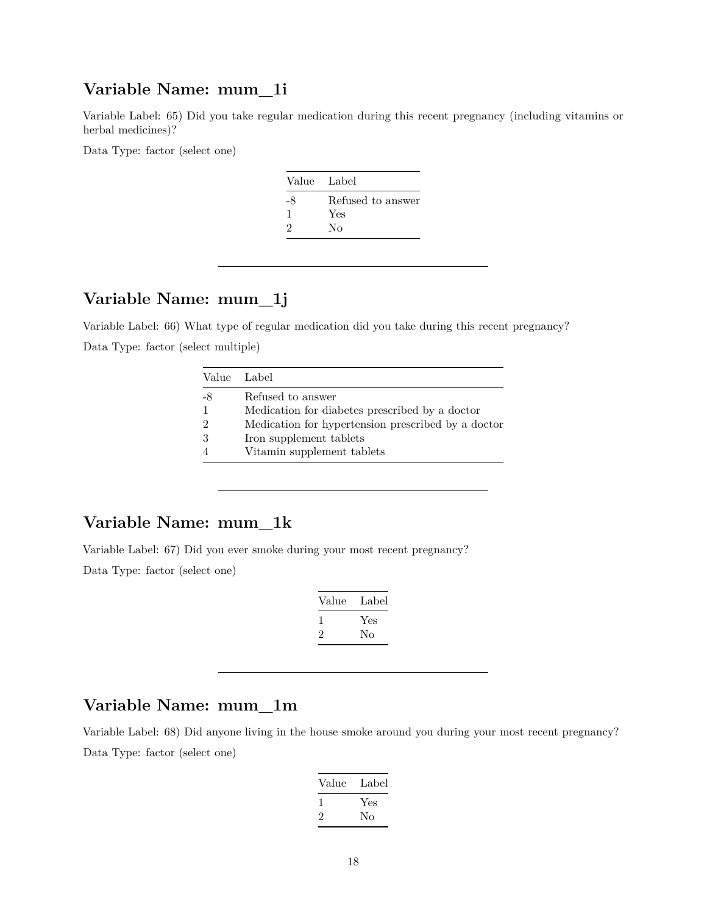## Variable Name: mum_1i

Variable Label: 65) Did you take regular medication during this recent pregnancy (including vitamins or herbal medicines)?

Data Type: factor (select one)

| Value | Label |
|---|---|
| -8 | Refused to answer |
| 1 | Yes |
| 2 | No |

---

## Variable Name: mum_1j

Variable Label: 66) What type of regular medication did you take during this recent pregnancy?

Data Type: factor (select multiple)

| Value | Label |
|---|---|
| -8 | Refused to answer |
| 1 | Medication for diabetes prescribed by a doctor |
| 2 | Medication for hypertension prescribed by a doctor |
| 3 | Iron supplement tablets |
| 4 | Vitamin supplement tablets |

---

## Variable Name: mum_1k

Variable Label: 67) Did you ever smoke during your most recent pregnancy?

Data Type: factor (select one)

| Value | Label |
|---|---|
| 1 | Yes |
| 2 | No |

---

## Variable Name: mum_1m

Variable Label: 68) Did anyone living in the house smoke around you during your most recent pregnancy?

Data Type: factor (select one)

| Value | Label |
|---|---|
| 1 | Yes |
| 2 | No |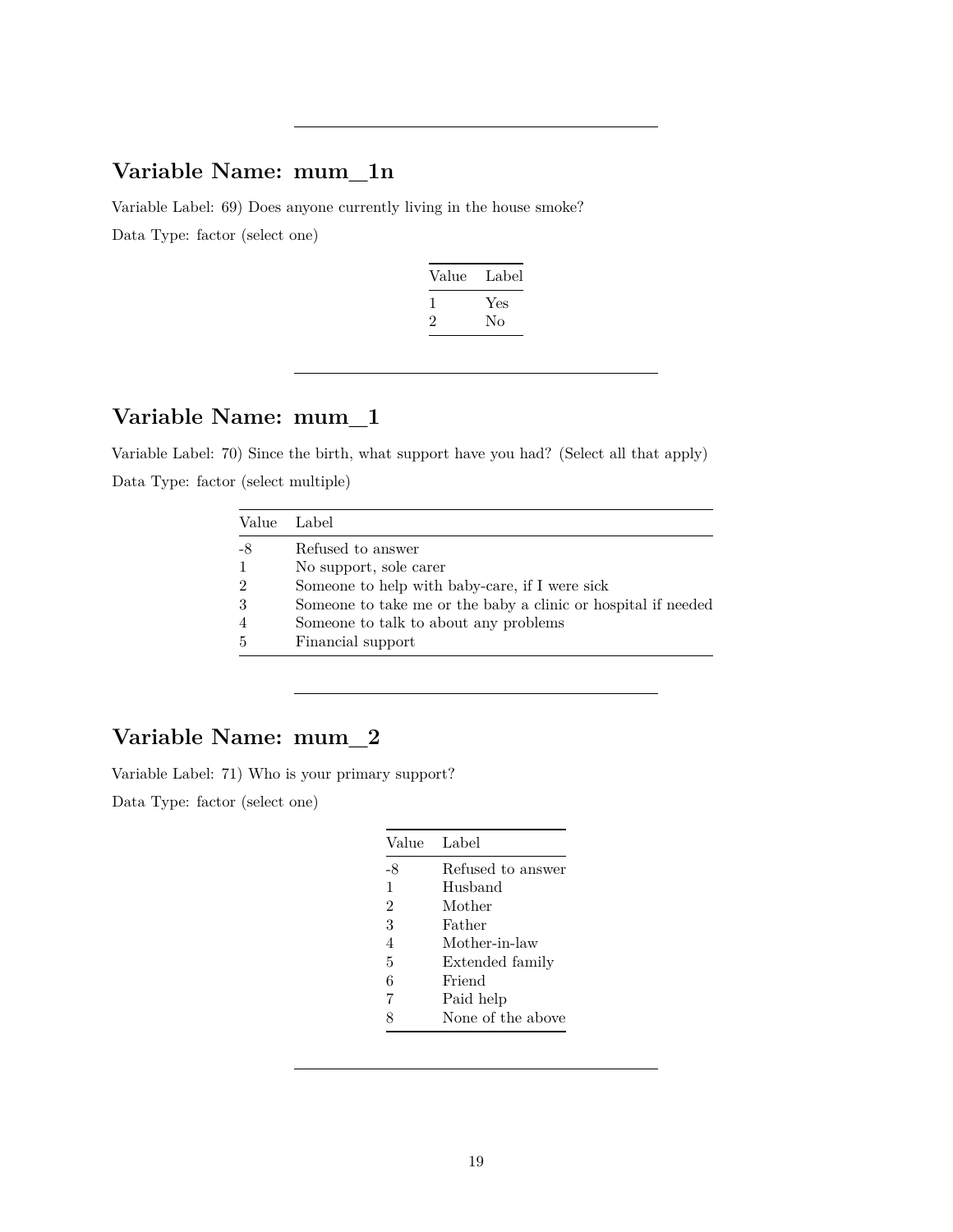---

## Variable Name: mum_1n

Variable Label: 69) Does anyone currently living in the house smoke?

Data Type: factor (select one)

| Value | Label |
|---|---|
| 1 | Yes |
| 2 | No |

---

## Variable Name: mum_1

Variable Label: 70) Since the birth, what support have you had? (Select all that apply)

Data Type: factor (select multiple)

| Value | Label |
|---|---|
| -8 | Refused to answer |
| 1 | No support, sole carer |
| 2 | Someone to help with baby-care, if I were sick |
| 3 | Someone to take me or the baby a clinic or hospital if needed |
| 4 | Someone to talk to about any problems |
| 5 | Financial support |

---

## Variable Name: mum_2

Variable Label: 71) Who is your primary support?

Data Type: factor (select one)

| Value | Label |
|---|---|
| -8 | Refused to answer |
| 1 | Husband |
| 2 | Mother |
| 3 | Father |
| 4 | Mother-in-law |
| 5 | Extended family |
| 6 | Friend |
| 7 | Paid help |
| 8 | None of the above |

---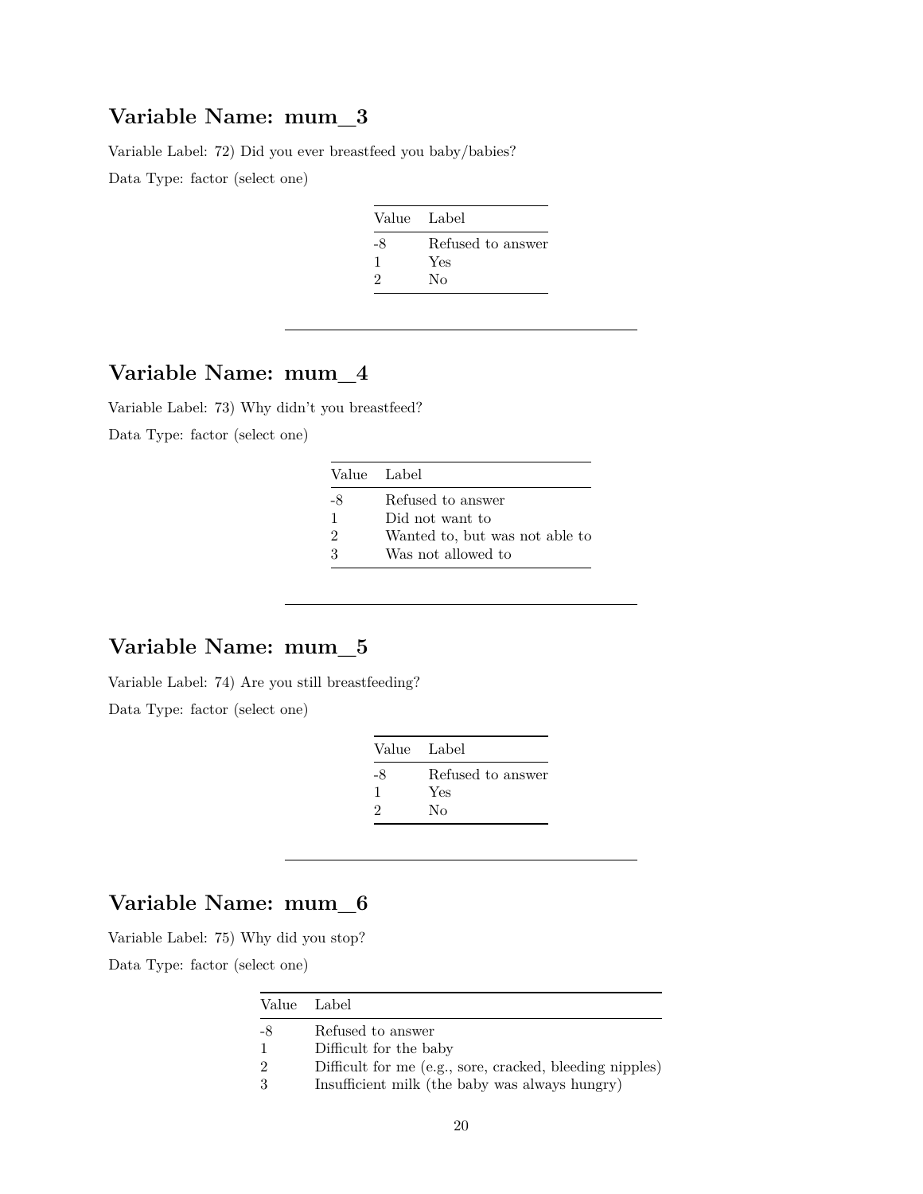## Variable Name: mum_3

Variable Label: 72) Did you ever breastfeed you baby/babies?

Data Type: factor (select one)

| Value | Label |
|---|---|
| -8 | Refused to answer |
| 1 | Yes |
| 2 | No |

---

## Variable Name: mum_4

Variable Label: 73) Why didn't you breastfeed?

Data Type: factor (select one)

| Value | Label |
|---|---|
| -8 | Refused to answer |
| 1 | Did not want to |
| 2 | Wanted to, but was not able to |
| 3 | Was not allowed to |

---

## Variable Name: mum_5

Variable Label: 74) Are you still breastfeeding?

Data Type: factor (select one)

| Value | Label |
|---|---|
| -8 | Refused to answer |
| 1 | Yes |
| 2 | No |

---

## Variable Name: mum_6

Variable Label: 75) Why did you stop?

Data Type: factor (select one)

| Value | Label |
|---|---|
| -8 | Refused to answer |
| 1 | Difficult for the baby |
| 2 | Difficult for me (e.g., sore, cracked, bleeding nipples) |
| 3 | Insufficient milk (the baby was always hungry) |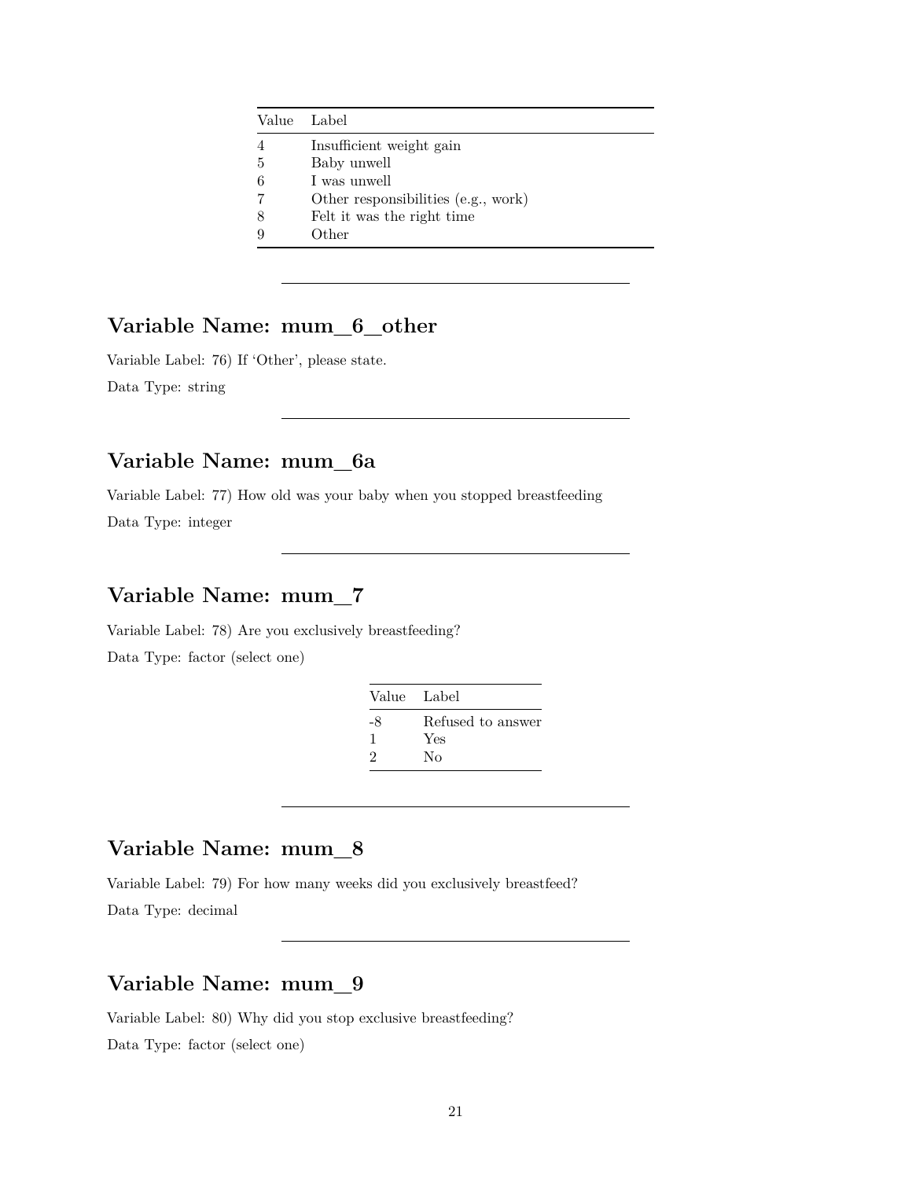| Value | Label |
|---|---|
| 4 | Insufficient weight gain |
| 5 | Baby unwell |
| 6 | I was unwell |
| 7 | Other responsibilities (e.g., work) |
| 8 | Felt it was the right time |
| 9 | Other |

---

## Variable Name: mum_6_other

Variable Label: 76) If 'Other', please state.

Data Type: string

---

## Variable Name: mum_6a

Variable Label: 77) How old was your baby when you stopped breastfeeding

Data Type: integer

---

## Variable Name: mum_7

Variable Label: 78) Are you exclusively breastfeeding?

Data Type: factor (select one)

| Value | Label |
|---|---|
| -8 | Refused to answer |
| 1 | Yes |
| 2 | No |

---

## Variable Name: mum_8

Variable Label: 79) For how many weeks did you exclusively breastfeed?

Data Type: decimal

---

## Variable Name: mum_9

Variable Label: 80) Why did you stop exclusive breastfeeding?

Data Type: factor (select one)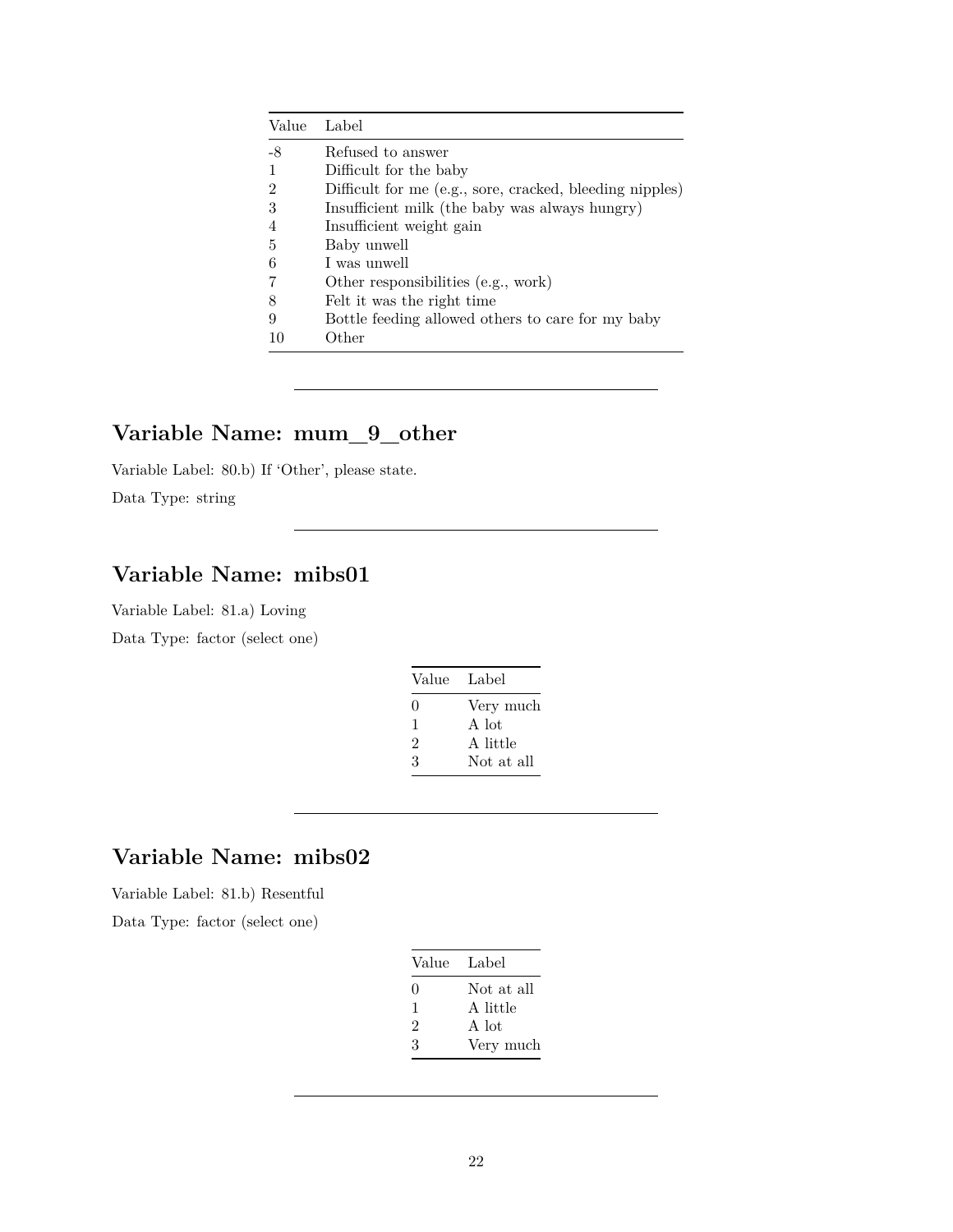| Value | Label |
|---|---|
| -8 | Refused to answer |
| 1 | Difficult for the baby |
| 2 | Difficult for me (e.g., sore, cracked, bleeding nipples) |
| 3 | Insufficient milk (the baby was always hungry) |
| 4 | Insufficient weight gain |
| 5 | Baby unwell |
| 6 | I was unwell |
| 7 | Other responsibilities (e.g., work) |
| 8 | Felt it was the right time |
| 9 | Bottle feeding allowed others to care for my baby |
| 10 | Other |

---

## Variable Name: mum_9_other

Variable Label: 80.b) If 'Other', please state.

Data Type: string

---

## Variable Name: mibs01

Variable Label: 81.a) Loving

Data Type: factor (select one)

| Value | Label |
|---|---|
| 0 | Very much |
| 1 | A lot |
| 2 | A little |
| 3 | Not at all |

---

## Variable Name: mibs02

Variable Label: 81.b) Resentful

Data Type: factor (select one)

| Value | Label |
|---|---|
| 0 | Not at all |
| 1 | A little |
| 2 | A lot |
| 3 | Very much |

---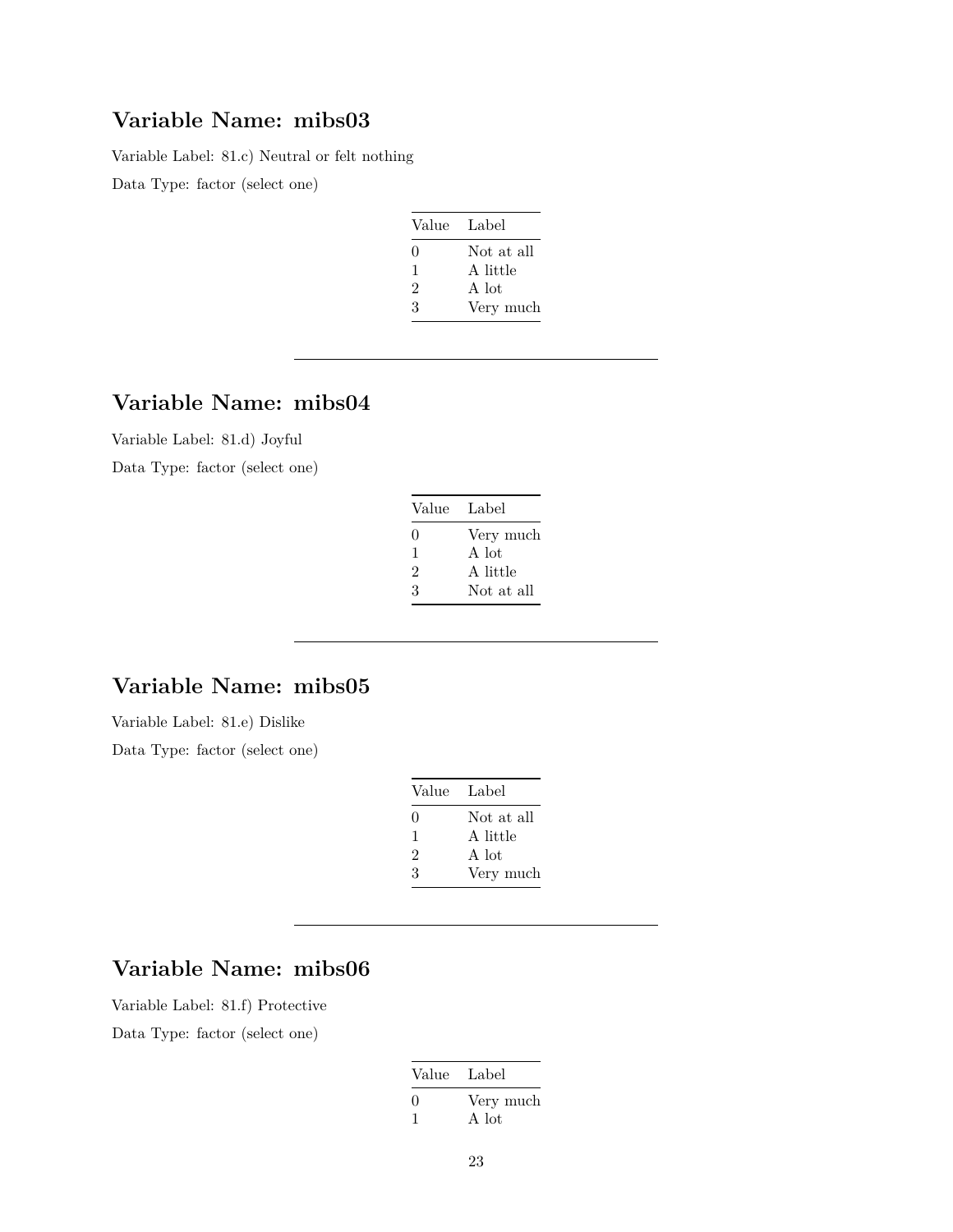## Variable Name: mibs03

Variable Label: 81.c) Neutral or felt nothing

Data Type: factor (select one)

| Value | Label |
|---|---|
| 0 | Not at all |
| 1 | A little |
| 2 | A lot |
| 3 | Very much |

---

## Variable Name: mibs04

Variable Label: 81.d) Joyful

Data Type: factor (select one)

| Value | Label |
|---|---|
| 0 | Very much |
| 1 | A lot |
| 2 | A little |
| 3 | Not at all |

---

## Variable Name: mibs05

Variable Label: 81.e) Dislike

Data Type: factor (select one)

| Value | Label |
|---|---|
| 0 | Not at all |
| 1 | A little |
| 2 | A lot |
| 3 | Very much |

---

## Variable Name: mibs06

Variable Label: 81.f) Protective

Data Type: factor (select one)

| Value | Label |
|---|---|
| 0 | Very much |
| 1 | A lot |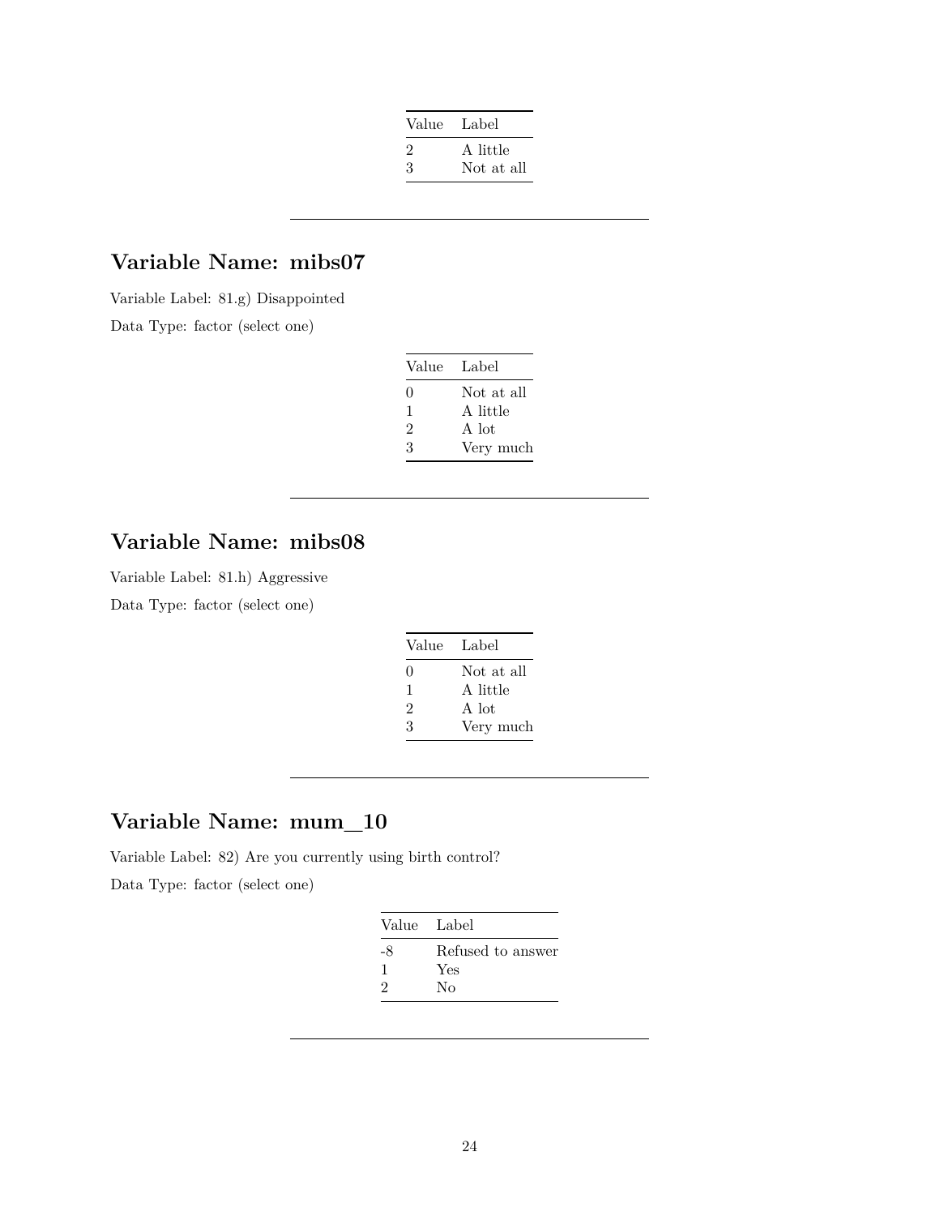| Value | Label |
|---|---|
| 2 | A little |
| 3 | Not at all |

---

## Variable Name: mibs07

Variable Label: 81.g) Disappointed

Data Type: factor (select one)

| Value | Label |
|---|---|
| 0 | Not at all |
| 1 | A little |
| 2 | A lot |
| 3 | Very much |

---

## Variable Name: mibs08

Variable Label: 81.h) Aggressive

Data Type: factor (select one)

| Value | Label |
|---|---|
| 0 | Not at all |
| 1 | A little |
| 2 | A lot |
| 3 | Very much |

---

## Variable Name: mum_10

Variable Label: 82) Are you currently using birth control?

Data Type: factor (select one)

| Value | Label |
|---|---|
| -8 | Refused to answer |
| 1 | Yes |
| 2 | No |

---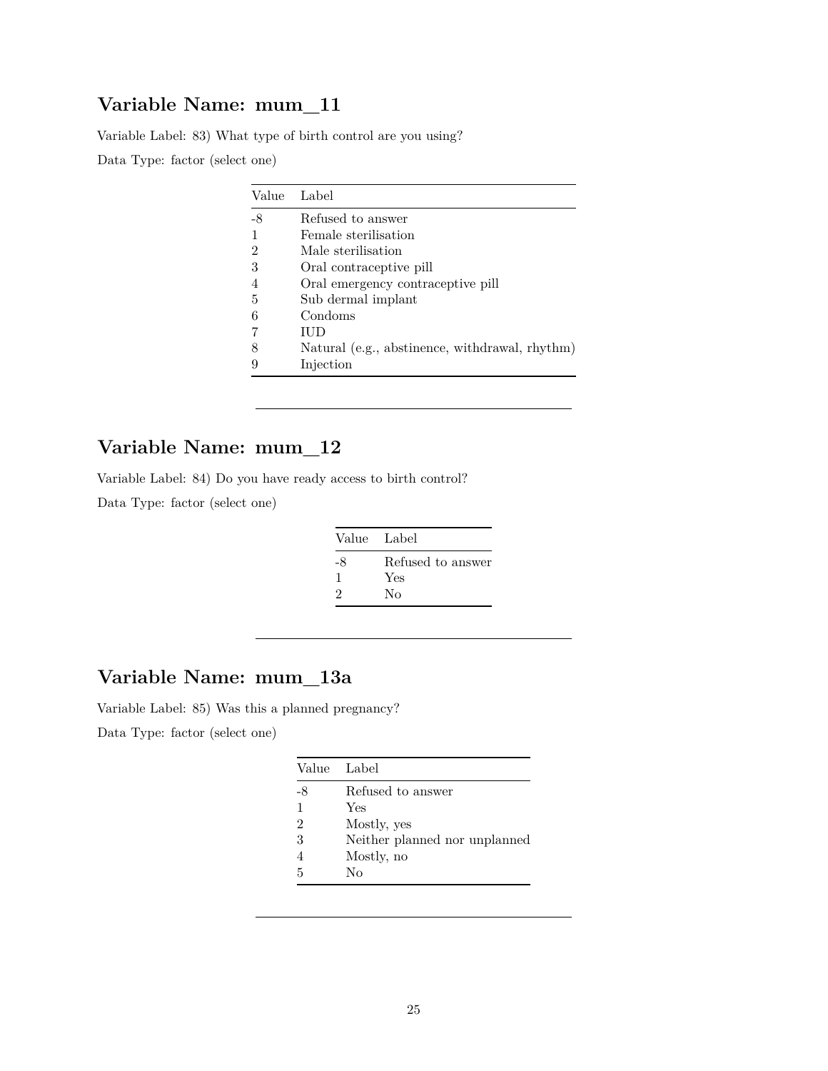## Variable Name: mum_11

Variable Label: 83) What type of birth control are you using?

Data Type: factor (select one)

| Value | Label |
|---|---|
| -8 | Refused to answer |
| 1 | Female sterilisation |
| 2 | Male sterilisation |
| 3 | Oral contraceptive pill |
| 4 | Oral emergency contraceptive pill |
| 5 | Sub dermal implant |
| 6 | Condoms |
| 7 | IUD |
| 8 | Natural (e.g., abstinence, withdrawal, rhythm) |
| 9 | Injection |

---

## Variable Name: mum_12

Variable Label: 84) Do you have ready access to birth control?

Data Type: factor (select one)

| Value | Label |
|---|---|
| -8 | Refused to answer |
| 1 | Yes |
| 2 | No |

---

## Variable Name: mum_13a

Variable Label: 85) Was this a planned pregnancy?

Data Type: factor (select one)

| Value | Label |
|---|---|
| -8 | Refused to answer |
| 1 | Yes |
| 2 | Mostly, yes |
| 3 | Neither planned nor unplanned |
| 4 | Mostly, no |
| 5 | No |

---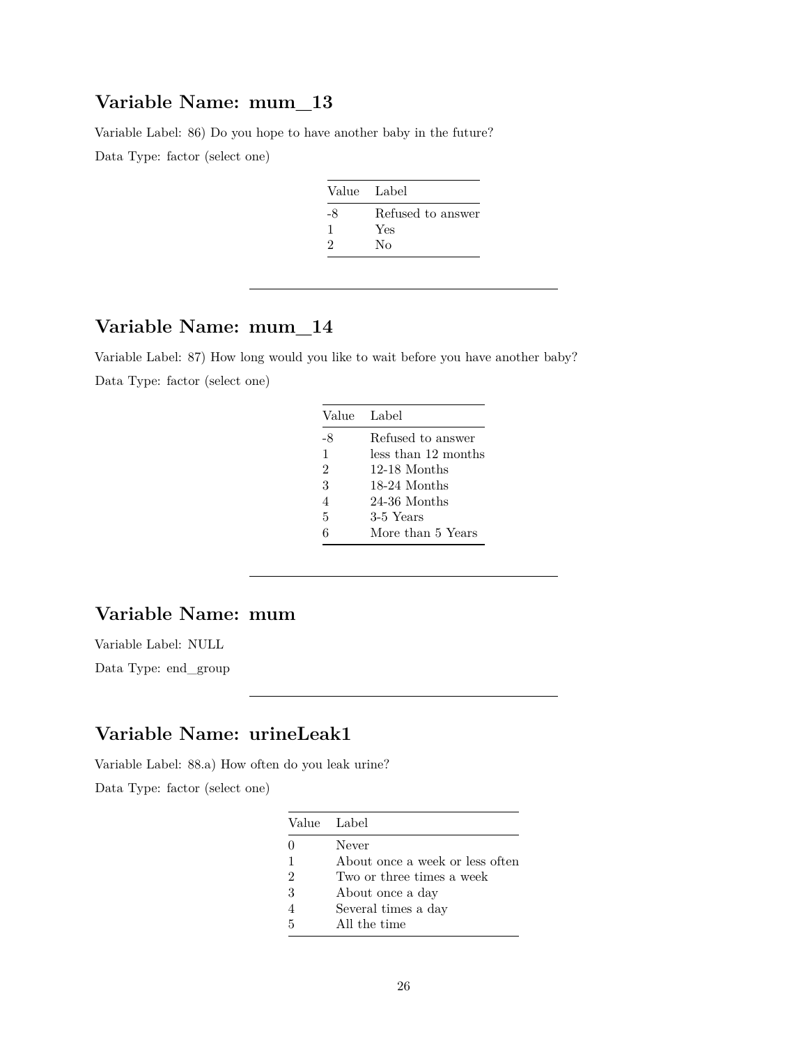## Variable Name: mum_13

Variable Label: 86) Do you hope to have another baby in the future?

Data Type: factor (select one)

| Value | Label |
|---|---|
| -8 | Refused to answer |
| 1 | Yes |
| 2 | No |

---

## Variable Name: mum_14

Variable Label: 87) How long would you like to wait before you have another baby?

Data Type: factor (select one)

| Value | Label |
|---|---|
| -8 | Refused to answer |
| 1 | less than 12 months |
| 2 | 12-18 Months |
| 3 | 18-24 Months |
| 4 | 24-36 Months |
| 5 | 3-5 Years |
| 6 | More than 5 Years |

---

## Variable Name: mum

Variable Label: NULL

Data Type: end_group

---

## Variable Name: urineLeak1

Variable Label: 88.a) How often do you leak urine?

Data Type: factor (select one)

| Value | Label |
|---|---|
| 0 | Never |
| 1 | About once a week or less often |
| 2 | Two or three times a week |
| 3 | About once a day |
| 4 | Several times a day |
| 5 | All the time |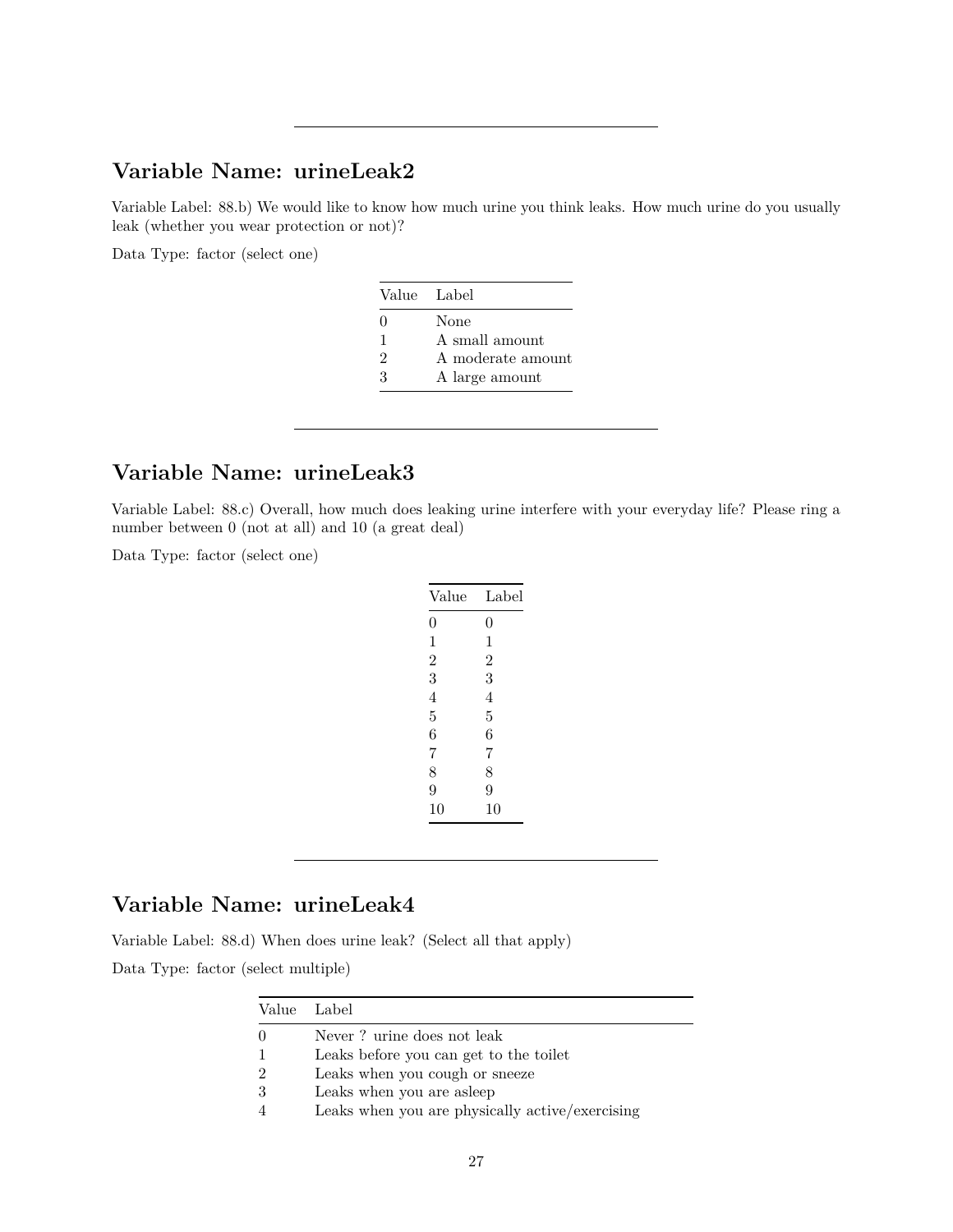---

## Variable Name: urineLeak2

Variable Label: 88.b) We would like to know how much urine you think leaks. How much urine do you usually leak (whether you wear protection or not)?

Data Type: factor (select one)

| Value | Label |
|---|---|
| 0 | None |
| 1 | A small amount |
| 2 | A moderate amount |
| 3 | A large amount |

---

## Variable Name: urineLeak3

Variable Label: 88.c) Overall, how much does leaking urine interfere with your everyday life? Please ring a number between 0 (not at all) and 10 (a great deal)

Data Type: factor (select one)

| Value | Label |
|---|---|
| 0 | 0 |
| 1 | 1 |
| 2 | 2 |
| 3 | 3 |
| 4 | 4 |
| 5 | 5 |
| 6 | 6 |
| 7 | 7 |
| 8 | 8 |
| 9 | 9 |
| 10 | 10 |

---

## Variable Name: urineLeak4

Variable Label: 88.d) When does urine leak? (Select all that apply)

Data Type: factor (select multiple)

| Value | Label |
|---|---|
| 0 | Never ? urine does not leak |
| 1 | Leaks before you can get to the toilet |
| 2 | Leaks when you cough or sneeze |
| 3 | Leaks when you are asleep |
| 4 | Leaks when you are physically active/exercising |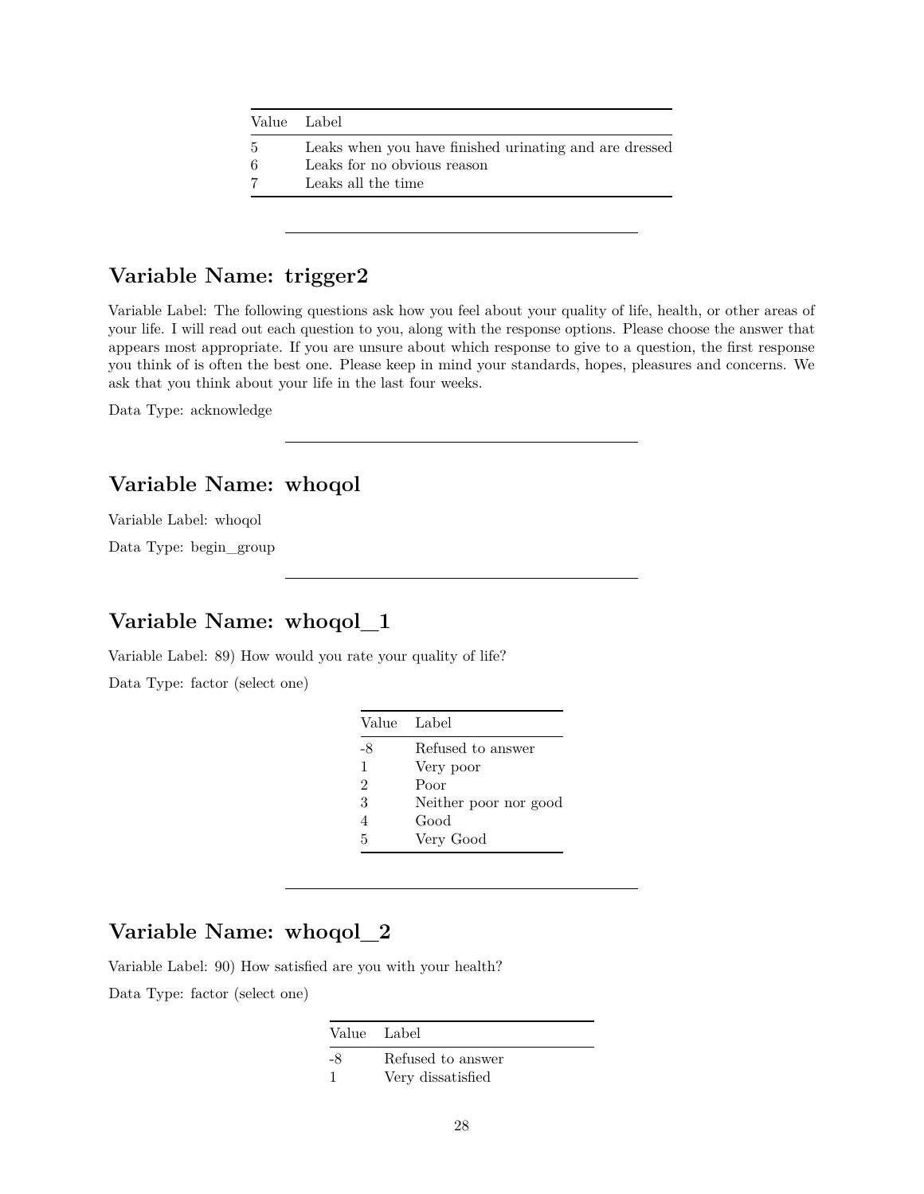| Value | Label |
|---|---|
| 5 | Leaks when you have finished urinating and are dressed |
| 6 | Leaks for no obvious reason |
| 7 | Leaks all the time |

---

## Variable Name: trigger2

Variable Label: The following questions ask how you feel about your quality of life, health, or other areas of your life. I will read out each question to you, along with the response options. Please choose the answer that appears most appropriate. If you are unsure about which response to give to a question, the first response you think of is often the best one. Please keep in mind your standards, hopes, pleasures and concerns. We ask that you think about your life in the last four weeks.

Data Type: acknowledge

---

## Variable Name: whoqol

Variable Label: whoqol

Data Type: begin_group

---

## Variable Name: whoqol_1

Variable Label: 89) How would you rate your quality of life?

Data Type: factor (select one)

| Value | Label |
|---|---|
| -8 | Refused to answer |
| 1 | Very poor |
| 2 | Poor |
| 3 | Neither poor nor good |
| 4 | Good |
| 5 | Very Good |

---

## Variable Name: whoqol_2

Variable Label: 90) How satisfied are you with your health?

Data Type: factor (select one)

| Value | Label |
|---|---|
| -8 | Refused to answer |
| 1 | Very dissatisfied |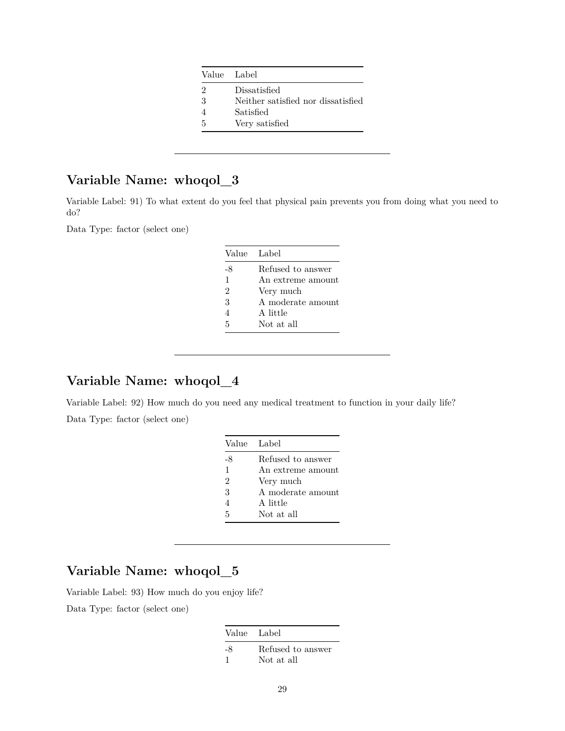| Value | Label |
|---|---|
| 2 | Dissatisfied |
| 3 | Neither satisfied nor dissatisfied |
| 4 | Satisfied |
| 5 | Very satisfied |

---

## Variable Name: whoqol_3

Variable Label: 91) To what extent do you feel that physical pain prevents you from doing what you need to do?

Data Type: factor (select one)

| Value | Label |
|---|---|
| -8 | Refused to answer |
| 1 | An extreme amount |
| 2 | Very much |
| 3 | A moderate amount |
| 4 | A little |
| 5 | Not at all |

---

## Variable Name: whoqol_4

Variable Label: 92) How much do you need any medical treatment to function in your daily life?

Data Type: factor (select one)

| Value | Label |
|---|---|
| -8 | Refused to answer |
| 1 | An extreme amount |
| 2 | Very much |
| 3 | A moderate amount |
| 4 | A little |
| 5 | Not at all |

---

## Variable Name: whoqol_5

Variable Label: 93) How much do you enjoy life?

Data Type: factor (select one)

| Value | Label |
|---|---|
| -8 | Refused to answer |
| 1 | Not at all |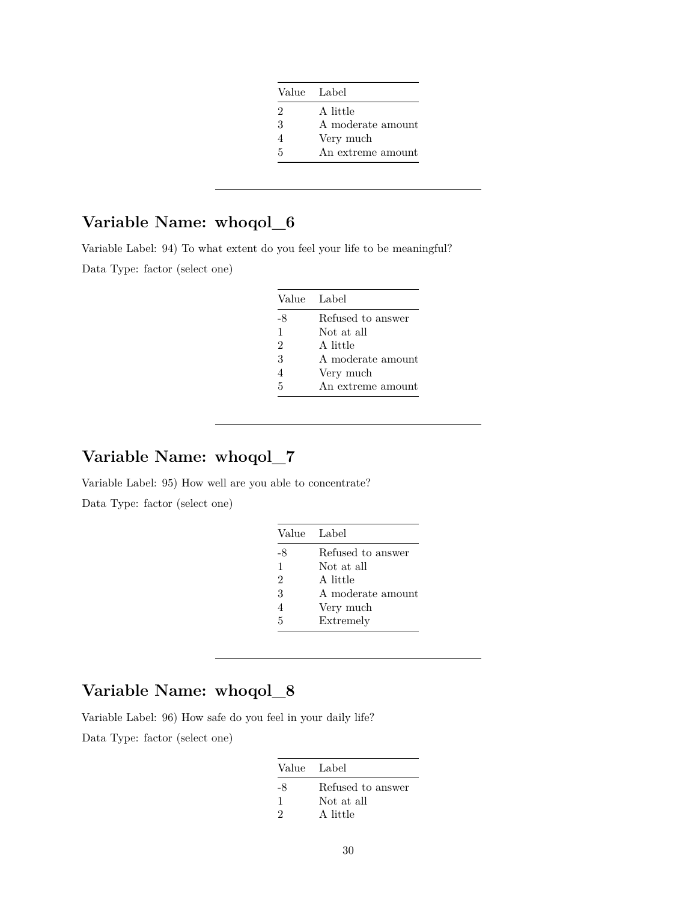| Value | Label |
|---|---|
| 2 | A little |
| 3 | A moderate amount |
| 4 | Very much |
| 5 | An extreme amount |

---

## Variable Name: whoqol_6

Variable Label: 94) To what extent do you feel your life to be meaningful?

Data Type: factor (select one)

| Value | Label |
|---|---|
| -8 | Refused to answer |
| 1 | Not at all |
| 2 | A little |
| 3 | A moderate amount |
| 4 | Very much |
| 5 | An extreme amount |

---

## Variable Name: whoqol_7

Variable Label: 95) How well are you able to concentrate?

Data Type: factor (select one)

| Value | Label |
|---|---|
| -8 | Refused to answer |
| 1 | Not at all |
| 2 | A little |
| 3 | A moderate amount |
| 4 | Very much |
| 5 | Extremely |

---

## Variable Name: whoqol_8

Variable Label: 96) How safe do you feel in your daily life?

Data Type: factor (select one)

| Value | Label |
|---|---|
| -8 | Refused to answer |
| 1 | Not at all |
| 2 | A little |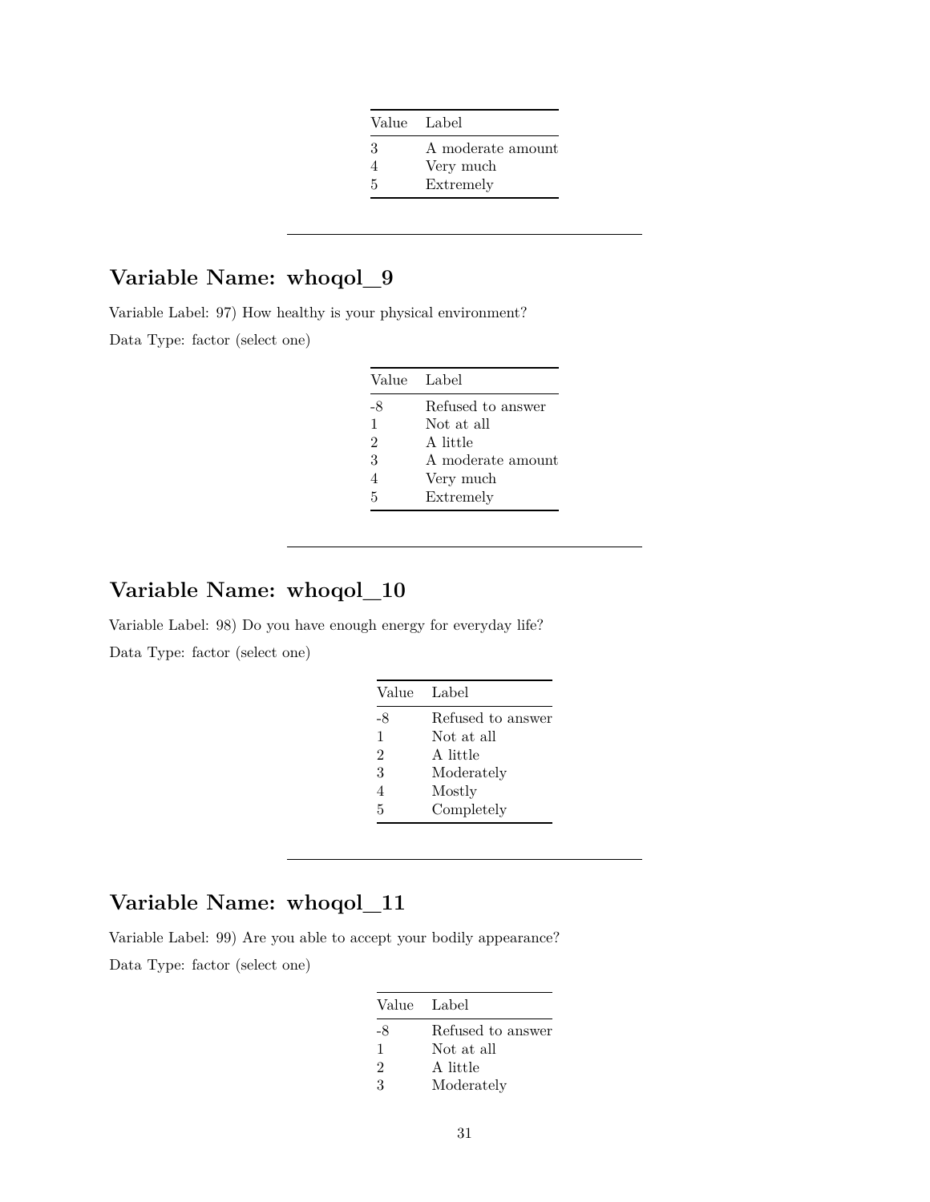| Value | Label |
|---|---|
| 3 | A moderate amount |
| 4 | Very much |
| 5 | Extremely |

---

## Variable Name: whoqol_9

Variable Label: 97) How healthy is your physical environment?

Data Type: factor (select one)

| Value | Label |
|---|---|
| -8 | Refused to answer |
| 1 | Not at all |
| 2 | A little |
| 3 | A moderate amount |
| 4 | Very much |
| 5 | Extremely |

---

## Variable Name: whoqol_10

Variable Label: 98) Do you have enough energy for everyday life?

Data Type: factor (select one)

| Value | Label |
|---|---|
| -8 | Refused to answer |
| 1 | Not at all |
| 2 | A little |
| 3 | Moderately |
| 4 | Mostly |
| 5 | Completely |

---

## Variable Name: whoqol_11

Variable Label: 99) Are you able to accept your bodily appearance?

Data Type: factor (select one)

| Value | Label |
|---|---|
| -8 | Refused to answer |
| 1 | Not at all |
| 2 | A little |
| 3 | Moderately |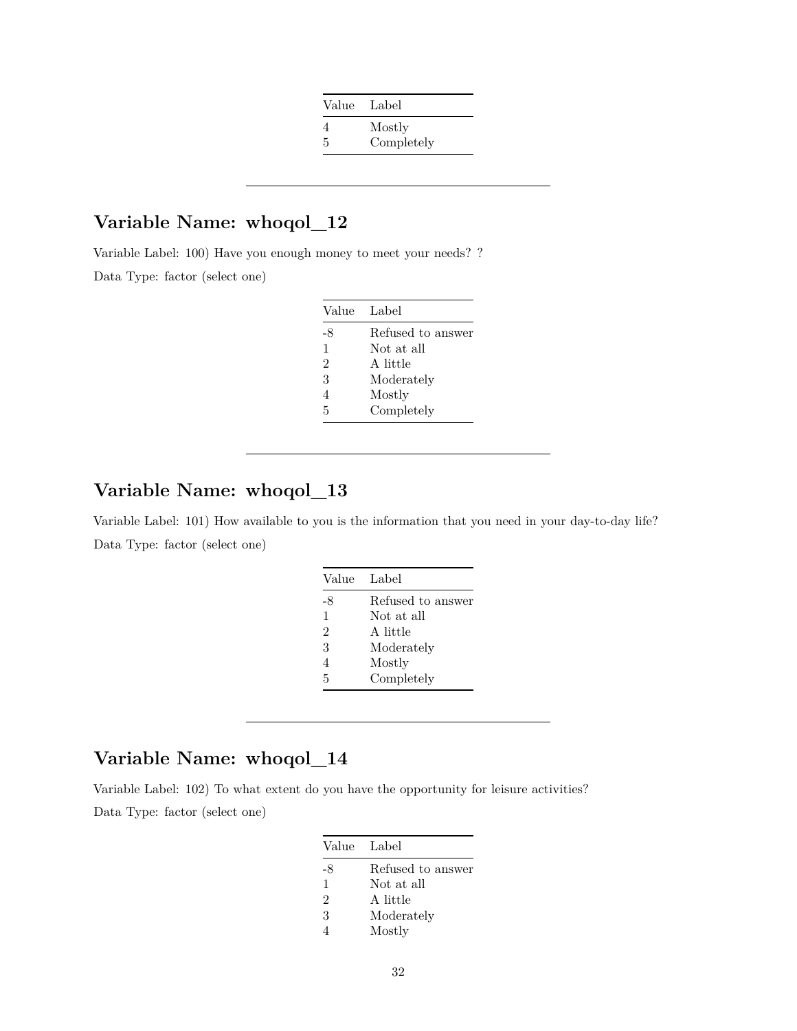| Value | Label |
|---|---|
| 4 | Mostly |
| 5 | Completely |

---

## Variable Name: whoqol_12

Variable Label: 100) Have you enough money to meet your needs? ?

Data Type: factor (select one)

| Value | Label |
|---|---|
| -8 | Refused to answer |
| 1 | Not at all |
| 2 | A little |
| 3 | Moderately |
| 4 | Mostly |
| 5 | Completely |

---

## Variable Name: whoqol_13

Variable Label: 101) How available to you is the information that you need in your day-to-day life?

Data Type: factor (select one)

| Value | Label |
|---|---|
| -8 | Refused to answer |
| 1 | Not at all |
| 2 | A little |
| 3 | Moderately |
| 4 | Mostly |
| 5 | Completely |

---

## Variable Name: whoqol_14

Variable Label: 102) To what extent do you have the opportunity for leisure activities?

Data Type: factor (select one)

| Value | Label |
|---|---|
| -8 | Refused to answer |
| 1 | Not at all |
| 2 | A little |
| 3 | Moderately |
| 4 | Mostly |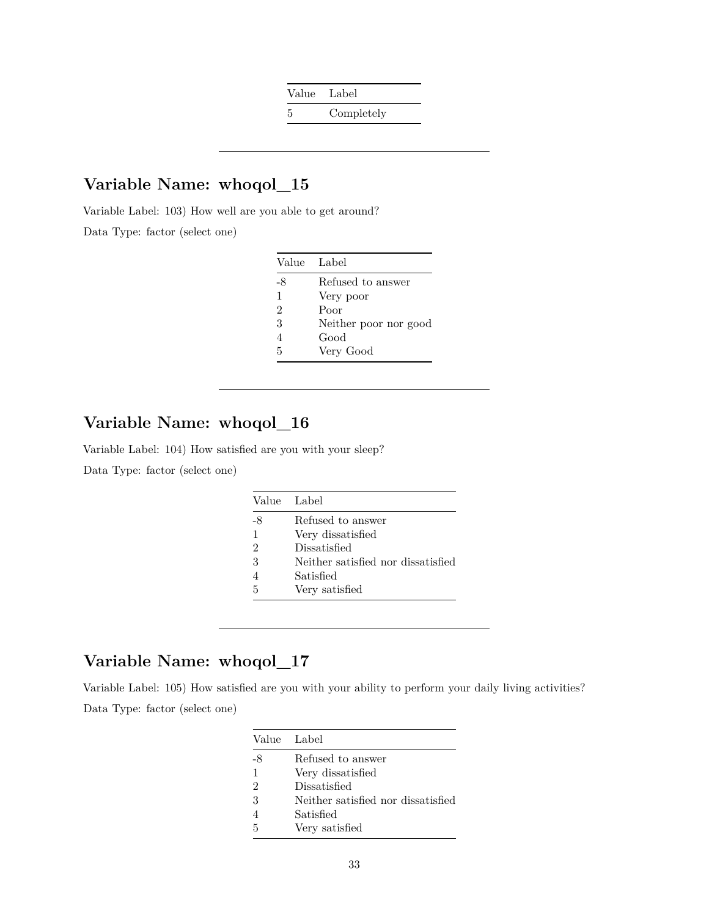| Value | Label |
|---|---|
| 5 | Completely |

---

## Variable Name: whoqol_15

Variable Label: 103) How well are you able to get around?

Data Type: factor (select one)

| Value | Label |
|---|---|
| -8 | Refused to answer |
| 1 | Very poor |
| 2 | Poor |
| 3 | Neither poor nor good |
| 4 | Good |
| 5 | Very Good |

---

## Variable Name: whoqol_16

Variable Label: 104) How satisfied are you with your sleep?

Data Type: factor (select one)

| Value | Label |
|---|---|
| -8 | Refused to answer |
| 1 | Very dissatisfied |
| 2 | Dissatisfied |
| 3 | Neither satisfied nor dissatisfied |
| 4 | Satisfied |
| 5 | Very satisfied |

---

## Variable Name: whoqol_17

Variable Label: 105) How satisfied are you with your ability to perform your daily living activities?

Data Type: factor (select one)

| Value | Label |
|---|---|
| -8 | Refused to answer |
| 1 | Very dissatisfied |
| 2 | Dissatisfied |
| 3 | Neither satisfied nor dissatisfied |
| 4 | Satisfied |
| 5 | Very satisfied |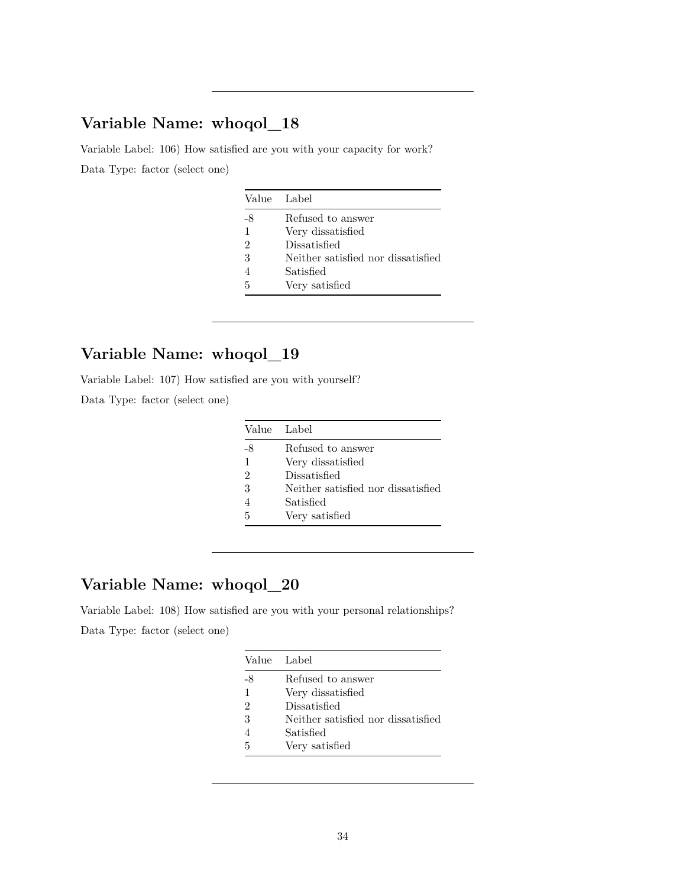---

## Variable Name: whoqol_18

Variable Label: 106) How satisfied are you with your capacity for work?

Data Type: factor (select one)

| Value | Label |
|---|---|
| -8 | Refused to answer |
| 1 | Very dissatisfied |
| 2 | Dissatisfied |
| 3 | Neither satisfied nor dissatisfied |
| 4 | Satisfied |
| 5 | Very satisfied |

---

## Variable Name: whoqol_19

Variable Label: 107) How satisfied are you with yourself?

Data Type: factor (select one)

| Value | Label |
|---|---|
| -8 | Refused to answer |
| 1 | Very dissatisfied |
| 2 | Dissatisfied |
| 3 | Neither satisfied nor dissatisfied |
| 4 | Satisfied |
| 5 | Very satisfied |

---

## Variable Name: whoqol_20

Variable Label: 108) How satisfied are you with your personal relationships?

Data Type: factor (select one)

| Value | Label |
|---|---|
| -8 | Refused to answer |
| 1 | Very dissatisfied |
| 2 | Dissatisfied |
| 3 | Neither satisfied nor dissatisfied |
| 4 | Satisfied |
| 5 | Very satisfied |

---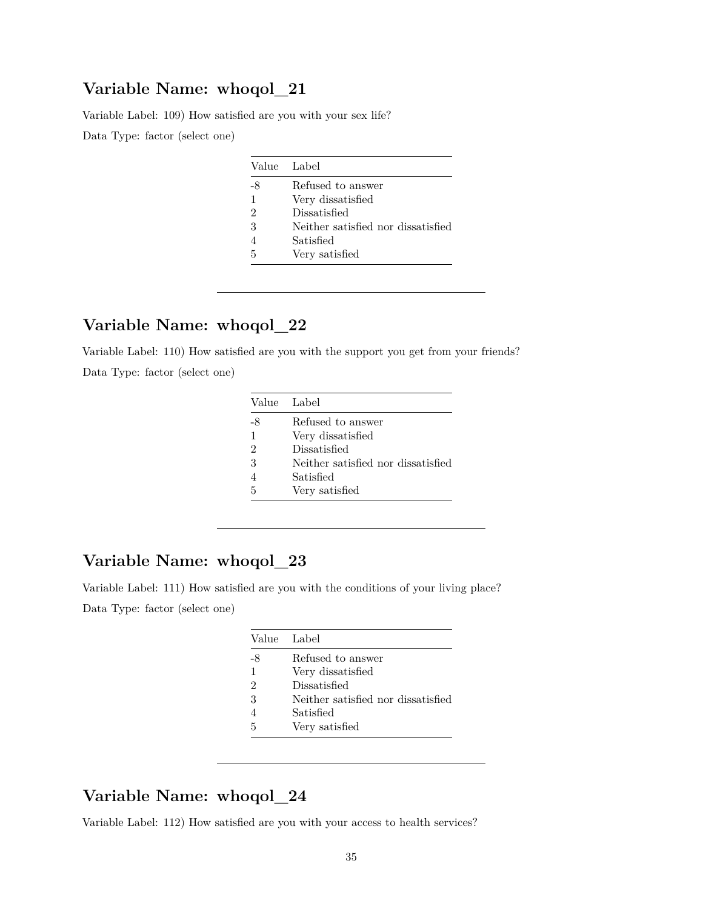## Variable Name: whoqol_21

Variable Label: 109) How satisfied are you with your sex life?

Data Type: factor (select one)

| Value | Label |
|---|---|
| -8 | Refused to answer |
| 1 | Very dissatisfied |
| 2 | Dissatisfied |
| 3 | Neither satisfied nor dissatisfied |
| 4 | Satisfied |
| 5 | Very satisfied |

---

## Variable Name: whoqol_22

Variable Label: 110) How satisfied are you with the support you get from your friends?

Data Type: factor (select one)

| Value | Label |
|---|---|
| -8 | Refused to answer |
| 1 | Very dissatisfied |
| 2 | Dissatisfied |
| 3 | Neither satisfied nor dissatisfied |
| 4 | Satisfied |
| 5 | Very satisfied |

---

## Variable Name: whoqol_23

Variable Label: 111) How satisfied are you with the conditions of your living place?

Data Type: factor (select one)

| Value | Label |
|---|---|
| -8 | Refused to answer |
| 1 | Very dissatisfied |
| 2 | Dissatisfied |
| 3 | Neither satisfied nor dissatisfied |
| 4 | Satisfied |
| 5 | Very satisfied |

---

## Variable Name: whoqol_24

Variable Label: 112) How satisfied are you with your access to health services?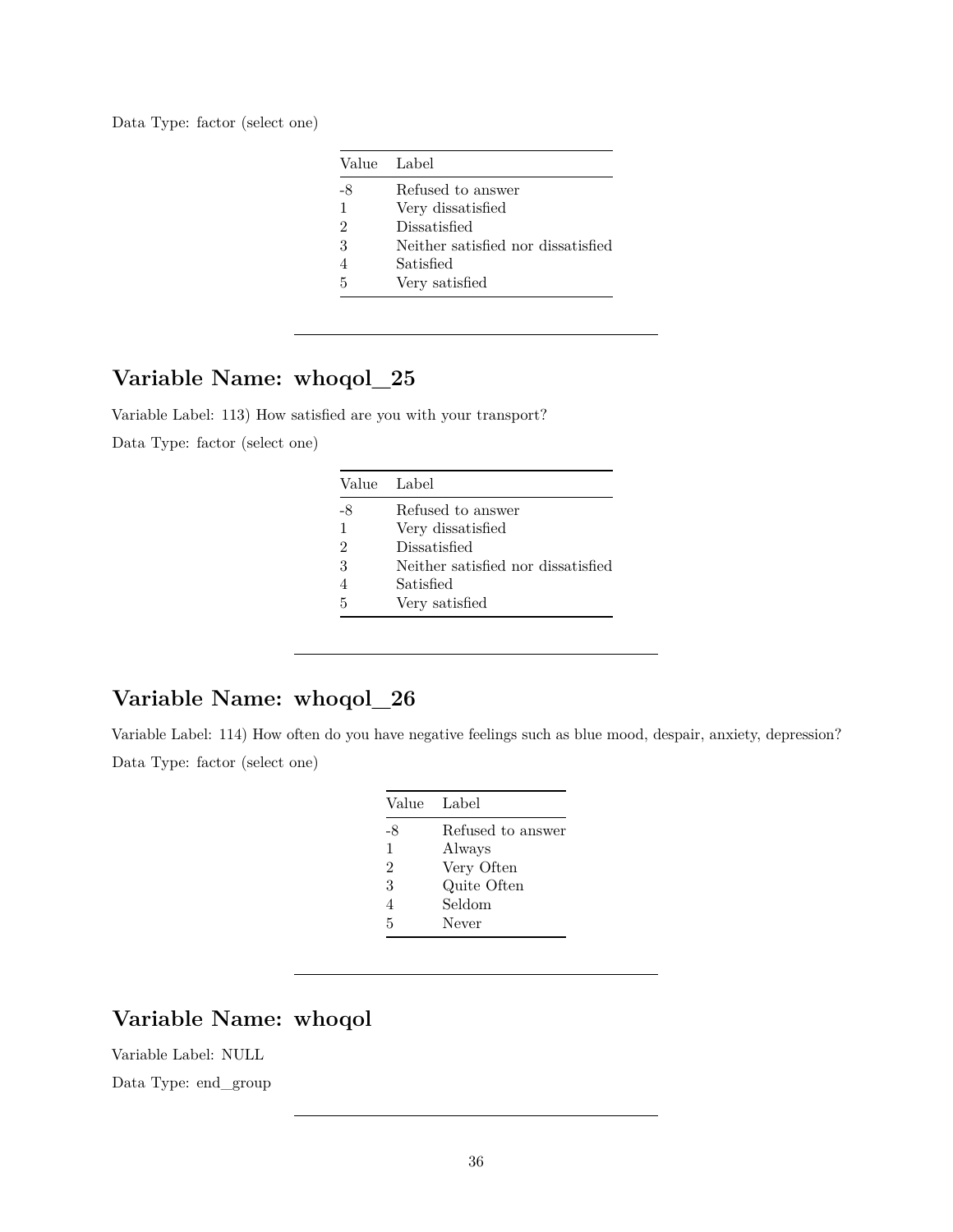Data Type: factor (select one)

| Value | Label |
|---|---|
| -8 | Refused to answer |
| 1 | Very dissatisfied |
| 2 | Dissatisfied |
| 3 | Neither satisfied nor dissatisfied |
| 4 | Satisfied |
| 5 | Very satisfied |

---

## Variable Name: whoqol_25

Variable Label: 113) How satisfied are you with your transport?

Data Type: factor (select one)

| Value | Label |
|---|---|
| -8 | Refused to answer |
| 1 | Very dissatisfied |
| 2 | Dissatisfied |
| 3 | Neither satisfied nor dissatisfied |
| 4 | Satisfied |
| 5 | Very satisfied |

---

## Variable Name: whoqol_26

Variable Label: 114) How often do you have negative feelings such as blue mood, despair, anxiety, depression?

Data Type: factor (select one)

| Value | Label |
|---|---|
| -8 | Refused to answer |
| 1 | Always |
| 2 | Very Often |
| 3 | Quite Often |
| 4 | Seldom |
| 5 | Never |

---

## Variable Name: whoqol

Variable Label: NULL

Data Type: end_group

---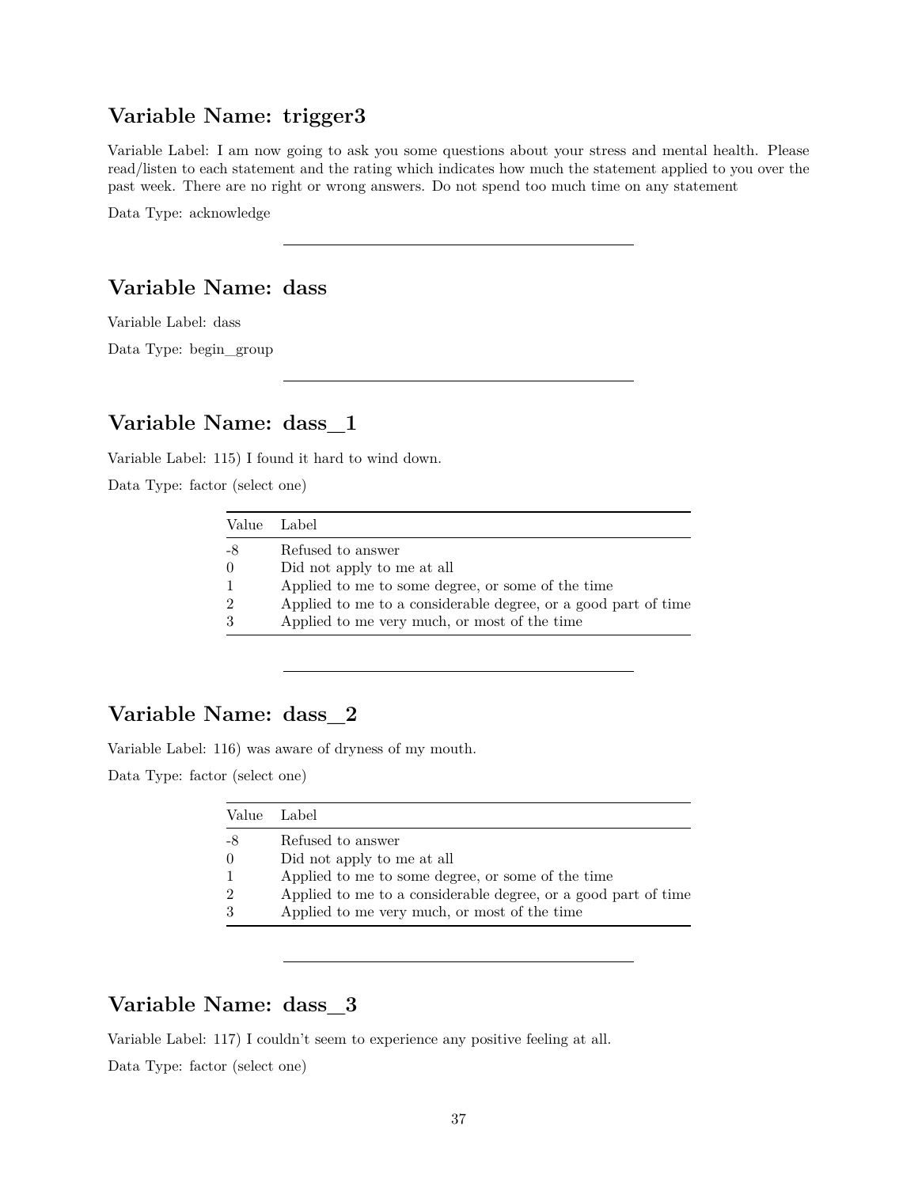## Variable Name: trigger3

Variable Label: I am now going to ask you some questions about your stress and mental health. Please read/listen to each statement and the rating which indicates how much the statement applied to you over the past week. There are no right or wrong answers. Do not spend too much time on any statement

Data Type: acknowledge

---

## Variable Name: dass

Variable Label: dass

Data Type: begin_group

---

## Variable Name: dass_1

Variable Label: 115) I found it hard to wind down.

Data Type: factor (select one)

| Value | Label |
|---|---|
| -8 | Refused to answer |
| 0 | Did not apply to me at all |
| 1 | Applied to me to some degree, or some of the time |
| 2 | Applied to me to a considerable degree, or a good part of time |
| 3 | Applied to me very much, or most of the time |

---

## Variable Name: dass_2

Variable Label: 116) was aware of dryness of my mouth.

Data Type: factor (select one)

| Value | Label |
|---|---|
| -8 | Refused to answer |
| 0 | Did not apply to me at all |
| 1 | Applied to me to some degree, or some of the time |
| 2 | Applied to me to a considerable degree, or a good part of time |
| 3 | Applied to me very much, or most of the time |

---

## Variable Name: dass_3

Variable Label: 117) I couldn't seem to experience any positive feeling at all.

Data Type: factor (select one)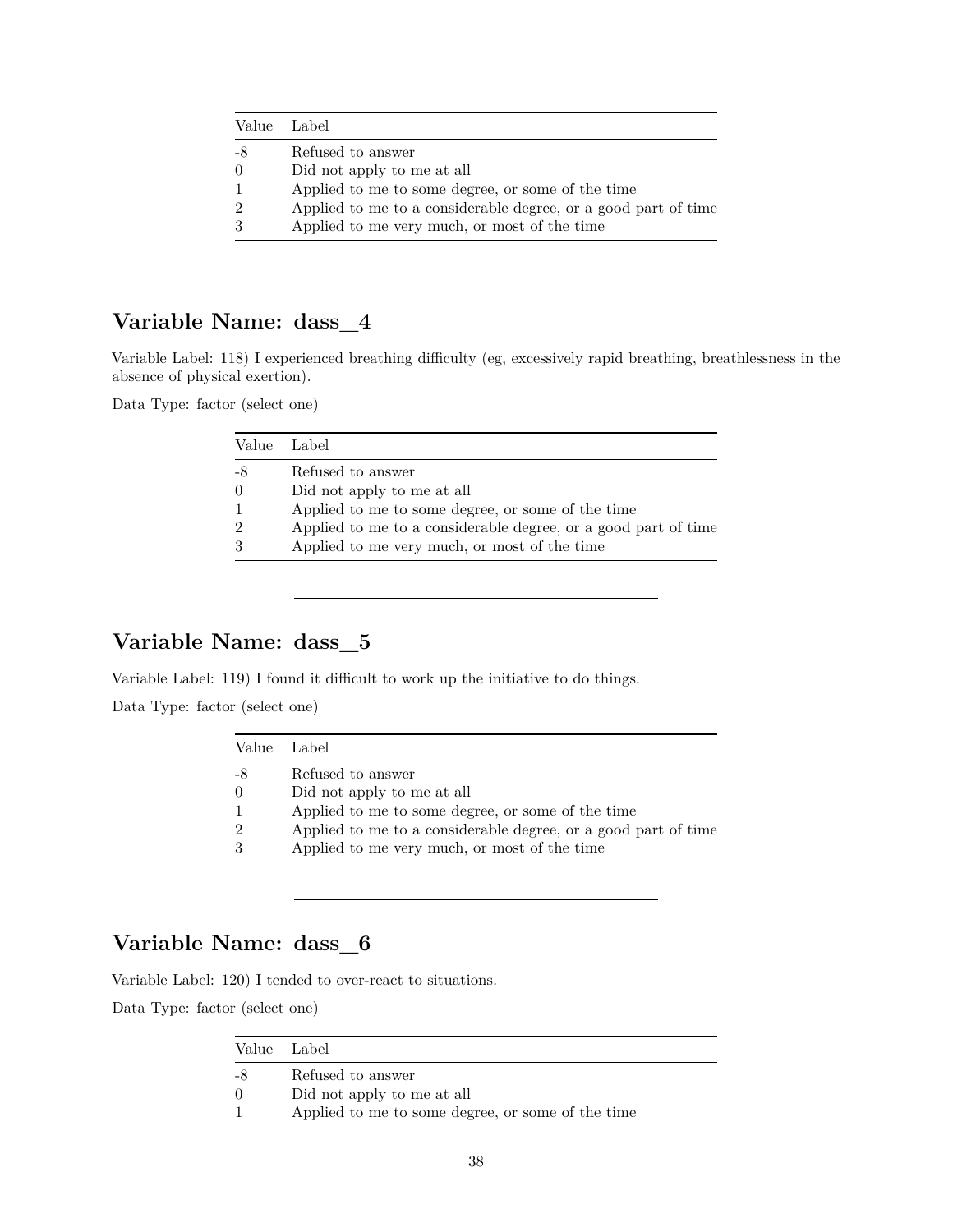| Value | Label |
|---|---|
| -8 | Refused to answer |
| 0 | Did not apply to me at all |
| 1 | Applied to me to some degree, or some of the time |
| 2 | Applied to me to a considerable degree, or a good part of time |
| 3 | Applied to me very much, or most of the time |

---

## Variable Name: dass_4

Variable Label: 118) I experienced breathing difficulty (eg, excessively rapid breathing, breathlessness in the absence of physical exertion).

Data Type: factor (select one)

| Value | Label |
|---|---|
| -8 | Refused to answer |
| 0 | Did not apply to me at all |
| 1 | Applied to me to some degree, or some of the time |
| 2 | Applied to me to a considerable degree, or a good part of time |
| 3 | Applied to me very much, or most of the time |

---

## Variable Name: dass_5

Variable Label: 119) I found it difficult to work up the initiative to do things.

Data Type: factor (select one)

| Value | Label |
|---|---|
| -8 | Refused to answer |
| 0 | Did not apply to me at all |
| 1 | Applied to me to some degree, or some of the time |
| 2 | Applied to me to a considerable degree, or a good part of time |
| 3 | Applied to me very much, or most of the time |

---

## Variable Name: dass_6

Variable Label: 120) I tended to over-react to situations.

Data Type: factor (select one)

| Value | Label |
|---|---|
| -8 | Refused to answer |
| 0 | Did not apply to me at all |
| 1 | Applied to me to some degree, or some of the time |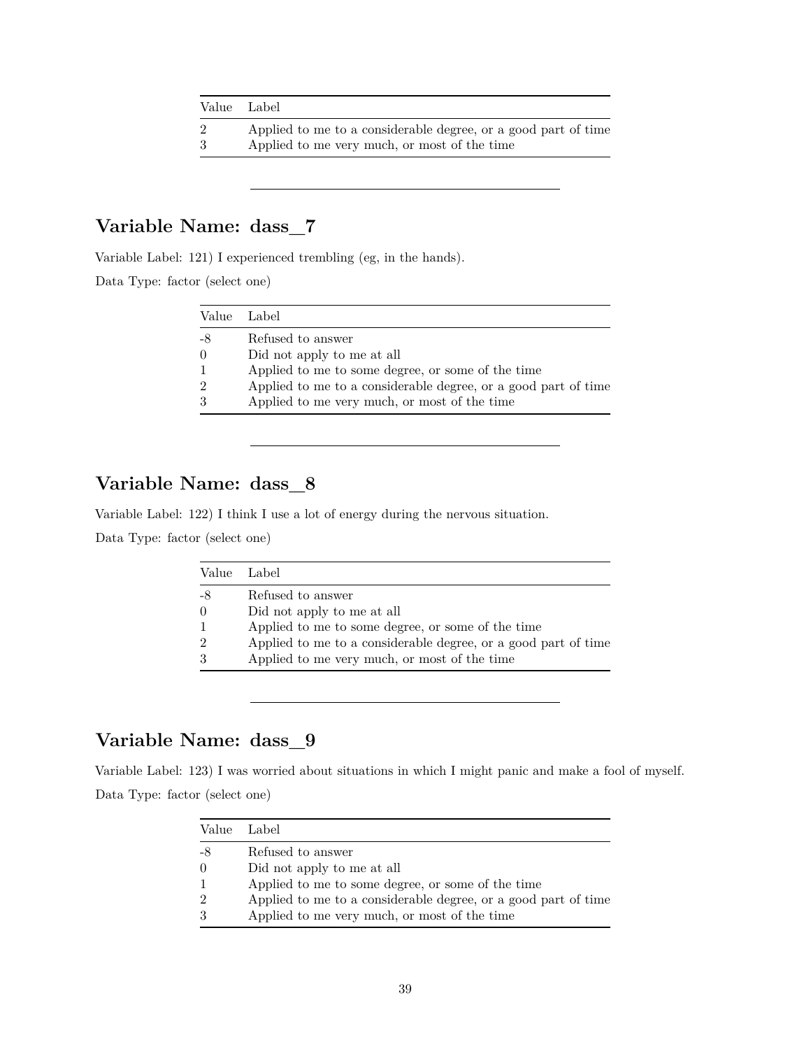| Value | Label |
|---|---|
| 2 | Applied to me to a considerable degree, or a good part of time |
| 3 | Applied to me very much, or most of the time |

---

## Variable Name: dass_7

Variable Label: 121) I experienced trembling (eg, in the hands).

Data Type: factor (select one)

| Value | Label |
|---|---|
| -8 | Refused to answer |
| 0 | Did not apply to me at all |
| 1 | Applied to me to some degree, or some of the time |
| 2 | Applied to me to a considerable degree, or a good part of time |
| 3 | Applied to me very much, or most of the time |

---

## Variable Name: dass_8

Variable Label: 122) I think I use a lot of energy during the nervous situation.

Data Type: factor (select one)

| Value | Label |
|---|---|
| -8 | Refused to answer |
| 0 | Did not apply to me at all |
| 1 | Applied to me to some degree, or some of the time |
| 2 | Applied to me to a considerable degree, or a good part of time |
| 3 | Applied to me very much, or most of the time |

---

## Variable Name: dass_9

Variable Label: 123) I was worried about situations in which I might panic and make a fool of myself.

Data Type: factor (select one)

| Value | Label |
|---|---|
| -8 | Refused to answer |
| 0 | Did not apply to me at all |
| 1 | Applied to me to some degree, or some of the time |
| 2 | Applied to me to a considerable degree, or a good part of time |
| 3 | Applied to me very much, or most of the time |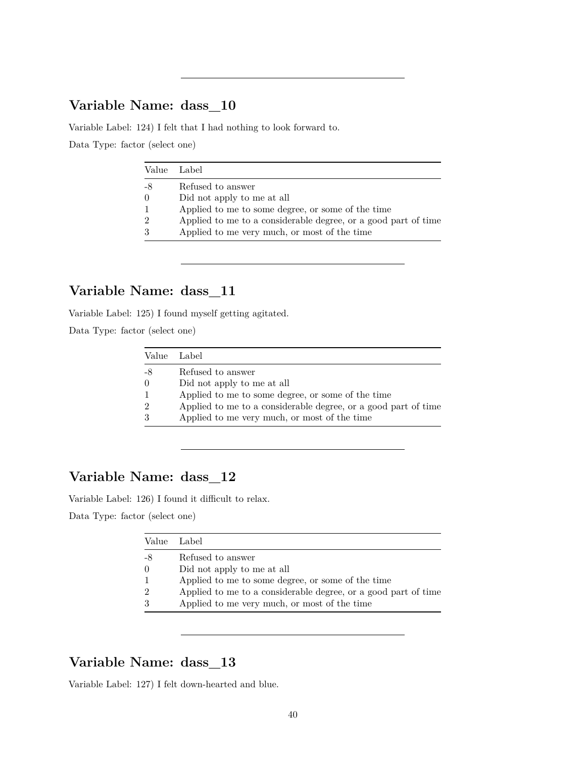---

## Variable Name: dass_10

Variable Label: 124) I felt that I had nothing to look forward to.

Data Type: factor (select one)

| Value | Label |
|---|---|
| -8 | Refused to answer |
| 0 | Did not apply to me at all |
| 1 | Applied to me to some degree, or some of the time |
| 2 | Applied to me to a considerable degree, or a good part of time |
| 3 | Applied to me very much, or most of the time |

---

## Variable Name: dass_11

Variable Label: 125) I found myself getting agitated.

Data Type: factor (select one)

| Value | Label |
|---|---|
| -8 | Refused to answer |
| 0 | Did not apply to me at all |
| 1 | Applied to me to some degree, or some of the time |
| 2 | Applied to me to a considerable degree, or a good part of time |
| 3 | Applied to me very much, or most of the time |

---

## Variable Name: dass_12

Variable Label: 126) I found it difficult to relax.

Data Type: factor (select one)

| Value | Label |
|---|---|
| -8 | Refused to answer |
| 0 | Did not apply to me at all |
| 1 | Applied to me to some degree, or some of the time |
| 2 | Applied to me to a considerable degree, or a good part of time |
| 3 | Applied to me very much, or most of the time |

---

## Variable Name: dass_13

Variable Label: 127) I felt down-hearted and blue.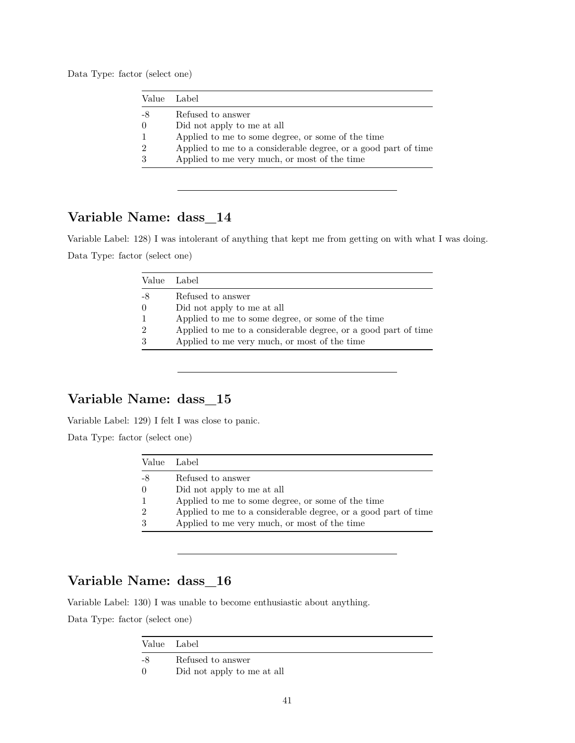Data Type: factor (select one)

| Value | Label |
|---|---|
| -8 | Refused to answer |
| 0 | Did not apply to me at all |
| 1 | Applied to me to some degree, or some of the time |
| 2 | Applied to me to a considerable degree, or a good part of time |
| 3 | Applied to me very much, or most of the time |

---

## Variable Name: dass_14

Variable Label: 128) I was intolerant of anything that kept me from getting on with what I was doing.

Data Type: factor (select one)

| Value | Label |
|---|---|
| -8 | Refused to answer |
| 0 | Did not apply to me at all |
| 1 | Applied to me to some degree, or some of the time |
| 2 | Applied to me to a considerable degree, or a good part of time |
| 3 | Applied to me very much, or most of the time |

---

## Variable Name: dass_15

Variable Label: 129) I felt I was close to panic.

Data Type: factor (select one)

| Value | Label |
|---|---|
| -8 | Refused to answer |
| 0 | Did not apply to me at all |
| 1 | Applied to me to some degree, or some of the time |
| 2 | Applied to me to a considerable degree, or a good part of time |
| 3 | Applied to me very much, or most of the time |

---

## Variable Name: dass_16

Variable Label: 130) I was unable to become enthusiastic about anything.

Data Type: factor (select one)

| Value | Label |
|---|---|
| -8 | Refused to answer |
| 0 | Did not apply to me at all |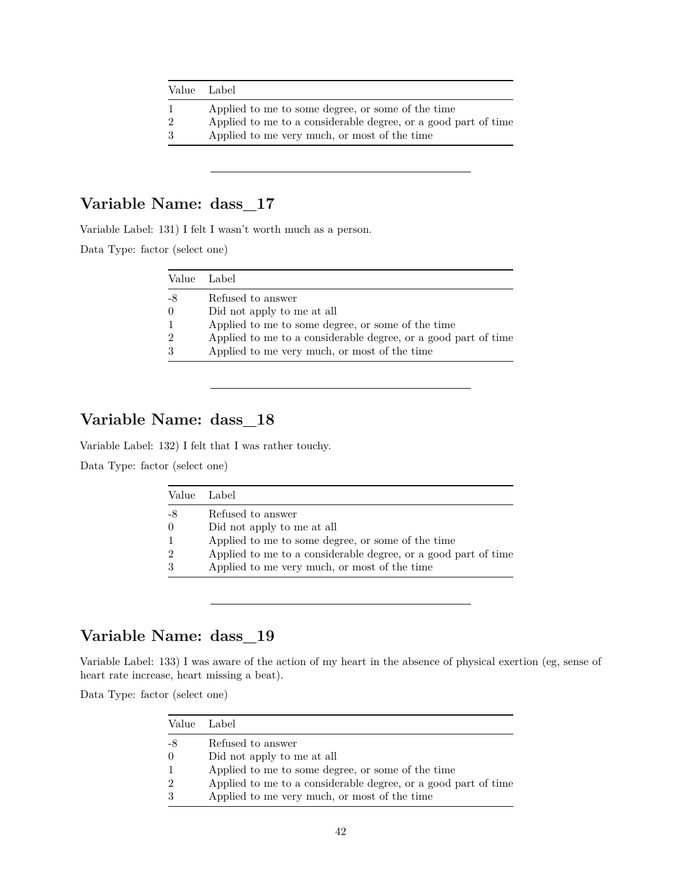| Value | Label |
|---|---|
| 1 | Applied to me to some degree, or some of the time |
| 2 | Applied to me to a considerable degree, or a good part of time |
| 3 | Applied to me very much, or most of the time |

---

## Variable Name: dass_17

Variable Label: 131) I felt I wasn't worth much as a person.

Data Type: factor (select one)

| Value | Label |
|---|---|
| -8 | Refused to answer |
| 0 | Did not apply to me at all |
| 1 | Applied to me to some degree, or some of the time |
| 2 | Applied to me to a considerable degree, or a good part of time |
| 3 | Applied to me very much, or most of the time |

---

## Variable Name: dass_18

Variable Label: 132) I felt that I was rather touchy.

Data Type: factor (select one)

| Value | Label |
|---|---|
| -8 | Refused to answer |
| 0 | Did not apply to me at all |
| 1 | Applied to me to some degree, or some of the time |
| 2 | Applied to me to a considerable degree, or a good part of time |
| 3 | Applied to me very much, or most of the time |

---

## Variable Name: dass_19

Variable Label: 133) I was aware of the action of my heart in the absence of physical exertion (eg, sense of heart rate increase, heart missing a beat).

Data Type: factor (select one)

| Value | Label |
|---|---|
| -8 | Refused to answer |
| 0 | Did not apply to me at all |
| 1 | Applied to me to some degree, or some of the time |
| 2 | Applied to me to a considerable degree, or a good part of time |
| 3 | Applied to me very much, or most of the time |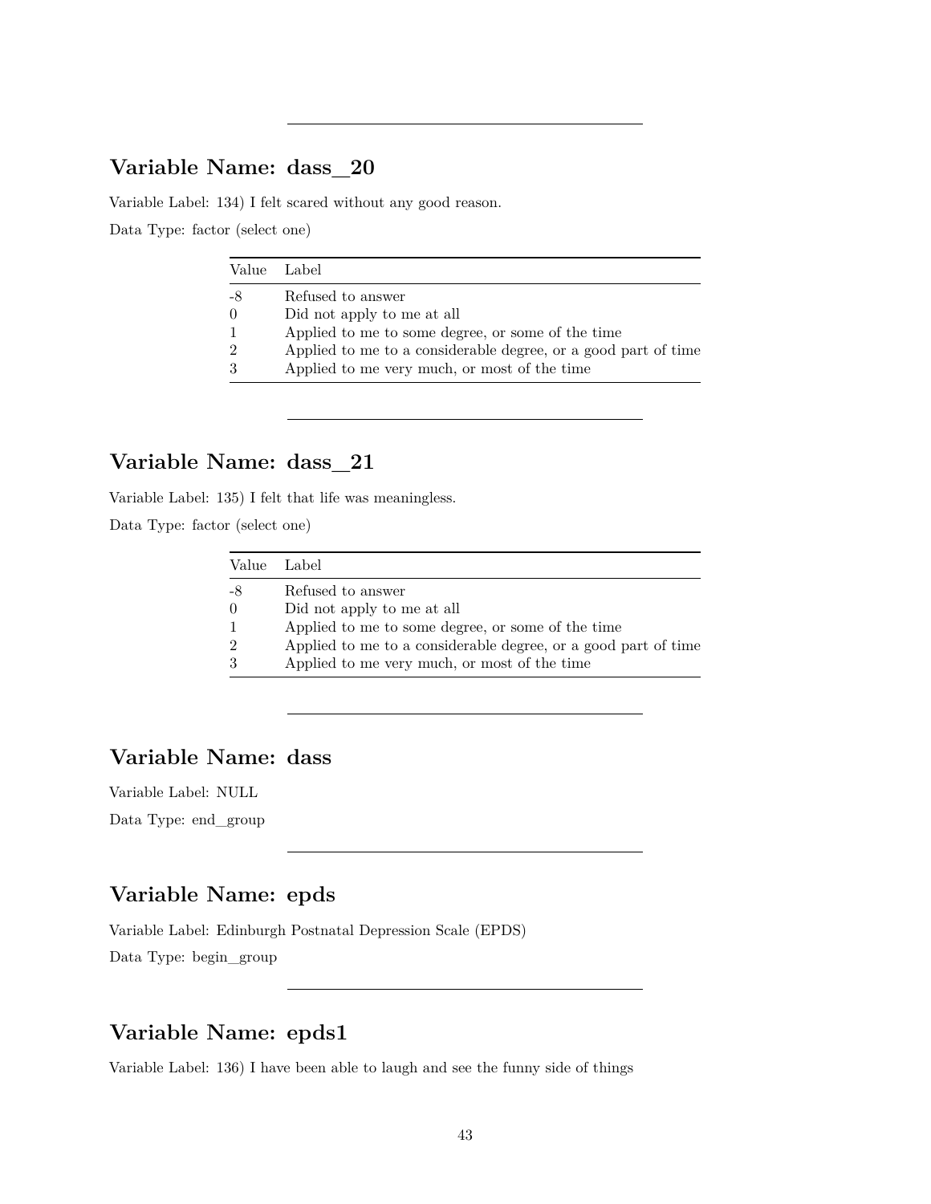---

## Variable Name: dass_20

Variable Label: 134) I felt scared without any good reason.

Data Type: factor (select one)

| Value | Label |
|---|---|
| -8 | Refused to answer |
| 0 | Did not apply to me at all |
| 1 | Applied to me to some degree, or some of the time |
| 2 | Applied to me to a considerable degree, or a good part of time |
| 3 | Applied to me very much, or most of the time |

---

## Variable Name: dass_21

Variable Label: 135) I felt that life was meaningless.

Data Type: factor (select one)

| Value | Label |
|---|---|
| -8 | Refused to answer |
| 0 | Did not apply to me at all |
| 1 | Applied to me to some degree, or some of the time |
| 2 | Applied to me to a considerable degree, or a good part of time |
| 3 | Applied to me very much, or most of the time |

---

## Variable Name: dass

Variable Label: NULL

Data Type: end_group

---

## Variable Name: epds

Variable Label: Edinburgh Postnatal Depression Scale (EPDS)

Data Type: begin_group

---

## Variable Name: epds1

Variable Label: 136) I have been able to laugh and see the funny side of things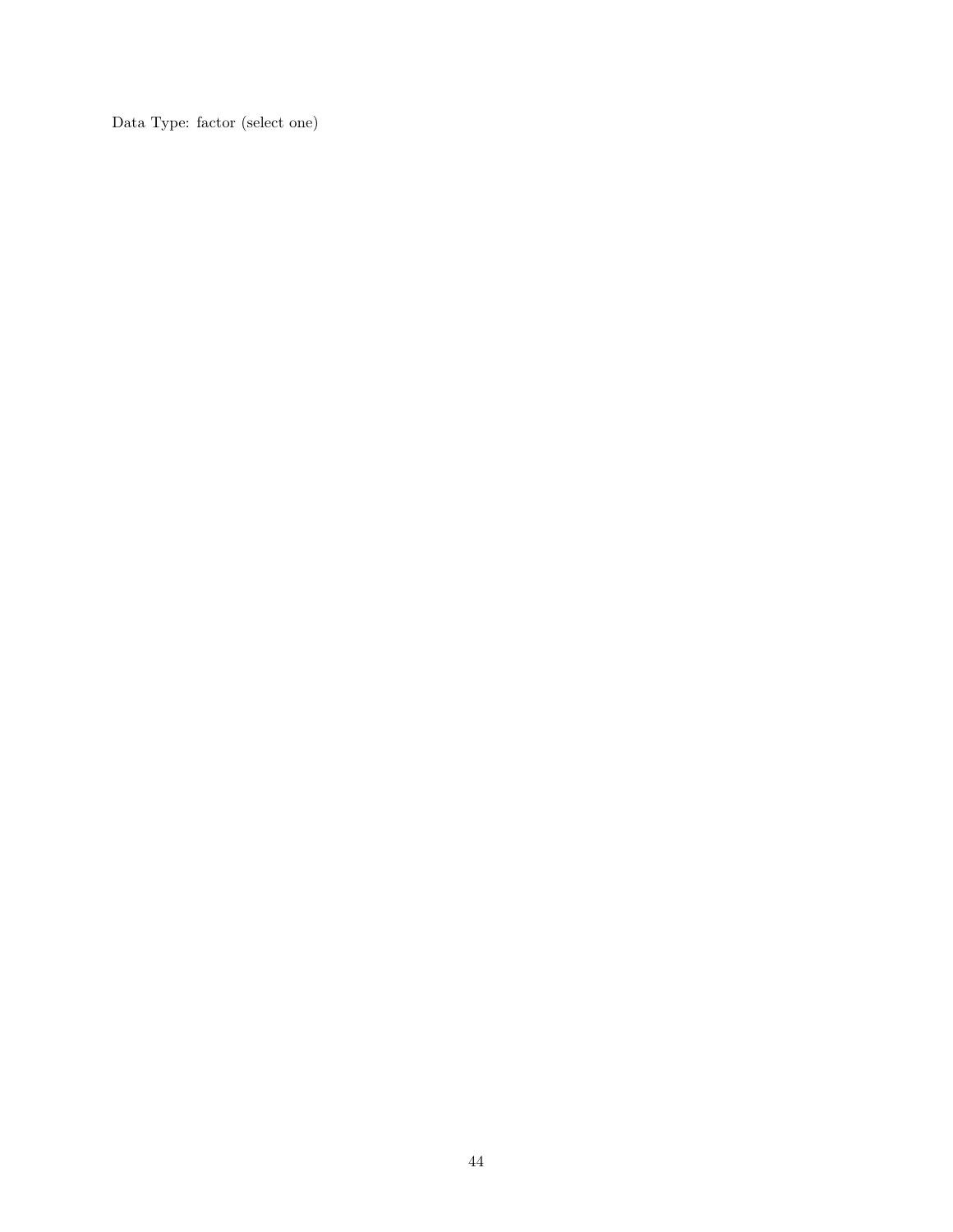Data Type: factor (select one)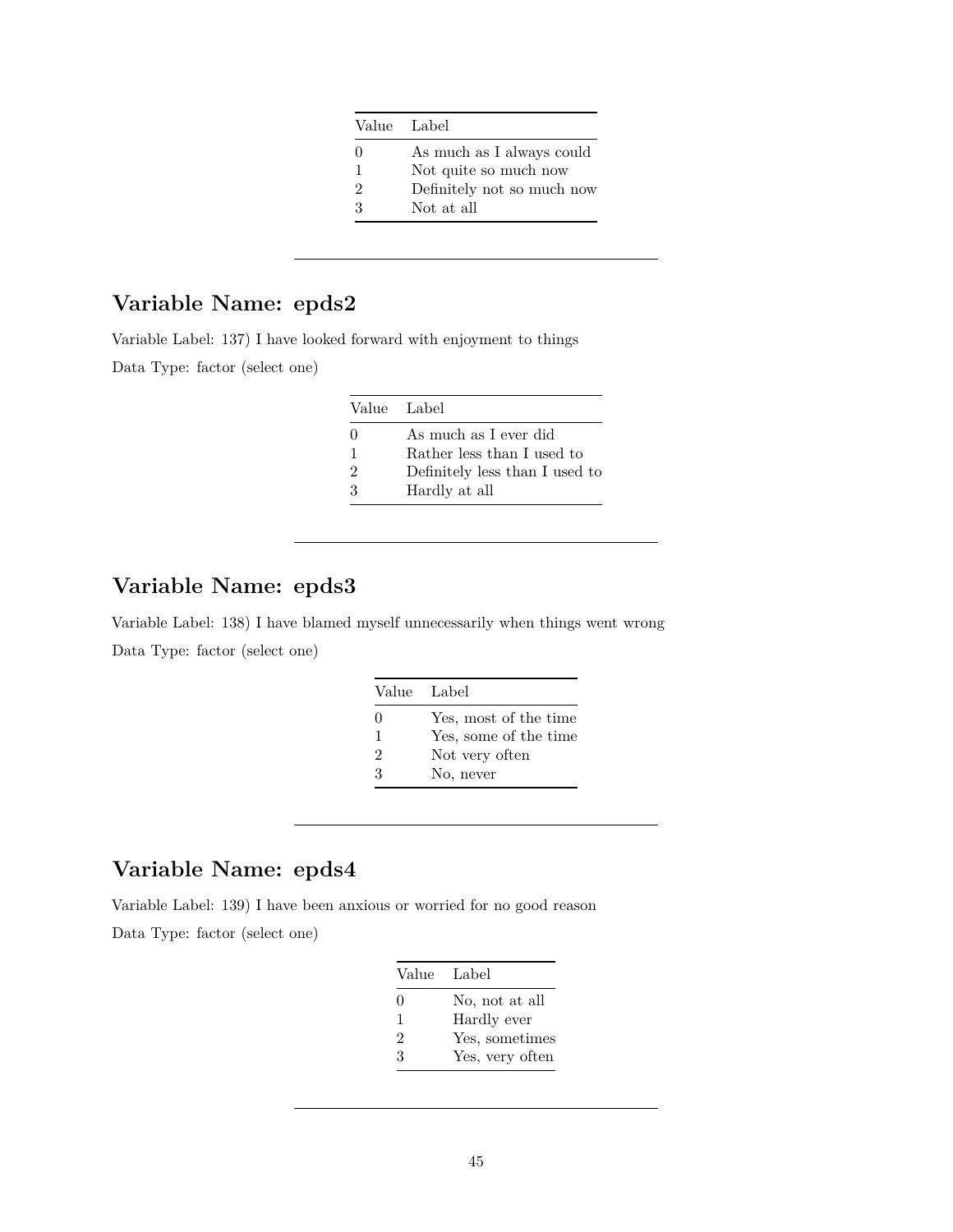| Value | Label |
|---|---|
| 0 | As much as I always could |
| 1 | Not quite so much now |
| 2 | Definitely not so much now |
| 3 | Not at all |

---

## Variable Name: epds2

Variable Label: 137) I have looked forward with enjoyment to things

Data Type: factor (select one)

| Value | Label |
|---|---|
| 0 | As much as I ever did |
| 1 | Rather less than I used to |
| 2 | Definitely less than I used to |
| 3 | Hardly at all |

---

## Variable Name: epds3

Variable Label: 138) I have blamed myself unnecessarily when things went wrong

Data Type: factor (select one)

| Value | Label |
|---|---|
| 0 | Yes, most of the time |
| 1 | Yes, some of the time |
| 2 | Not very often |
| 3 | No, never |

---

## Variable Name: epds4

Variable Label: 139) I have been anxious or worried for no good reason

Data Type: factor (select one)

| Value | Label |
|---|---|
| 0 | No, not at all |
| 1 | Hardly ever |
| 2 | Yes, sometimes |
| 3 | Yes, very often |

---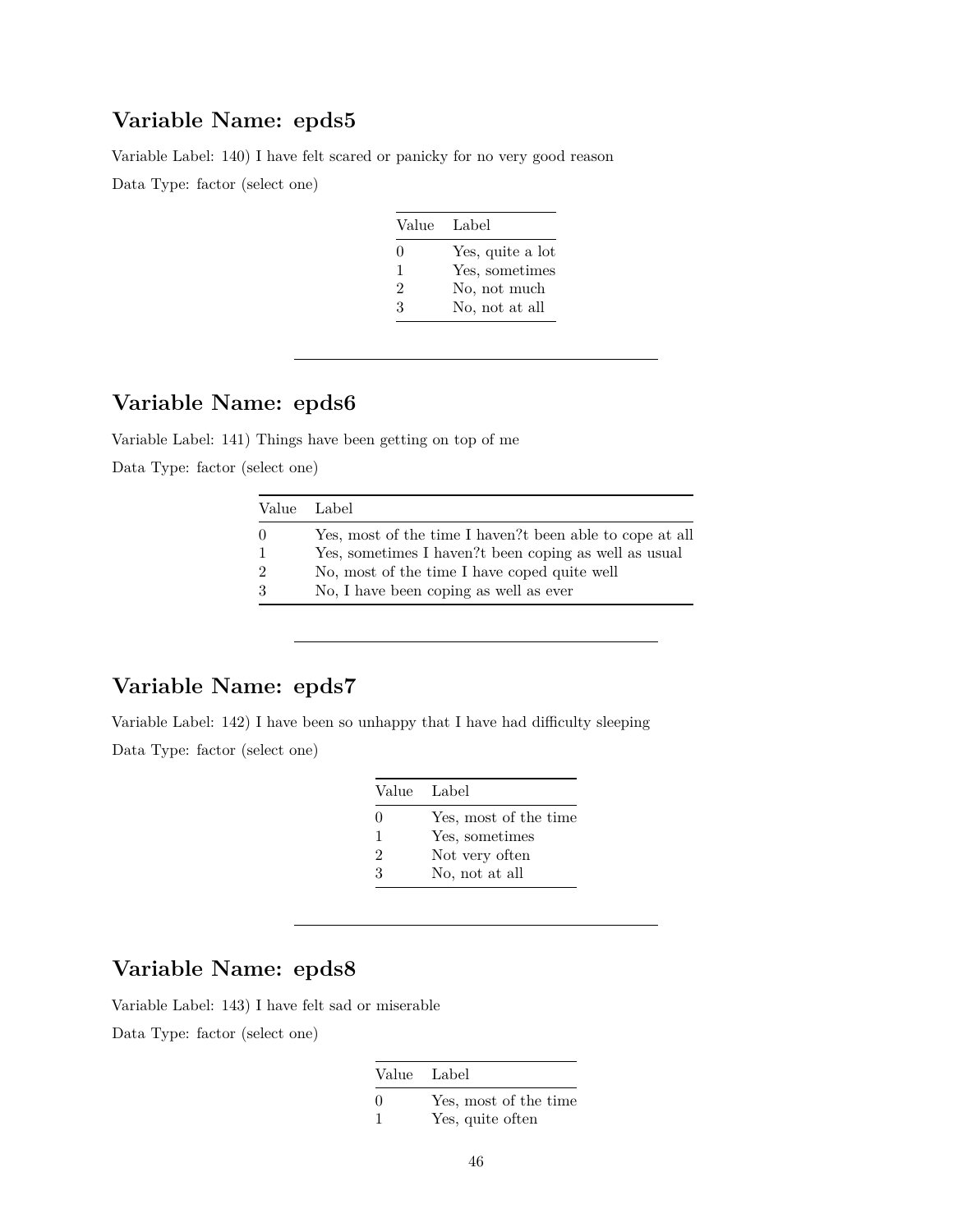## Variable Name: epds5

Variable Label: 140) I have felt scared or panicky for no very good reason

Data Type: factor (select one)

| Value | Label |
|---|---|
| 0 | Yes, quite a lot |
| 1 | Yes, sometimes |
| 2 | No, not much |
| 3 | No, not at all |

---

## Variable Name: epds6

Variable Label: 141) Things have been getting on top of me

Data Type: factor (select one)

| Value | Label |
|---|---|
| 0 | Yes, most of the time I haven?t been able to cope at all |
| 1 | Yes, sometimes I haven?t been coping as well as usual |
| 2 | No, most of the time I have coped quite well |
| 3 | No, I have been coping as well as ever |

---

## Variable Name: epds7

Variable Label: 142) I have been so unhappy that I have had difficulty sleeping

Data Type: factor (select one)

| Value | Label |
|---|---|
| 0 | Yes, most of the time |
| 1 | Yes, sometimes |
| 2 | Not very often |
| 3 | No, not at all |

---

## Variable Name: epds8

Variable Label: 143) I have felt sad or miserable

Data Type: factor (select one)

| Value | Label |
|---|---|
| 0 | Yes, most of the time |
| 1 | Yes, quite often |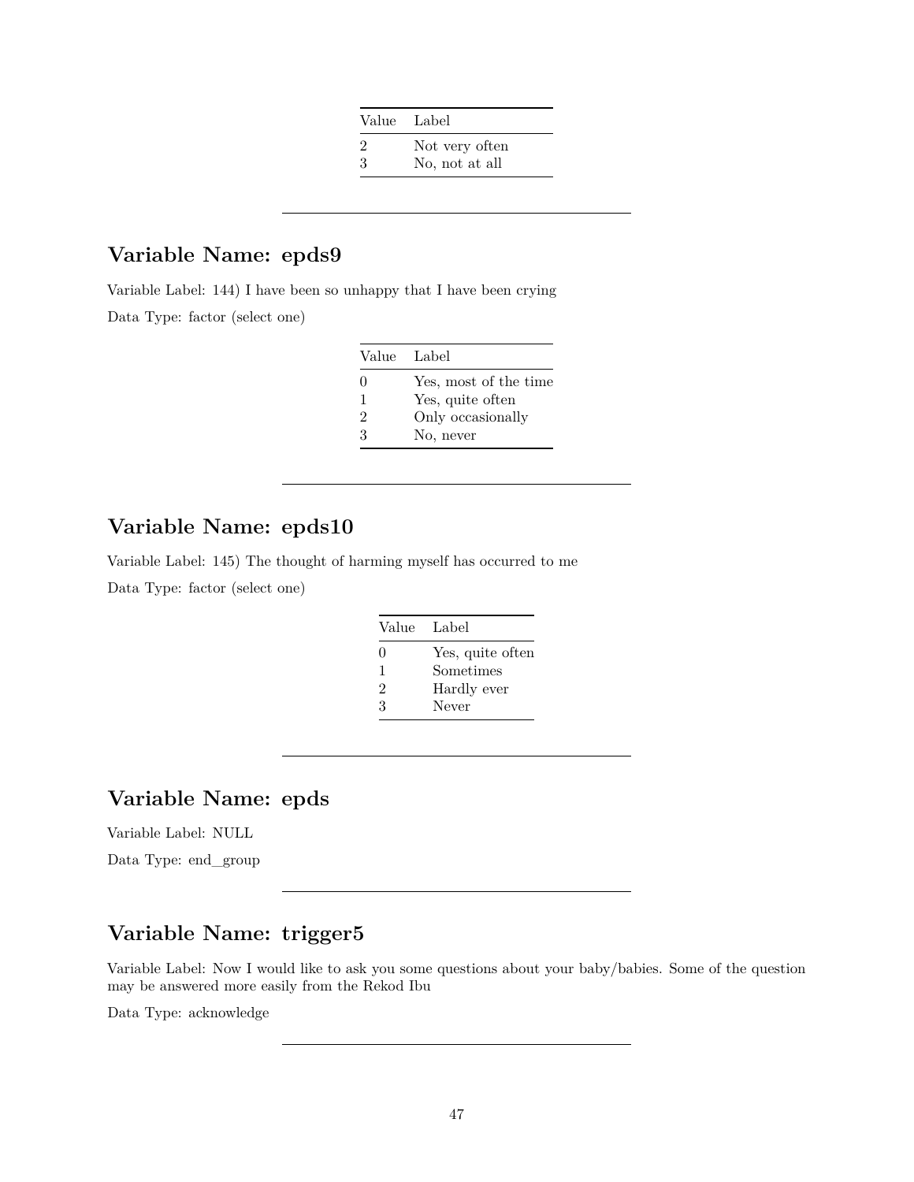| Value | Label |
|---|---|
| 2 | Not very often |
| 3 | No, not at all |

---

## Variable Name: epds9

Variable Label: 144) I have been so unhappy that I have been crying

Data Type: factor (select one)

| Value | Label |
|---|---|
| 0 | Yes, most of the time |
| 1 | Yes, quite often |
| 2 | Only occasionally |
| 3 | No, never |

---

## Variable Name: epds10

Variable Label: 145) The thought of harming myself has occurred to me

Data Type: factor (select one)

| Value | Label |
|---|---|
| 0 | Yes, quite often |
| 1 | Sometimes |
| 2 | Hardly ever |
| 3 | Never |

---

## Variable Name: epds

Variable Label: NULL

Data Type: end_group

---

## Variable Name: trigger5

Variable Label: Now I would like to ask you some questions about your baby/babies. Some of the question may be answered more easily from the Rekod Ibu

Data Type: acknowledge

---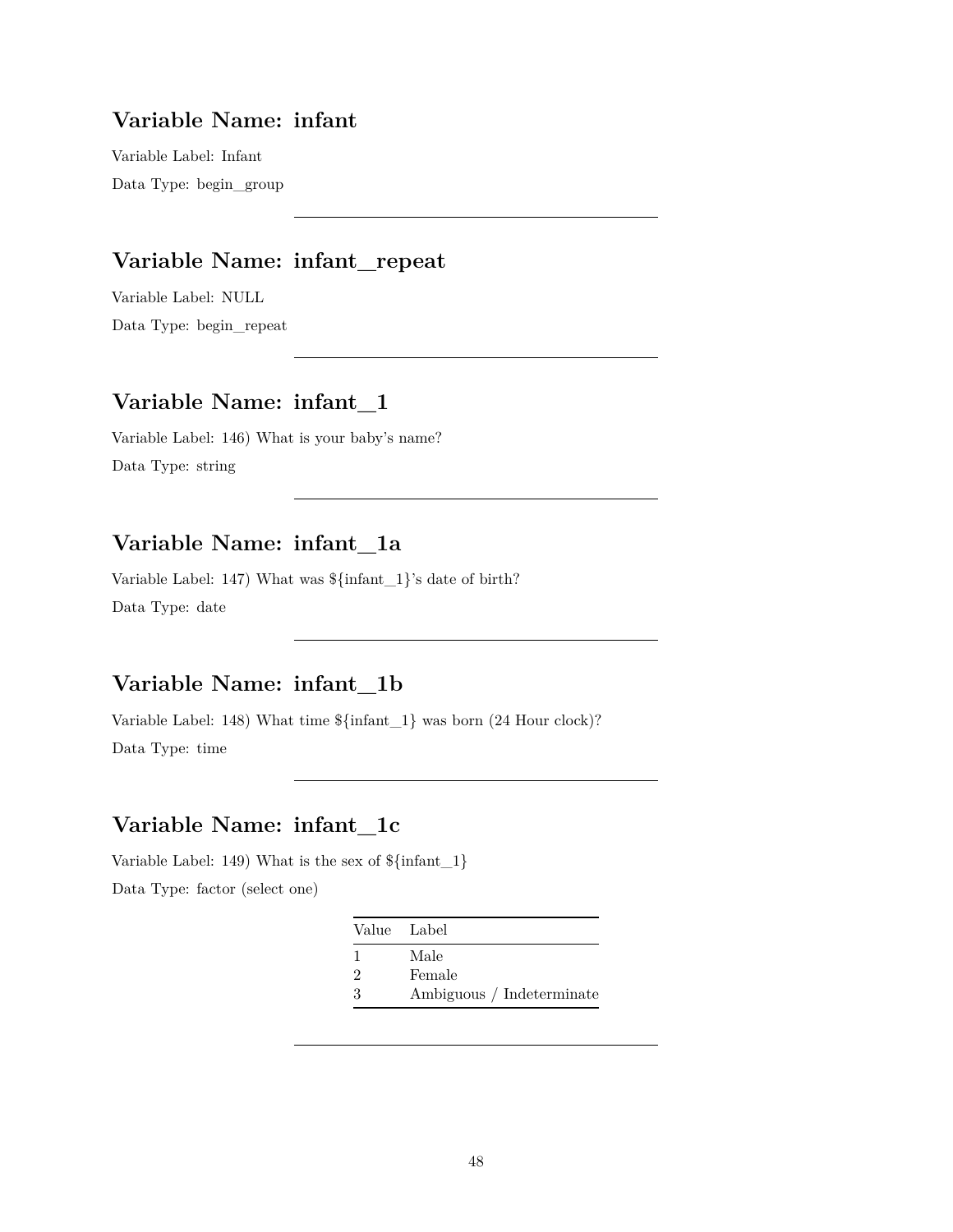## Variable Name: infant

Variable Label: Infant

Data Type: begin_group

---

## Variable Name: infant_repeat

Variable Label: NULL

Data Type: begin_repeat

---

## Variable Name: infant_1

Variable Label: 146) What is your baby's name?

Data Type: string

---

## Variable Name: infant_1a

Variable Label: 147) What was ${infant_1}'s date of birth?

Data Type: date

---

## Variable Name: infant_1b

Variable Label: 148) What time ${infant_1} was born (24 Hour clock)?

Data Type: time

---

## Variable Name: infant_1c

Variable Label: 149) What is the sex of ${infant_1}

Data Type: factor (select one)

| Value | Label |
|---|---|
| 1 | Male |
| 2 | Female |
| 3 | Ambiguous / Indeterminate |

---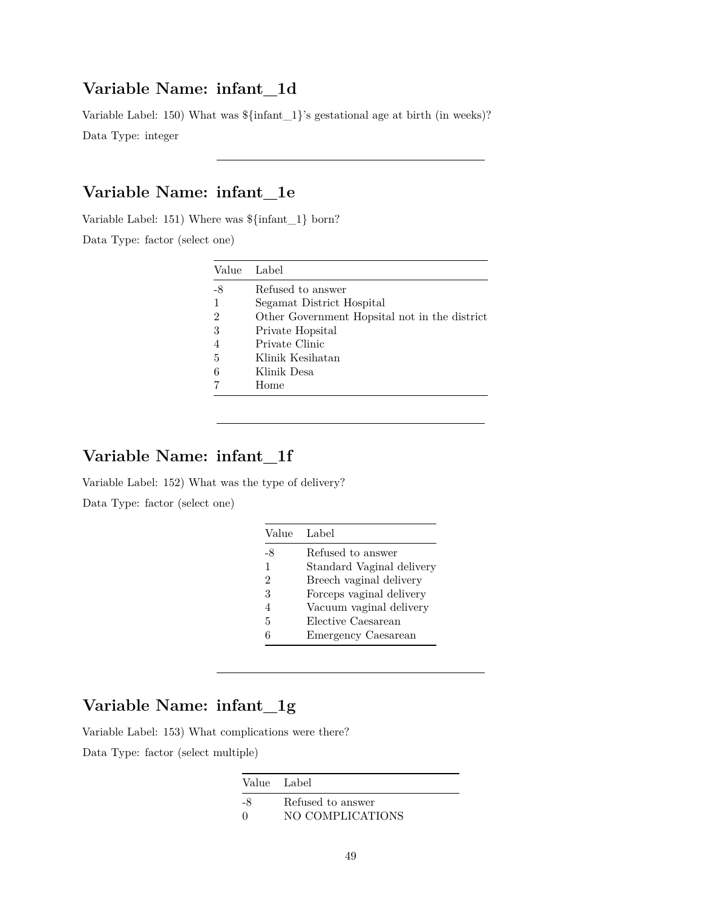## Variable Name: infant_1d

Variable Label: 150) What was ${infant_1}'s gestational age at birth (in weeks)?

Data Type: integer

---

## Variable Name: infant_1e

Variable Label: 151) Where was ${infant_1} born?

Data Type: factor (select one)

| Value | Label |
|---|---|
| -8 | Refused to answer |
| 1 | Segamat District Hospital |
| 2 | Other Government Hopsital not in the district |
| 3 | Private Hopsital |
| 4 | Private Clinic |
| 5 | Klinik Kesihatan |
| 6 | Klinik Desa |
| 7 | Home |

---

## Variable Name: infant_1f

Variable Label: 152) What was the type of delivery?

Data Type: factor (select one)

| Value | Label |
|---|---|
| -8 | Refused to answer |
| 1 | Standard Vaginal delivery |
| 2 | Breech vaginal delivery |
| 3 | Forceps vaginal delivery |
| 4 | Vacuum vaginal delivery |
| 5 | Elective Caesarean |
| 6 | Emergency Caesarean |

---

## Variable Name: infant_1g

Variable Label: 153) What complications were there?

Data Type: factor (select multiple)

| Value | Label |
|---|---|
| -8 | Refused to answer |
| 0 | NO COMPLICATIONS |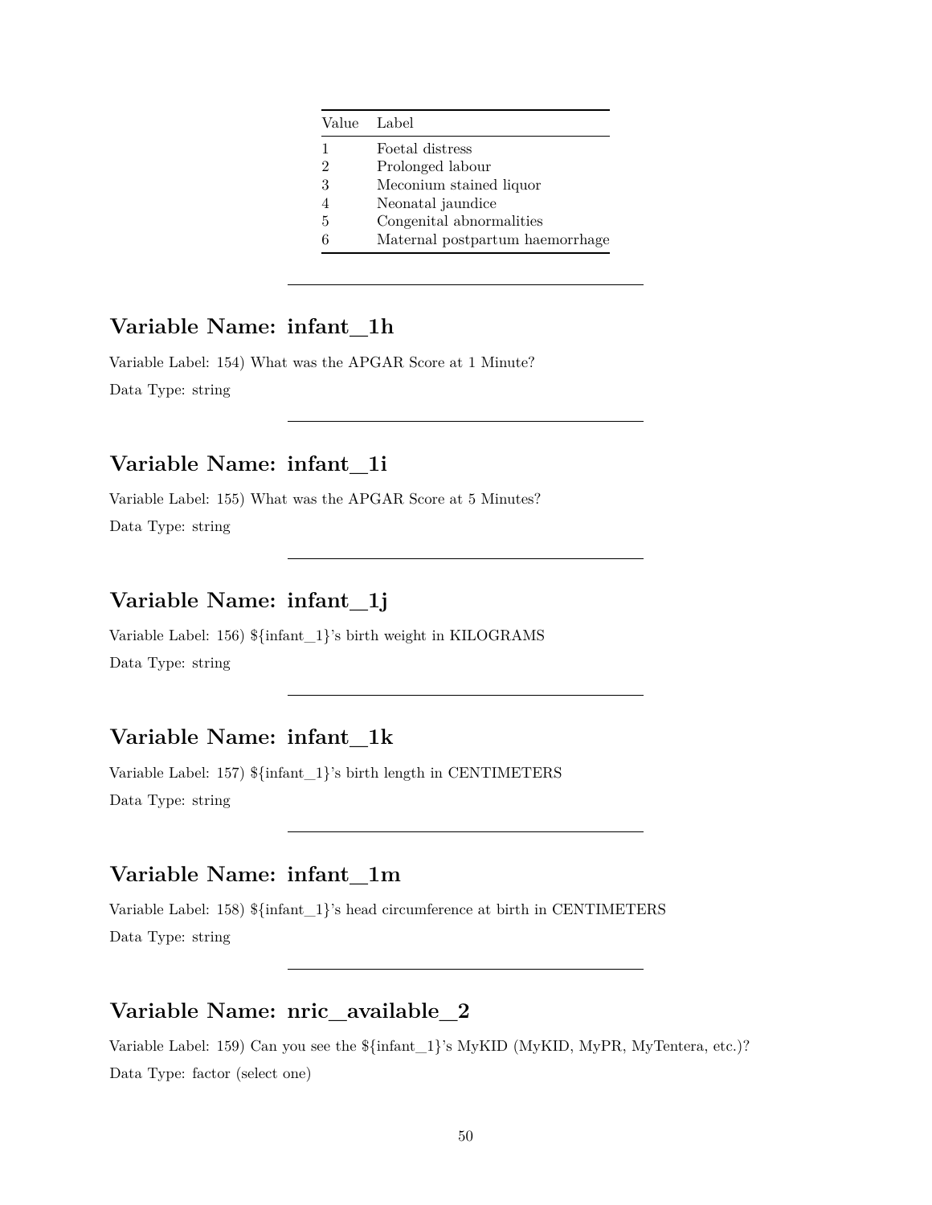| Value | Label |
| --- | --- |
| 1 | Foetal distress |
| 2 | Prolonged labour |
| 3 | Meconium stained liquor |
| 4 | Neonatal jaundice |
| 5 | Congenital abnormalities |
| 6 | Maternal postpartum haemorrhage |

---

## Variable Name: infant_1h

Variable Label: 154) What was the APGAR Score at 1 Minute?

Data Type: string

---

## Variable Name: infant_1i

Variable Label: 155) What was the APGAR Score at 5 Minutes?

Data Type: string

---

## Variable Name: infant_1j

Variable Label: 156) ${infant_1}'s birth weight in KILOGRAMS

Data Type: string

---

## Variable Name: infant_1k

Variable Label: 157) ${infant_1}'s birth length in CENTIMETERS

Data Type: string

---

## Variable Name: infant_1m

Variable Label: 158) ${infant_1}'s head circumference at birth in CENTIMETERS

Data Type: string

---

## Variable Name: nric_available_2

Variable Label: 159) Can you see the ${infant_1}'s MyKID (MyKID, MyPR, MyTentera, etc.)?

Data Type: factor (select one)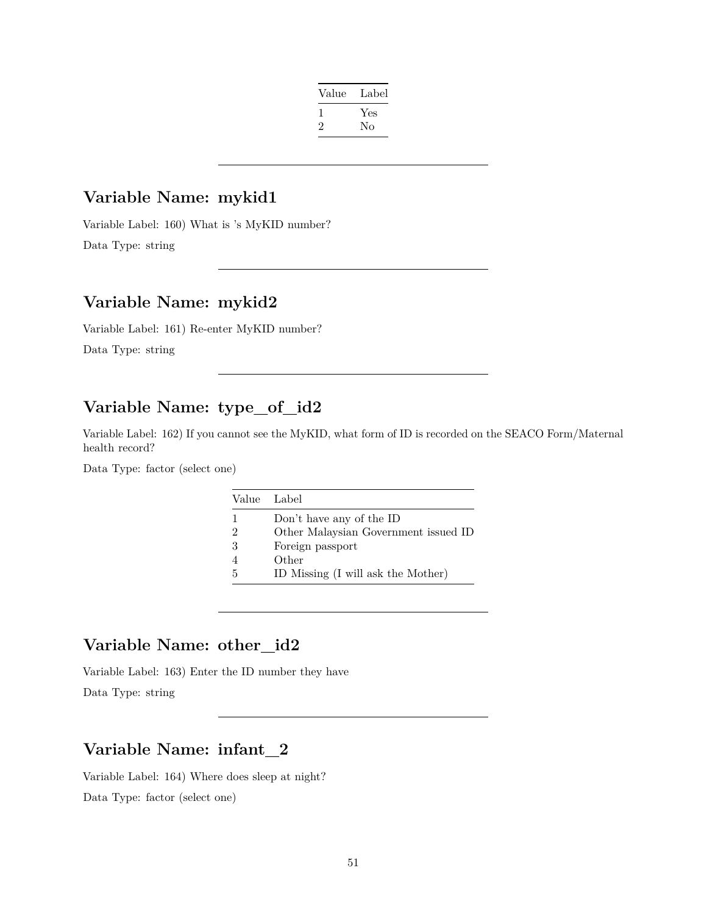| Value | Label |
|---|---|
| 1 | Yes |
| 2 | No |

---

## Variable Name: mykid1

Variable Label: 160) What is 's MyKID number?

Data Type: string

---

## Variable Name: mykid2

Variable Label: 161) Re-enter MyKID number?

Data Type: string

---

## Variable Name: type_of_id2

Variable Label: 162) If you cannot see the MyKID, what form of ID is recorded on the SEACO Form/Maternal health record?

Data Type: factor (select one)

| Value | Label |
|---|---|
| 1 | Don't have any of the ID |
| 2 | Other Malaysian Government issued ID |
| 3 | Foreign passport |
| 4 | Other |
| 5 | ID Missing (I will ask the Mother) |

---

## Variable Name: other_id2

Variable Label: 163) Enter the ID number they have

Data Type: string

---

## Variable Name: infant_2

Variable Label: 164) Where does sleep at night?

Data Type: factor (select one)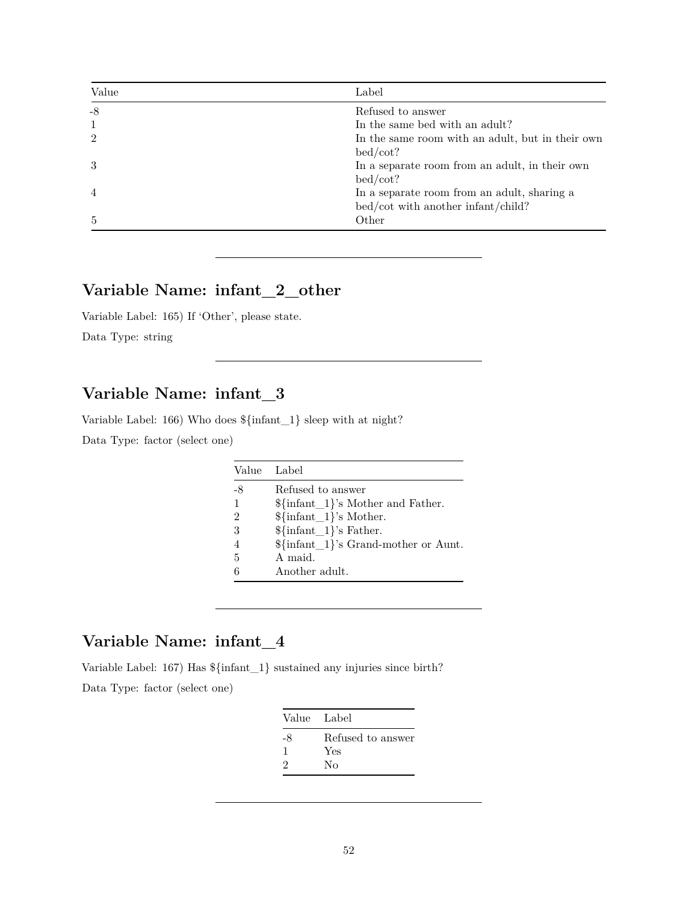| Value | Label |
|---|---|
| -8 | Refused to answer |
| 1 | In the same bed with an adult? |
| 2 | In the same room with an adult, but in their own bed/cot? |
| 3 | In a separate room from an adult, in their own bed/cot? |
| 4 | In a separate room from an adult, sharing a bed/cot with another infant/child? |
| 5 | Other |

---

## Variable Name: infant_2_other

Variable Label: 165) If 'Other', please state.

Data Type: string

---

## Variable Name: infant_3

Variable Label: 166) Who does ${infant_1} sleep with at night?

Data Type: factor (select one)

| Value | Label |
|---|---|
| -8 | Refused to answer |
| 1 | ${infant_1}'s Mother and Father. |
| 2 | ${infant_1}'s Mother. |
| 3 | ${infant_1}'s Father. |
| 4 | ${infant_1}'s Grand-mother or Aunt. |
| 5 | A maid. |
| 6 | Another adult. |

---

## Variable Name: infant_4

Variable Label: 167) Has ${infant_1} sustained any injuries since birth?

Data Type: factor (select one)

| Value | Label |
|---|---|
| -8 | Refused to answer |
| 1 | Yes |
| 2 | No |

---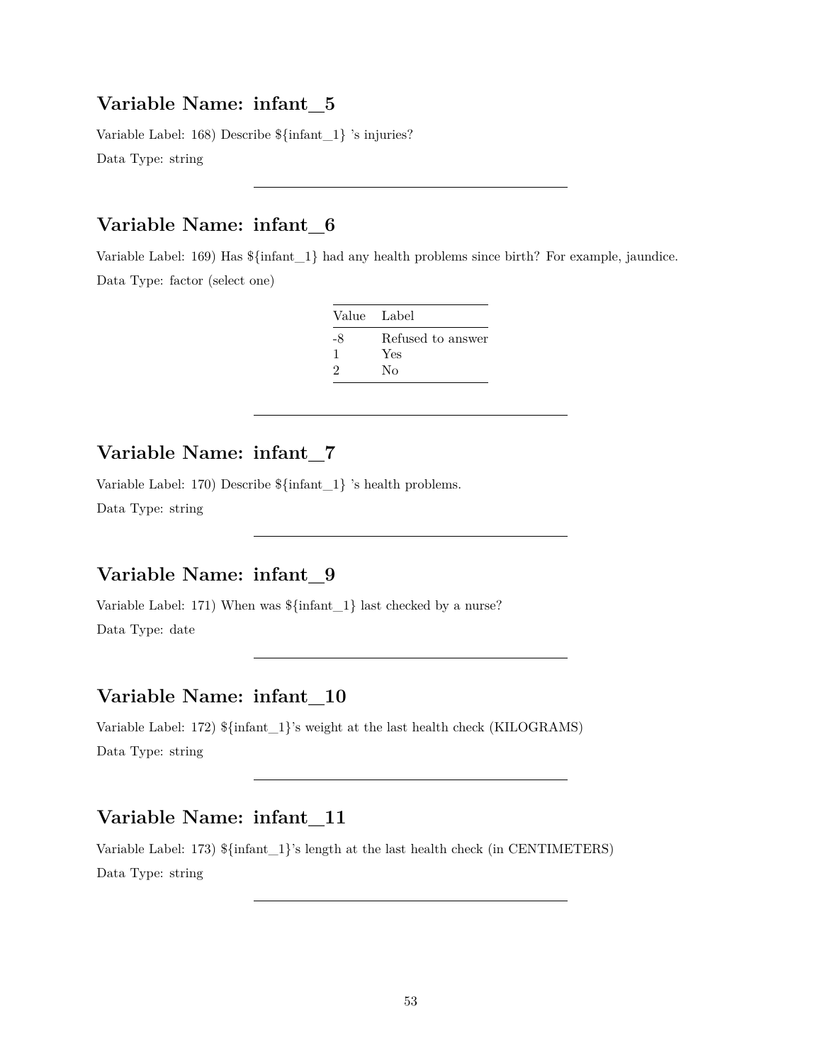## Variable Name: infant_5

Variable Label: 168) Describe ${infant_1} 's injuries?

Data Type: string

---

## Variable Name: infant_6

Variable Label: 169) Has ${infant_1} had any health problems since birth? For example, jaundice.

Data Type: factor (select one)

| Value | Label |
|---|---|
| -8 | Refused to answer |
| 1 | Yes |
| 2 | No |

---

## Variable Name: infant_7

Variable Label: 170) Describe ${infant_1} 's health problems.

Data Type: string

---

## Variable Name: infant_9

Variable Label: 171) When was ${infant_1} last checked by a nurse?

Data Type: date

---

## Variable Name: infant_10

Variable Label: 172) ${infant_1}'s weight at the last health check (KILOGRAMS)

Data Type: string

---

## Variable Name: infant_11

Variable Label: 173) ${infant_1}'s length at the last health check (in CENTIMETERS)

Data Type: string

---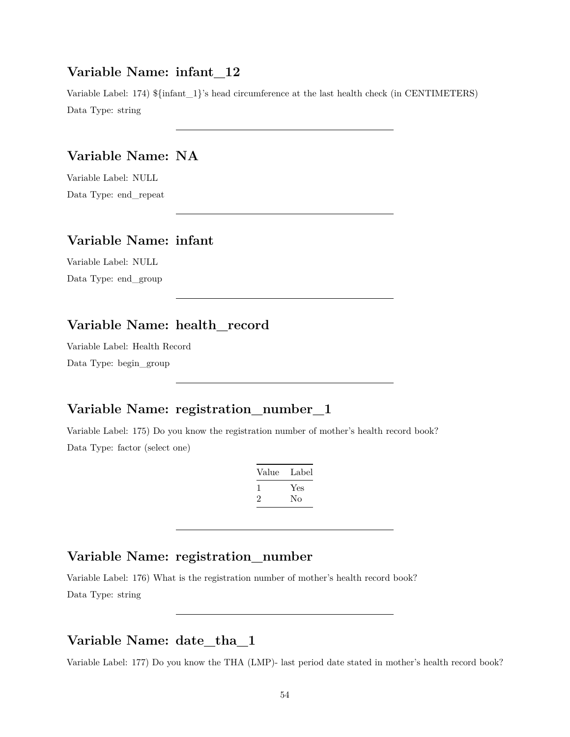## Variable Name: infant_12

Variable Label: 174) ${infant_1}'s head circumference at the last health check (in CENTIMETERS)

Data Type: string

---

## Variable Name: NA

Variable Label: NULL

Data Type: end_repeat

---

## Variable Name: infant

Variable Label: NULL

Data Type: end_group

---

## Variable Name: health_record

Variable Label: Health Record

Data Type: begin_group

---

## Variable Name: registration_number_1

Variable Label: 175) Do you know the registration number of mother's health record book?

Data Type: factor (select one)

| Value | Label |
|---|---|
| 1 | Yes |
| 2 | No |

---

## Variable Name: registration_number

Variable Label: 176) What is the registration number of mother's health record book?

Data Type: string

---

## Variable Name: date_tha_1

Variable Label: 177) Do you know the THA (LMP)- last period date stated in mother's health record book?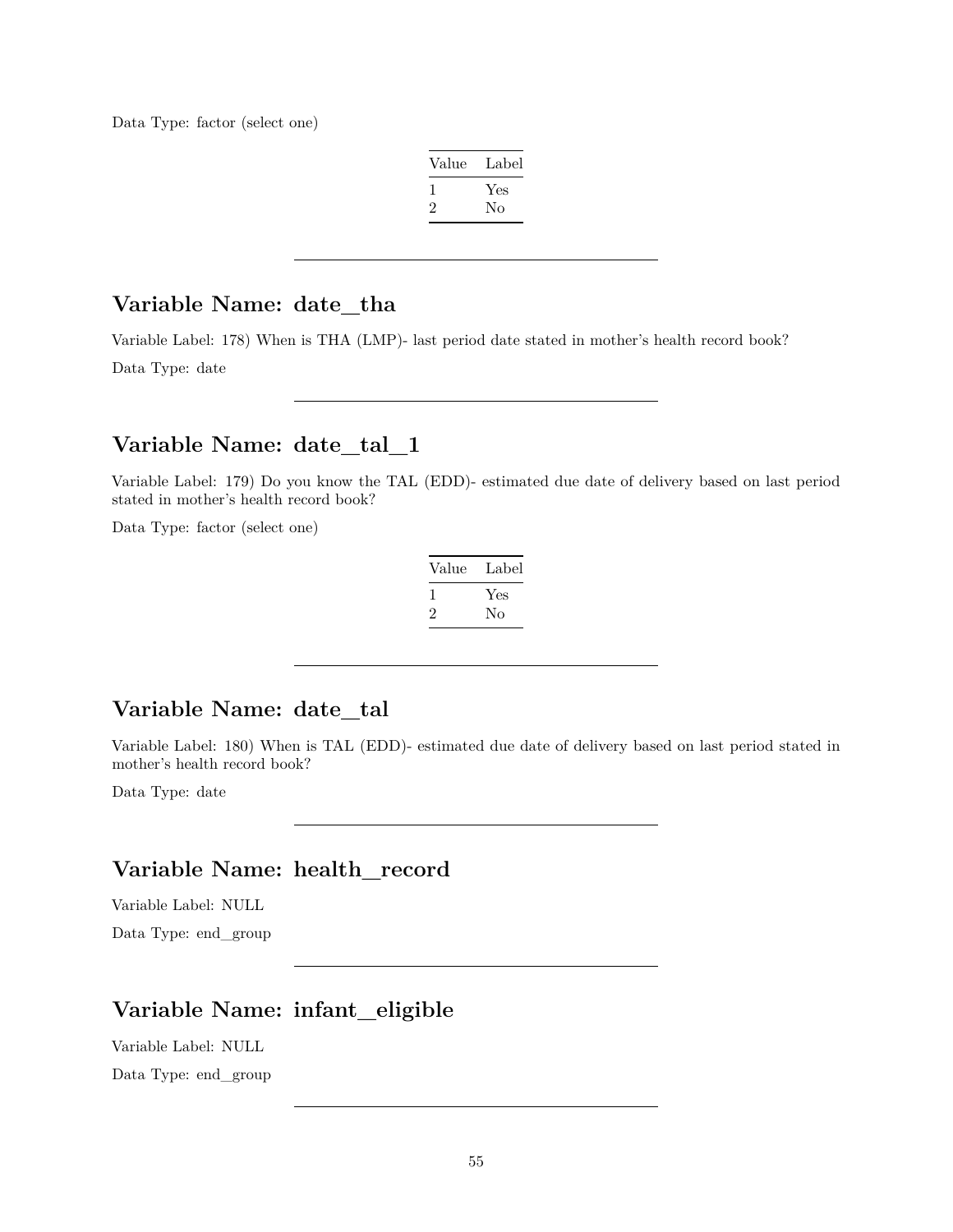Data Type: factor (select one)

| Value | Label |
|---|---|
| 1 | Yes |
| 2 | No |

---

## Variable Name: date_tha

Variable Label: 178) When is THA (LMP)- last period date stated in mother's health record book?

Data Type: date

---

## Variable Name: date_tal_1

Variable Label: 179) Do you know the TAL (EDD)- estimated due date of delivery based on last period stated in mother's health record book?

Data Type: factor (select one)

| Value | Label |
|---|---|
| 1 | Yes |
| 2 | No |

---

## Variable Name: date_tal

Variable Label: 180) When is TAL (EDD)- estimated due date of delivery based on last period stated in mother's health record book?

Data Type: date

---

## Variable Name: health_record

Variable Label: NULL

Data Type: end_group

---

## Variable Name: infant_eligible

Variable Label: NULL

Data Type: end_group

---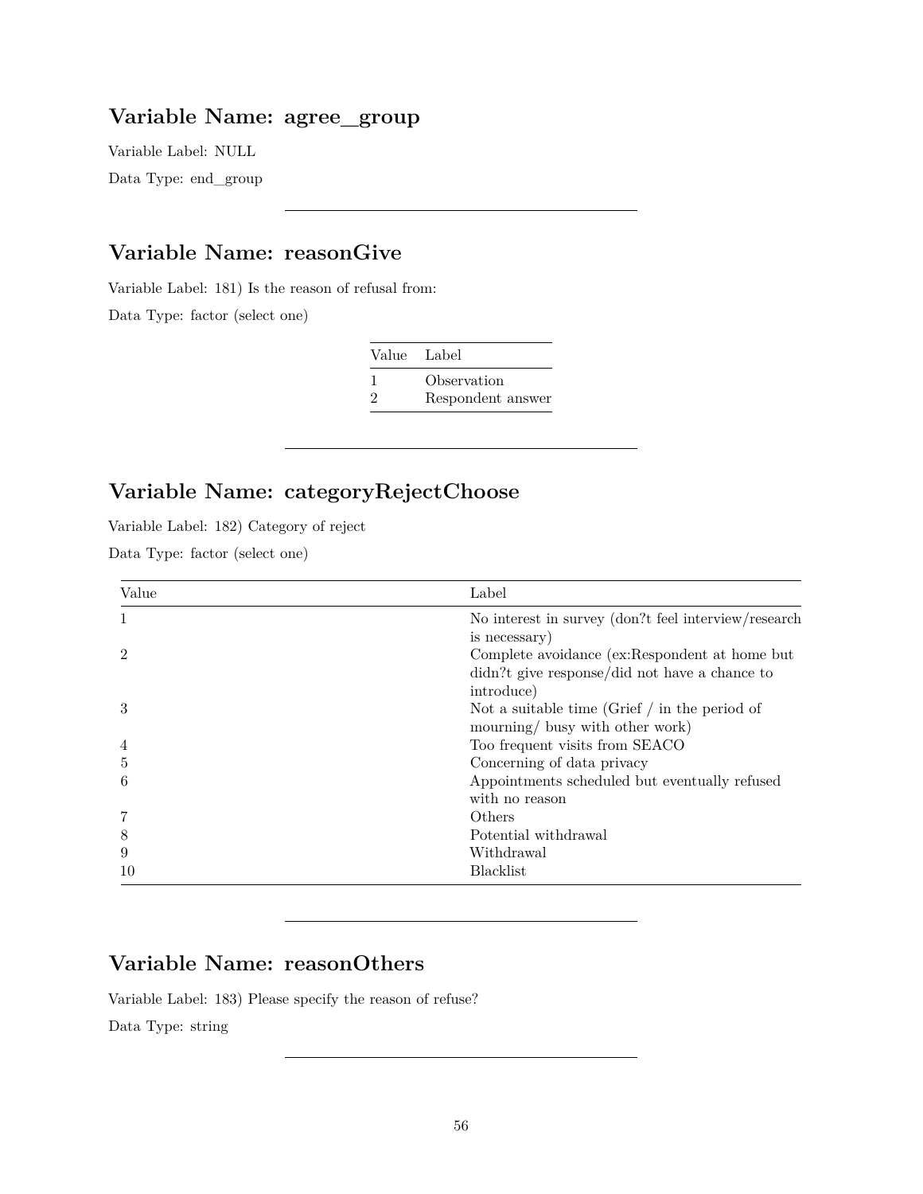## Variable Name: agree_group

Variable Label: NULL

Data Type: end_group

---

## Variable Name: reasonGive

Variable Label: 181) Is the reason of refusal from:

Data Type: factor (select one)

| Value | Label |
|---|---|
| 1 | Observation |
| 2 | Respondent answer |

---

## Variable Name: categoryRejectChoose

Variable Label: 182) Category of reject

Data Type: factor (select one)

| Value | Label |
|---|---|
| 1 | No interest in survey (don?t feel interview/research is necessary) |
| 2 | Complete avoidance (ex:Respondent at home but didn?t give response/did not have a chance to introduce) |
| 3 | Not a suitable time (Grief / in the period of mourning/ busy with other work) |
| 4 | Too frequent visits from SEACO |
| 5 | Concerning of data privacy |
| 6 | Appointments scheduled but eventually refused with no reason |
| 7 | Others |
| 8 | Potential withdrawal |
| 9 | Withdrawal |
| 10 | Blacklist |

---

## Variable Name: reasonOthers

Variable Label: 183) Please specify the reason of refuse?

Data Type: string

---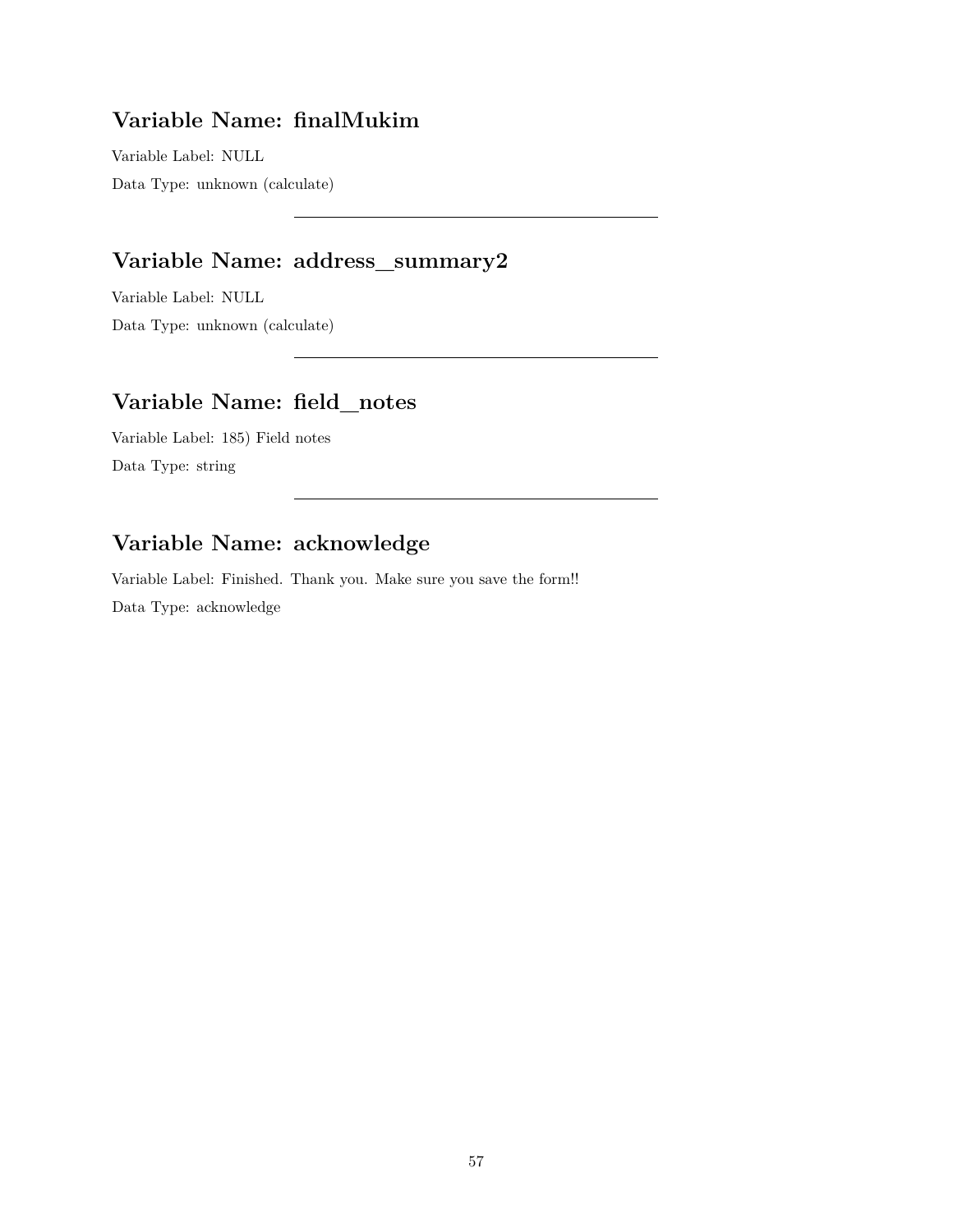## Variable Name: finalMukim

Variable Label: NULL

Data Type: unknown (calculate)

---

## Variable Name: address_summary2

Variable Label: NULL

Data Type: unknown (calculate)

---

## Variable Name: field_notes

Variable Label: 185) Field notes

Data Type: string

---

## Variable Name: acknowledge

Variable Label: Finished. Thank you. Make sure you save the form!!

Data Type: acknowledge